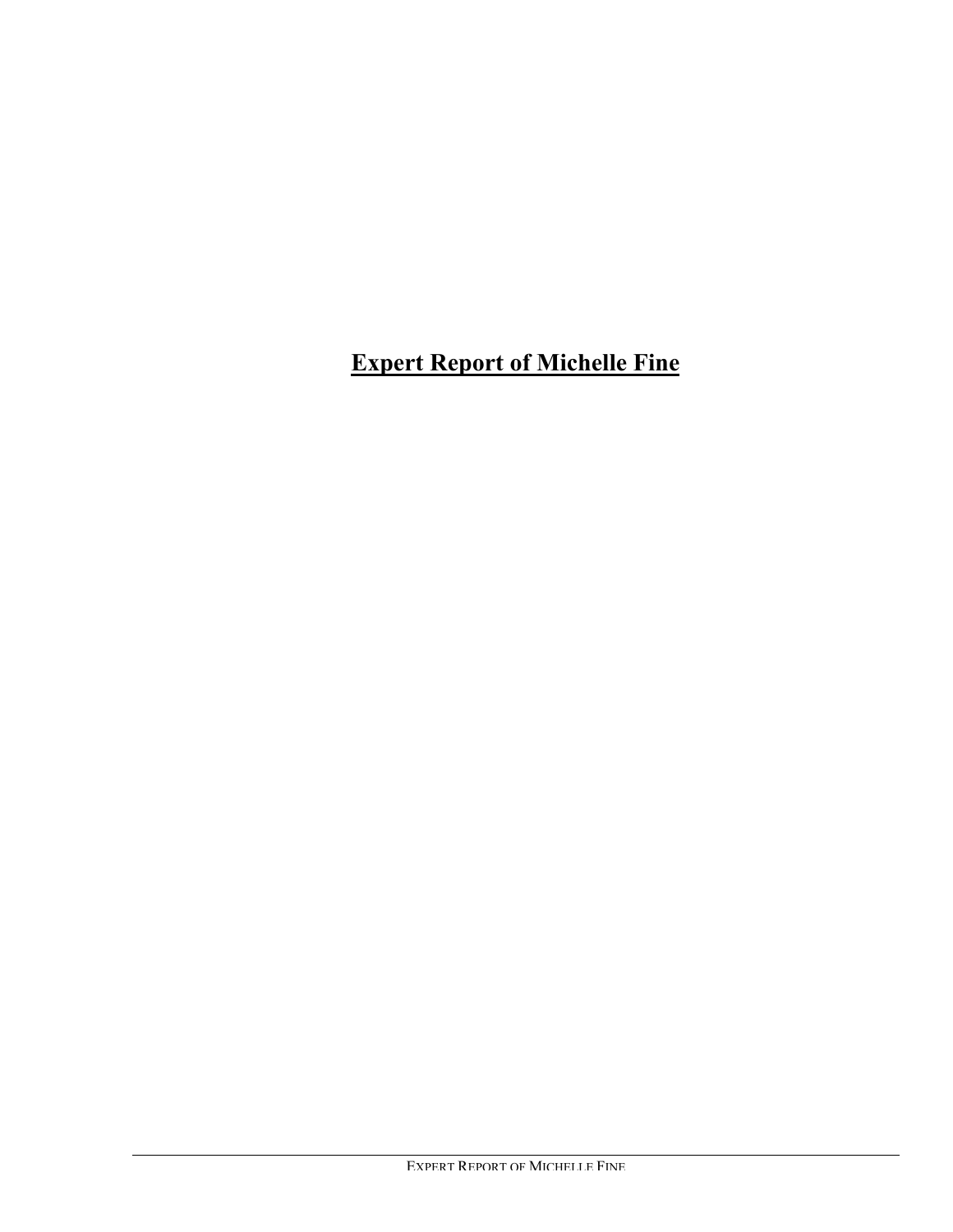# **Expert Report of Michelle Fine**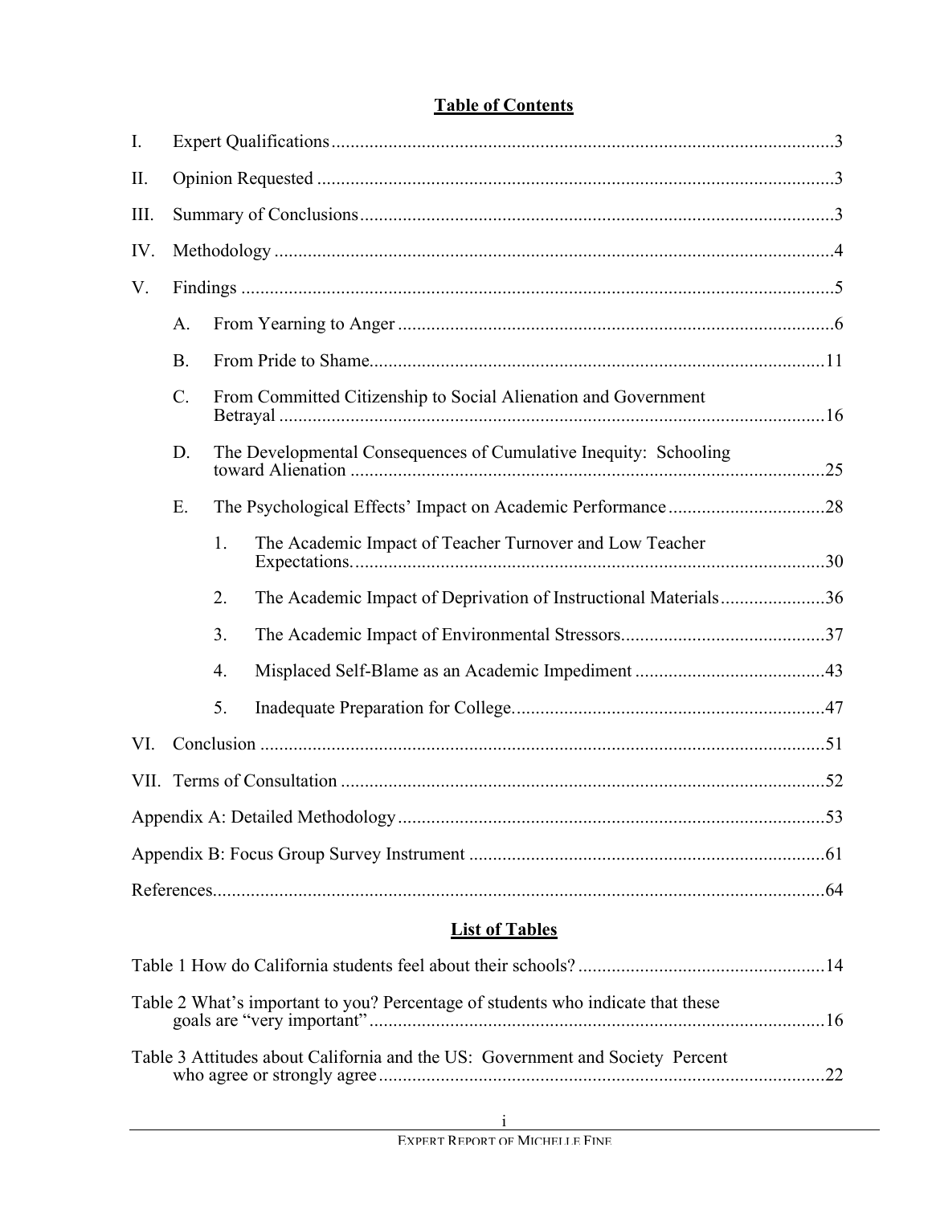## Table of Contents

I. Expert Qualifications ... 3

II. Opinion Requested ... 3

III. Summary of Conclusions ... 3

IV. Methodology ... 4

V. Findings ... 5

- A. From Yearning to Anger ... 6
- B. From Pride to Shame ... 11
- C. From Committed Citizenship to Social Alienation and Government Betrayal ... 16
- D. The Developmental Consequences of Cumulative Inequity: Schooling toward Alienation ... 25
- E. The Psychological Effects' Impact on Academic Performance ... 28
  1. The Academic Impact of Teacher Turnover and Low Teacher Expectations ... 30
  2. The Academic Impact of Deprivation of Instructional Materials ... 36
  3. The Academic Impact of Environmental Stressors ... 37
  4. Misplaced Self-Blame as an Academic Impediment ... 43
  5. Inadequate Preparation for College ... 47

VI. Conclusion ... 51

VII. Terms of Consultation ... 52

Appendix A: Detailed Methodology ... 53

Appendix B: Focus Group Survey Instrument ... 61

References ... 64

## List of Tables

Table 1 How do California students feel about their schools? ... 14

Table 2 What's important to you? Percentage of students who indicate that these goals are "very important" ... 16

Table 3 Attitudes about California and the US: Government and Society Percent who agree or strongly agree ... 22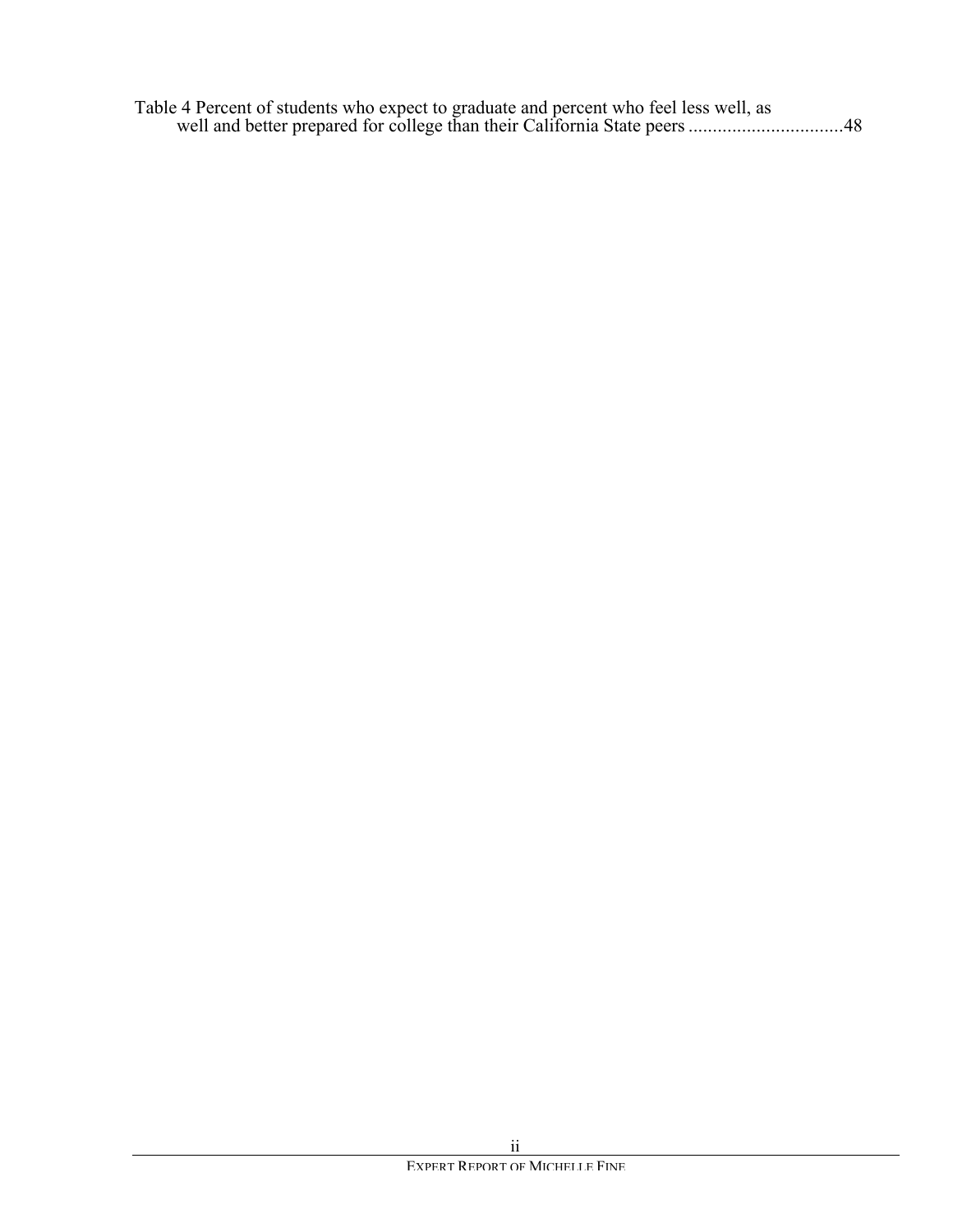Table 4 Percent of students who expect to graduate and percent who feel less well, as well and better prepared for college than their California State peers ................................48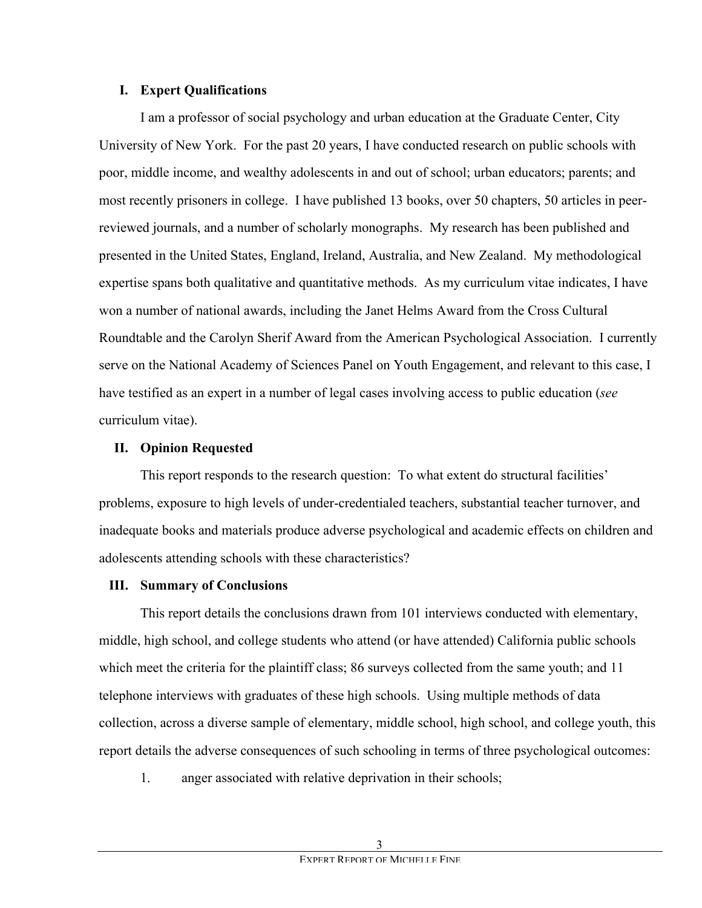## I. Expert Qualifications

I am a professor of social psychology and urban education at the Graduate Center, City University of New York. For the past 20 years, I have conducted research on public schools with poor, middle income, and wealthy adolescents in and out of school; urban educators; parents; and most recently prisoners in college. I have published 13 books, over 50 chapters, 50 articles in peer-reviewed journals, and a number of scholarly monographs. My research has been published and presented in the United States, England, Ireland, Australia, and New Zealand. My methodological expertise spans both qualitative and quantitative methods. As my curriculum vitae indicates, I have won a number of national awards, including the Janet Helms Award from the Cross Cultural Roundtable and the Carolyn Sherif Award from the American Psychological Association. I currently serve on the National Academy of Sciences Panel on Youth Engagement, and relevant to this case, I have testified as an expert in a number of legal cases involving access to public education (*see* curriculum vitae).

## II. Opinion Requested

This report responds to the research question: To what extent do structural facilities' problems, exposure to high levels of under-credentialed teachers, substantial teacher turnover, and inadequate books and materials produce adverse psychological and academic effects on children and adolescents attending schools with these characteristics?

## III. Summary of Conclusions

This report details the conclusions drawn from 101 interviews conducted with elementary, middle, high school, and college students who attend (or have attended) California public schools which meet the criteria for the plaintiff class; 86 surveys collected from the same youth; and 11 telephone interviews with graduates of these high schools. Using multiple methods of data collection, across a diverse sample of elementary, middle school, high school, and college youth, this report details the adverse consequences of such schooling in terms of three psychological outcomes:

1. anger associated with relative deprivation in their schools;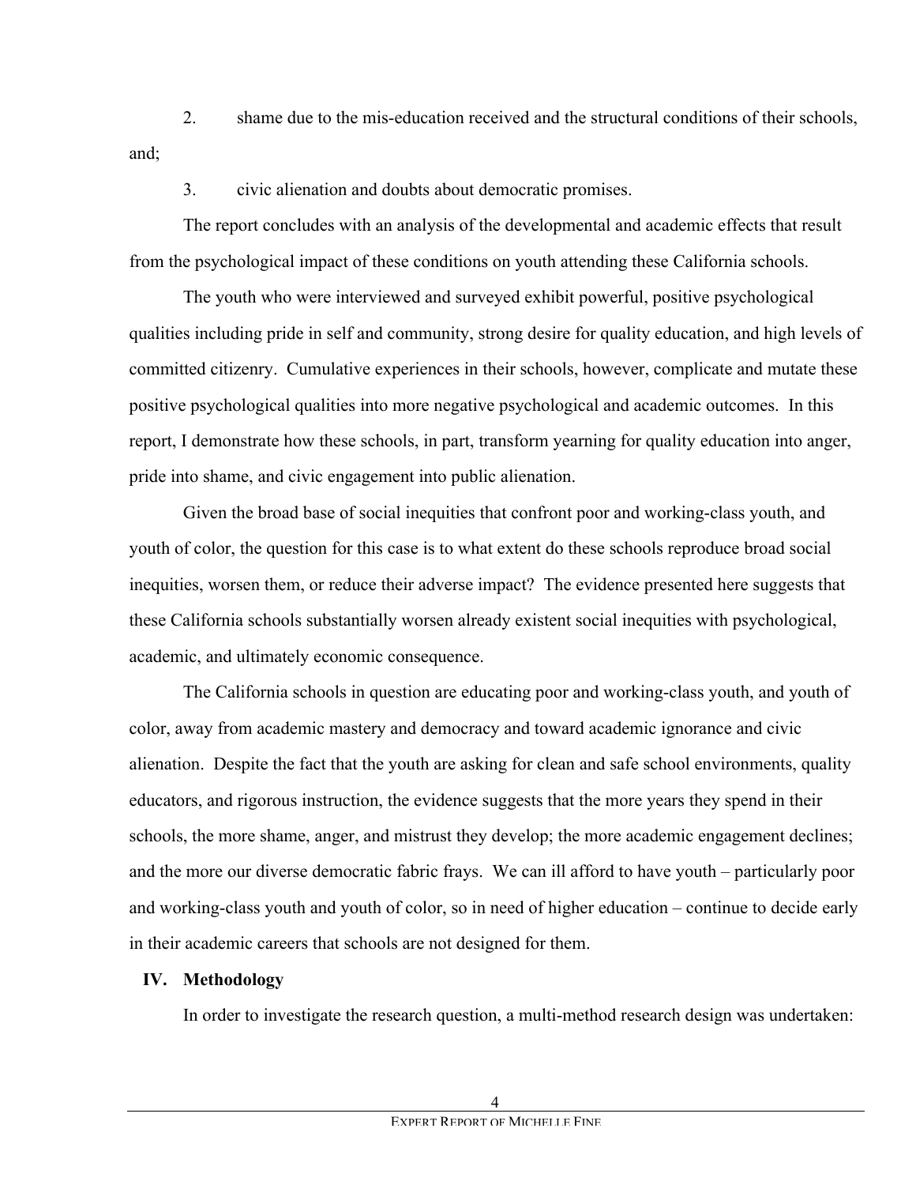2. shame due to the mis-education received and the structural conditions of their schools, and;

3. civic alienation and doubts about democratic promises.

The report concludes with an analysis of the developmental and academic effects that result from the psychological impact of these conditions on youth attending these California schools.

The youth who were interviewed and surveyed exhibit powerful, positive psychological qualities including pride in self and community, strong desire for quality education, and high levels of committed citizenry. Cumulative experiences in their schools, however, complicate and mutate these positive psychological qualities into more negative psychological and academic outcomes. In this report, I demonstrate how these schools, in part, transform yearning for quality education into anger, pride into shame, and civic engagement into public alienation.

Given the broad base of social inequities that confront poor and working-class youth, and youth of color, the question for this case is to what extent do these schools reproduce broad social inequities, worsen them, or reduce their adverse impact? The evidence presented here suggests that these California schools substantially worsen already existent social inequities with psychological, academic, and ultimately economic consequence.

The California schools in question are educating poor and working-class youth, and youth of color, away from academic mastery and democracy and toward academic ignorance and civic alienation. Despite the fact that the youth are asking for clean and safe school environments, quality educators, and rigorous instruction, the evidence suggests that the more years they spend in their schools, the more shame, anger, and mistrust they develop; the more academic engagement declines; and the more our diverse democratic fabric frays. We can ill afford to have youth – particularly poor and working-class youth and youth of color, so in need of higher education – continue to decide early in their academic careers that schools are not designed for them.

## IV. Methodology

In order to investigate the research question, a multi-method research design was undertaken: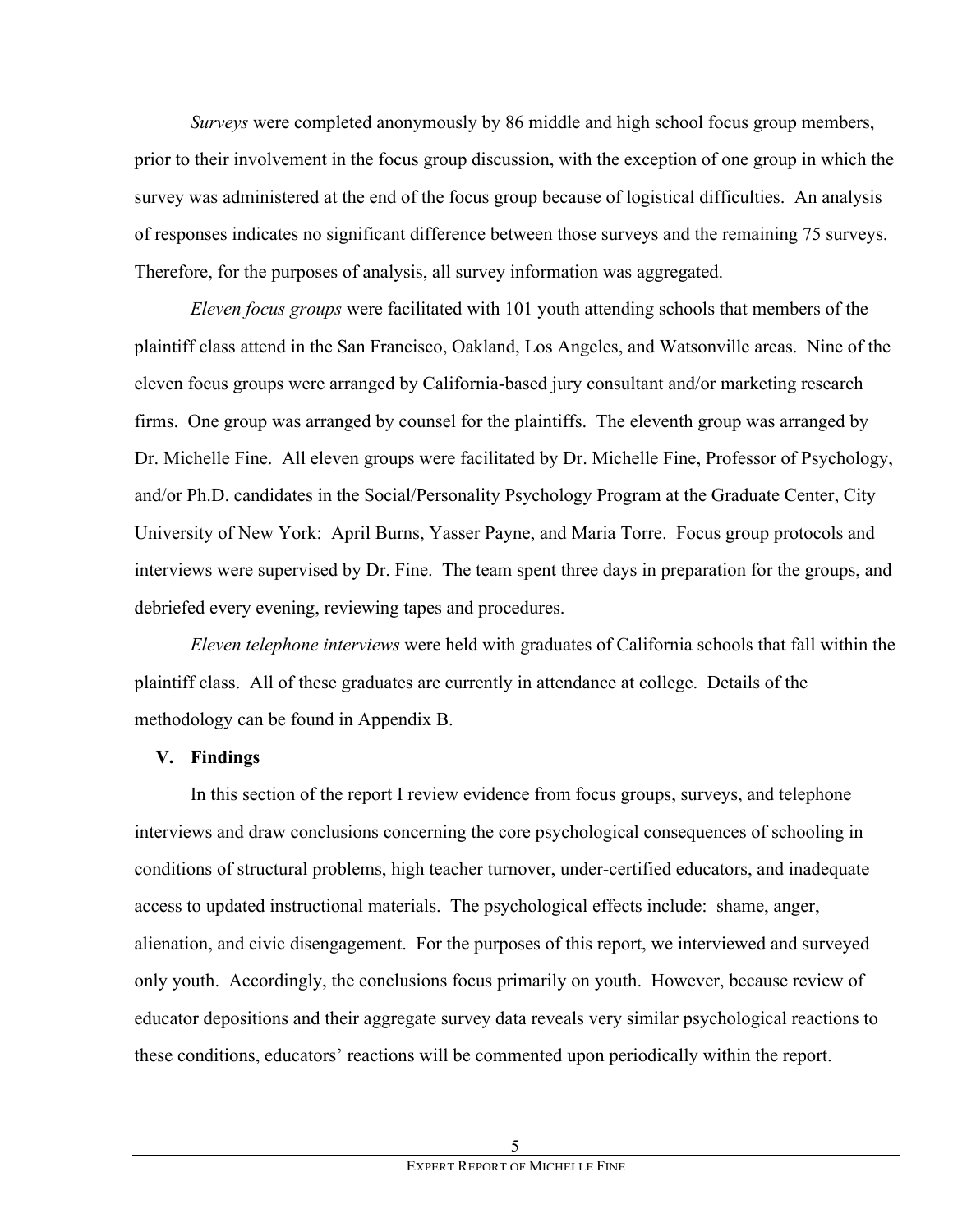*Surveys* were completed anonymously by 86 middle and high school focus group members, prior to their involvement in the focus group discussion, with the exception of one group in which the survey was administered at the end of the focus group because of logistical difficulties. An analysis of responses indicates no significant difference between those surveys and the remaining 75 surveys. Therefore, for the purposes of analysis, all survey information was aggregated.

*Eleven focus groups* were facilitated with 101 youth attending schools that members of the plaintiff class attend in the San Francisco, Oakland, Los Angeles, and Watsonville areas. Nine of the eleven focus groups were arranged by California-based jury consultant and/or marketing research firms. One group was arranged by counsel for the plaintiffs. The eleventh group was arranged by Dr. Michelle Fine. All eleven groups were facilitated by Dr. Michelle Fine, Professor of Psychology, and/or Ph.D. candidates in the Social/Personality Psychology Program at the Graduate Center, City University of New York: April Burns, Yasser Payne, and Maria Torre. Focus group protocols and interviews were supervised by Dr. Fine. The team spent three days in preparation for the groups, and debriefed every evening, reviewing tapes and procedures.

*Eleven telephone interviews* were held with graduates of California schools that fall within the plaintiff class. All of these graduates are currently in attendance at college. Details of the methodology can be found in Appendix B.

## V. Findings

In this section of the report I review evidence from focus groups, surveys, and telephone interviews and draw conclusions concerning the core psychological consequences of schooling in conditions of structural problems, high teacher turnover, under-certified educators, and inadequate access to updated instructional materials. The psychological effects include: shame, anger, alienation, and civic disengagement. For the purposes of this report, we interviewed and surveyed only youth. Accordingly, the conclusions focus primarily on youth. However, because review of educator depositions and their aggregate survey data reveals very similar psychological reactions to these conditions, educators' reactions will be commented upon periodically within the report.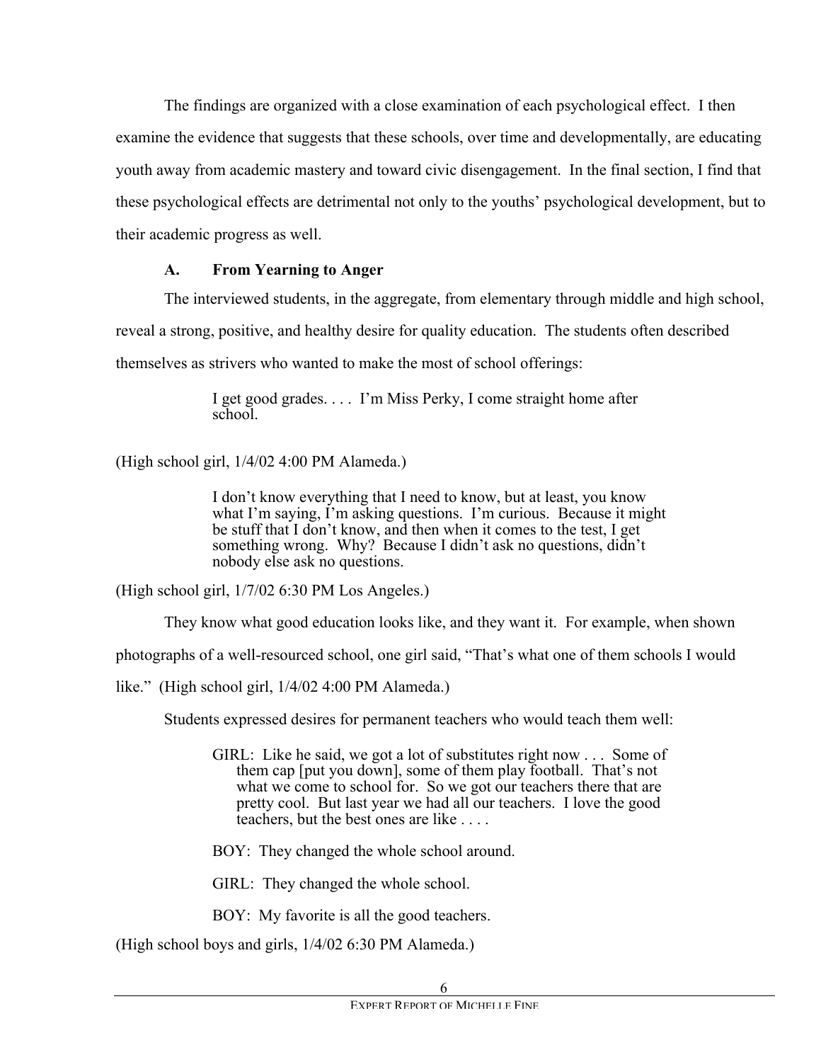The findings are organized with a close examination of each psychological effect. I then examine the evidence that suggests that these schools, over time and developmentally, are educating youth away from academic mastery and toward civic disengagement. In the final section, I find that these psychological effects are detrimental not only to the youths' psychological development, but to their academic progress as well.

### A. From Yearning to Anger

The interviewed students, in the aggregate, from elementary through middle and high school, reveal a strong, positive, and healthy desire for quality education. The students often described themselves as strivers who wanted to make the most of school offerings:

> I get good grades. . . . I'm Miss Perky, I come straight home after school.

(High school girl, 1/4/02 4:00 PM Alameda.)

> I don't know everything that I need to know, but at least, you know what I'm saying, I'm asking questions. I'm curious. Because it might be stuff that I don't know, and then when it comes to the test, I get something wrong. Why? Because I didn't ask no questions, didn't nobody else ask no questions.

(High school girl, 1/7/02 6:30 PM Los Angeles.)

They know what good education looks like, and they want it. For example, when shown photographs of a well-resourced school, one girl said, "That's what one of them schools I would like." (High school girl, 1/4/02 4:00 PM Alameda.)

Students expressed desires for permanent teachers who would teach them well:

> GIRL: Like he said, we got a lot of substitutes right now . . . Some of them cap [put you down], some of them play football. That's not what we come to school for. So we got our teachers there that are pretty cool. But last year we had all our teachers. I love the good teachers, but the best ones are like . . . .
>
> BOY: They changed the whole school around.
>
> GIRL: They changed the whole school.
>
> BOY: My favorite is all the good teachers.

(High school boys and girls, 1/4/02 6:30 PM Alameda.)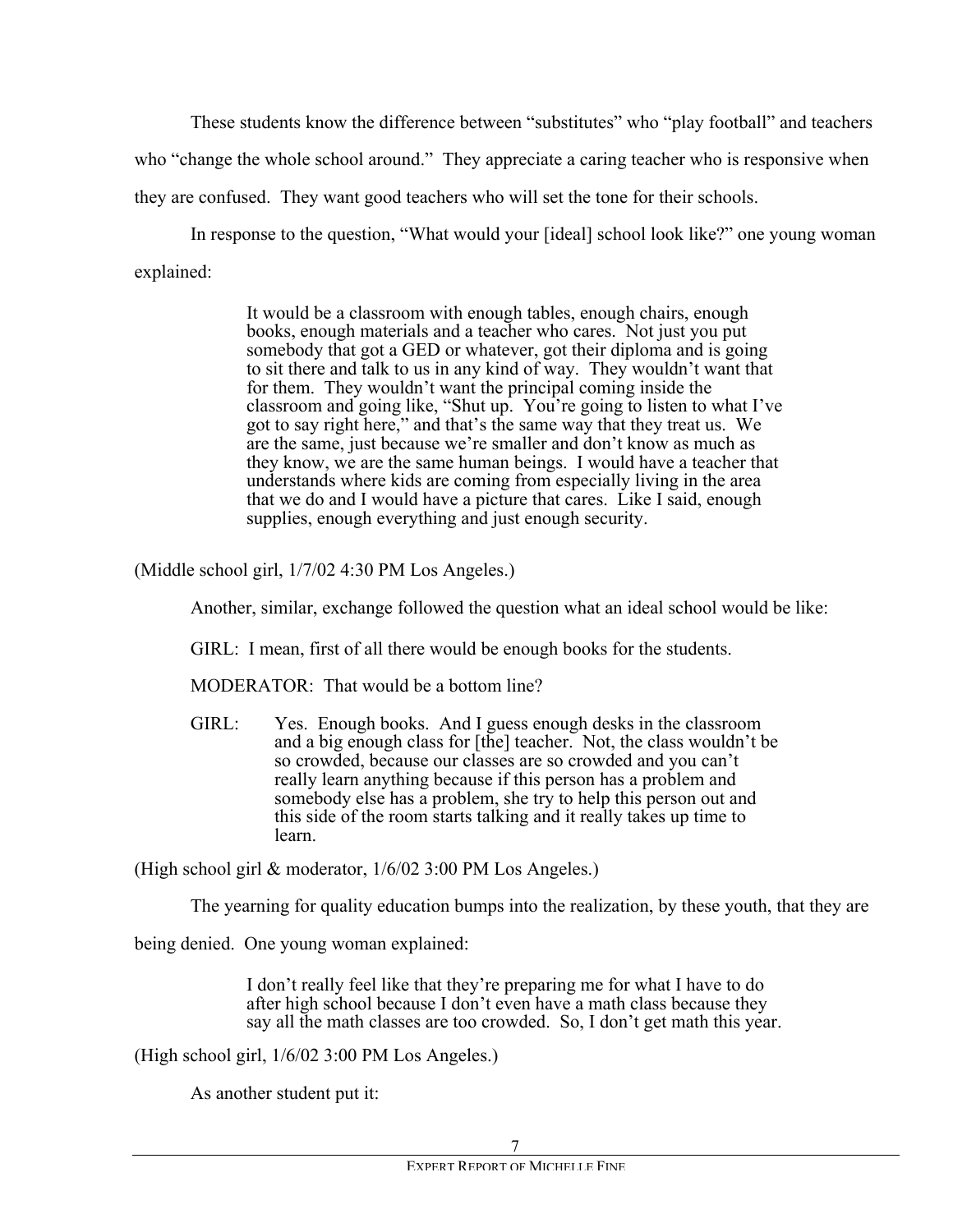These students know the difference between "substitutes" who "play football" and teachers who "change the whole school around." They appreciate a caring teacher who is responsive when they are confused. They want good teachers who will set the tone for their schools.

In response to the question, "What would your [ideal] school look like?" one young woman explained:

> It would be a classroom with enough tables, enough chairs, enough books, enough materials and a teacher who cares. Not just you put somebody that got a GED or whatever, got their diploma and is going to sit there and talk to us in any kind of way. They wouldn't want that for them. They wouldn't want the principal coming inside the classroom and going like, "Shut up. You're going to listen to what I've got to say right here," and that's the same way that they treat us. We are the same, just because we're smaller and don't know as much as they know, we are the same human beings. I would have a teacher that understands where kids are coming from especially living in the area that we do and I would have a picture that cares. Like I said, enough supplies, enough everything and just enough security.

(Middle school girl, 1/7/02 4:30 PM Los Angeles.)

Another, similar, exchange followed the question what an ideal school would be like:

GIRL: I mean, first of all there would be enough books for the students.

MODERATOR: That would be a bottom line?

GIRL: Yes. Enough books. And I guess enough desks in the classroom and a big enough class for [the] teacher. Not, the class wouldn't be so crowded, because our classes are so crowded and you can't really learn anything because if this person has a problem and somebody else has a problem, she try to help this person out and this side of the room starts talking and it really takes up time to learn.

(High school girl & moderator, 1/6/02 3:00 PM Los Angeles.)

The yearning for quality education bumps into the realization, by these youth, that they are being denied. One young woman explained:

> I don't really feel like that they're preparing me for what I have to do after high school because I don't even have a math class because they say all the math classes are too crowded. So, I don't get math this year.

(High school girl, 1/6/02 3:00 PM Los Angeles.)

As another student put it: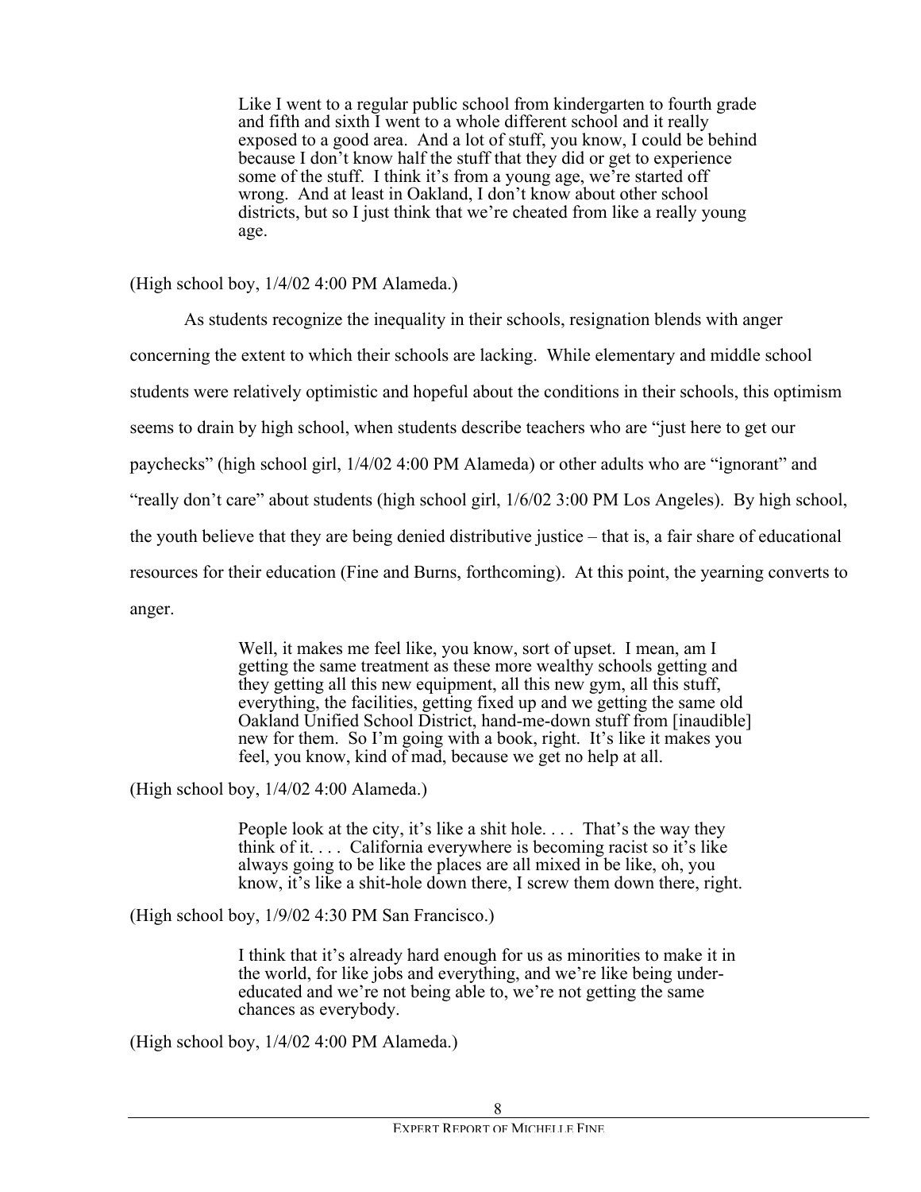> Like I went to a regular public school from kindergarten to fourth grade and fifth and sixth I went to a whole different school and it really exposed to a good area. And a lot of stuff, you know, I could be behind because I don't know half the stuff that they did or get to experience some of the stuff. I think it's from a young age, we're started off wrong. And at least in Oakland, I don't know about other school districts, but so I just think that we're cheated from like a really young age.

(High school boy, 1/4/02 4:00 PM Alameda.)

As students recognize the inequality in their schools, resignation blends with anger concerning the extent to which their schools are lacking. While elementary and middle school students were relatively optimistic and hopeful about the conditions in their schools, this optimism seems to drain by high school, when students describe teachers who are "just here to get our paychecks" (high school girl, 1/4/02 4:00 PM Alameda) or other adults who are "ignorant" and "really don't care" about students (high school girl, 1/6/02 3:00 PM Los Angeles). By high school, the youth believe that they are being denied distributive justice – that is, a fair share of educational resources for their education (Fine and Burns, forthcoming). At this point, the yearning converts to anger.

> Well, it makes me feel like, you know, sort of upset. I mean, am I getting the same treatment as these more wealthy schools getting and they getting all this new equipment, all this new gym, all this stuff, everything, the facilities, getting fixed up and we getting the same old Oakland Unified School District, hand-me-down stuff from [inaudible] new for them. So I'm going with a book, right. It's like it makes you feel, you know, kind of mad, because we get no help at all.

(High school boy, 1/4/02 4:00 Alameda.)

> People look at the city, it's like a shit hole. . . . That's the way they think of it. . . . California everywhere is becoming racist so it's like always going to be like the places are all mixed in be like, oh, you know, it's like a shit-hole down there, I screw them down there, right.

(High school boy, 1/9/02 4:30 PM San Francisco.)

> I think that it's already hard enough for us as minorities to make it in the world, for like jobs and everything, and we're like being under-educated and we're not being able to, we're not getting the same chances as everybody.

(High school boy, 1/4/02 4:00 PM Alameda.)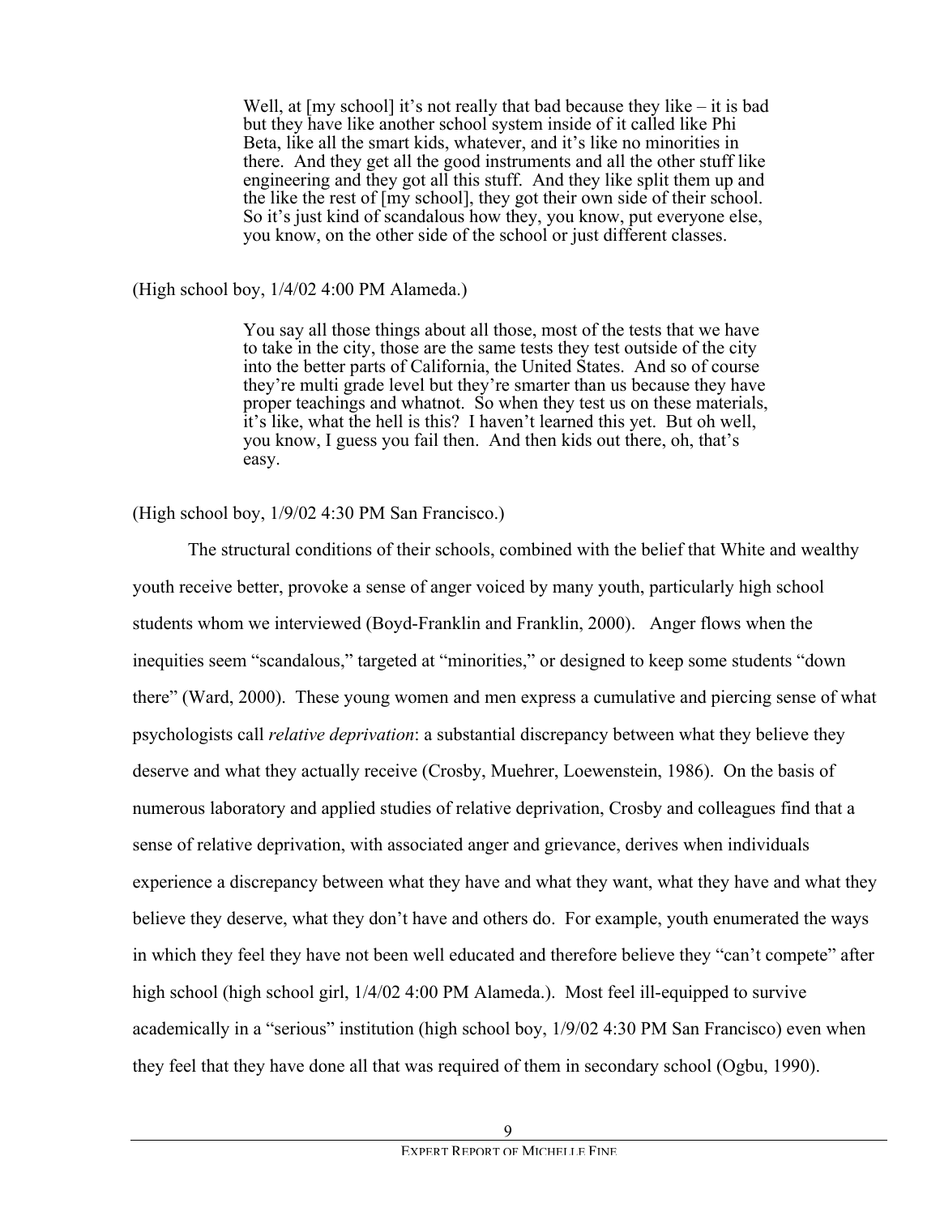> Well, at [my school] it's not really that bad because they like – it is bad but they have like another school system inside of it called like Phi Beta, like all the smart kids, whatever, and it's like no minorities in there. And they get all the good instruments and all the other stuff like engineering and they got all this stuff. And they like split them up and the like the rest of [my school], they got their own side of their school. So it's just kind of scandalous how they, you know, put everyone else, you know, on the other side of the school or just different classes.

(High school boy, 1/4/02 4:00 PM Alameda.)

> You say all those things about all those, most of the tests that we have to take in the city, those are the same tests they test outside of the city into the better parts of California, the United States. And so of course they're multi grade level but they're smarter than us because they have proper teachings and whatnot. So when they test us on these materials, it's like, what the hell is this? I haven't learned this yet. But oh well, you know, I guess you fail then. And then kids out there, oh, that's easy.

(High school boy, 1/9/02 4:30 PM San Francisco.)

The structural conditions of their schools, combined with the belief that White and wealthy youth receive better, provoke a sense of anger voiced by many youth, particularly high school students whom we interviewed (Boyd-Franklin and Franklin, 2000). Anger flows when the inequities seem "scandalous," targeted at "minorities," or designed to keep some students "down there" (Ward, 2000). These young women and men express a cumulative and piercing sense of what psychologists call *relative deprivation*: a substantial discrepancy between what they believe they deserve and what they actually receive (Crosby, Muehrer, Loewenstein, 1986). On the basis of numerous laboratory and applied studies of relative deprivation, Crosby and colleagues find that a sense of relative deprivation, with associated anger and grievance, derives when individuals experience a discrepancy between what they have and what they want, what they have and what they believe they deserve, what they don't have and others do. For example, youth enumerated the ways in which they feel they have not been well educated and therefore believe they "can't compete" after high school (high school girl, 1/4/02 4:00 PM Alameda.). Most feel ill-equipped to survive academically in a "serious" institution (high school boy, 1/9/02 4:30 PM San Francisco) even when they feel that they have done all that was required of them in secondary school (Ogbu, 1990).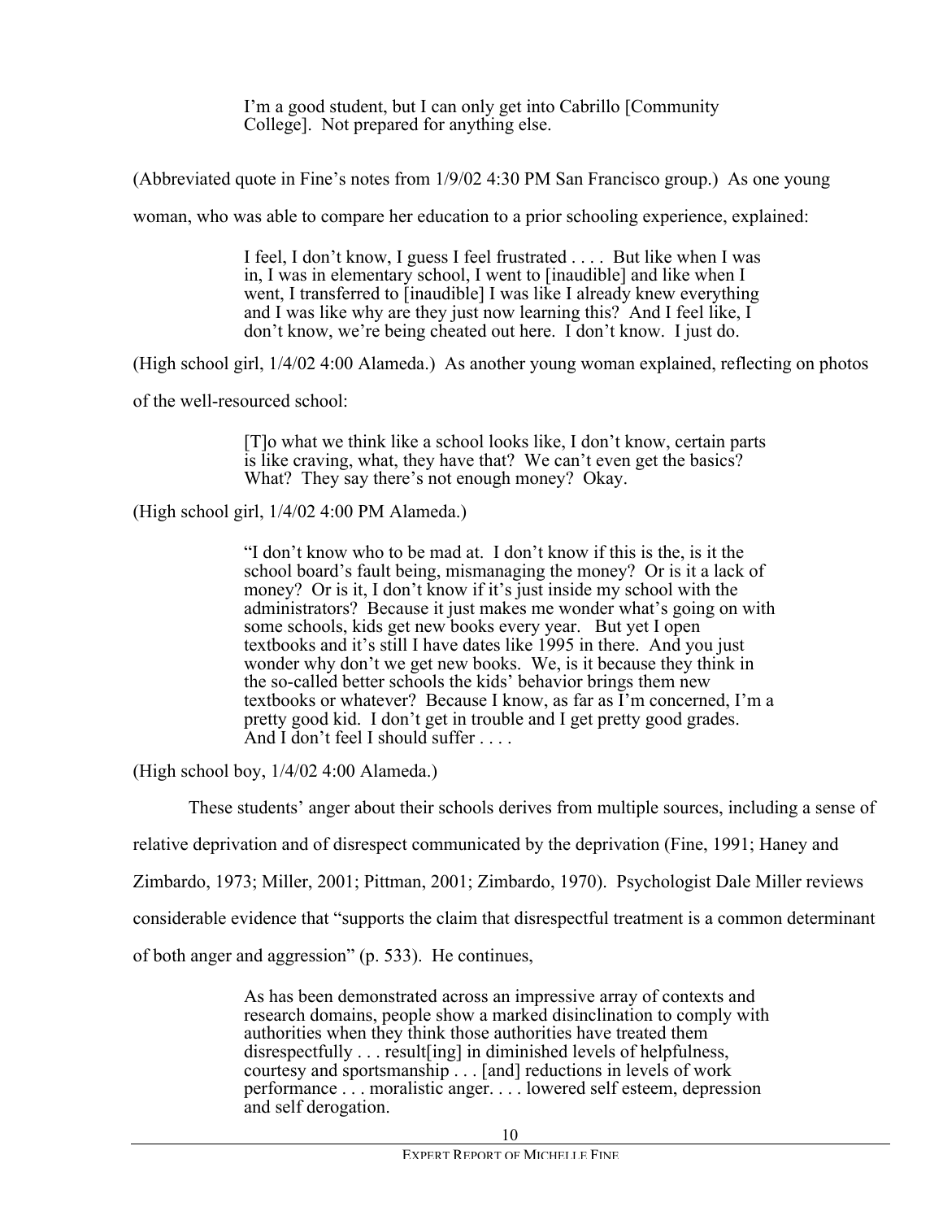> I'm a good student, but I can only get into Cabrillo [Community College]. Not prepared for anything else.

(Abbreviated quote in Fine's notes from 1/9/02 4:30 PM San Francisco group.) As one young woman, who was able to compare her education to a prior schooling experience, explained:

> I feel, I don't know, I guess I feel frustrated . . . . But like when I was in, I was in elementary school, I went to [inaudible] and like when I went, I transferred to [inaudible] I was like I already knew everything and I was like why are they just now learning this? And I feel like, I don't know, we're being cheated out here. I don't know. I just do.

(High school girl, 1/4/02 4:00 Alameda.) As another young woman explained, reflecting on photos of the well-resourced school:

> [T]o what we think like a school looks like, I don't know, certain parts is like craving, what, they have that? We can't even get the basics? What? They say there's not enough money? Okay.

(High school girl, 1/4/02 4:00 PM Alameda.)

> "I don't know who to be mad at. I don't know if this is the, is it the school board's fault being, mismanaging the money? Or is it a lack of money? Or is it, I don't know if it's just inside my school with the administrators? Because it just makes me wonder what's going on with some schools, kids get new books every year. But yet I open textbooks and it's still I have dates like 1995 in there. And you just wonder why don't we get new books. We, is it because they think in the so-called better schools the kids' behavior brings them new textbooks or whatever? Because I know, as far as I'm concerned, I'm a pretty good kid. I don't get in trouble and I get pretty good grades. And I don't feel I should suffer . . . .

(High school boy, 1/4/02 4:00 Alameda.)

These students' anger about their schools derives from multiple sources, including a sense of relative deprivation and of disrespect communicated by the deprivation (Fine, 1991; Haney and Zimbardo, 1973; Miller, 2001; Pittman, 2001; Zimbardo, 1970). Psychologist Dale Miller reviews considerable evidence that "supports the claim that disrespectful treatment is a common determinant of both anger and aggression" (p. 533). He continues,

> As has been demonstrated across an impressive array of contexts and research domains, people show a marked disinclination to comply with authorities when they think those authorities have treated them disrespectfully . . . result[ing] in diminished levels of helpfulness, courtesy and sportsmanship . . . [and] reductions in levels of work performance . . . moralistic anger. . . . lowered self esteem, depression and self derogation.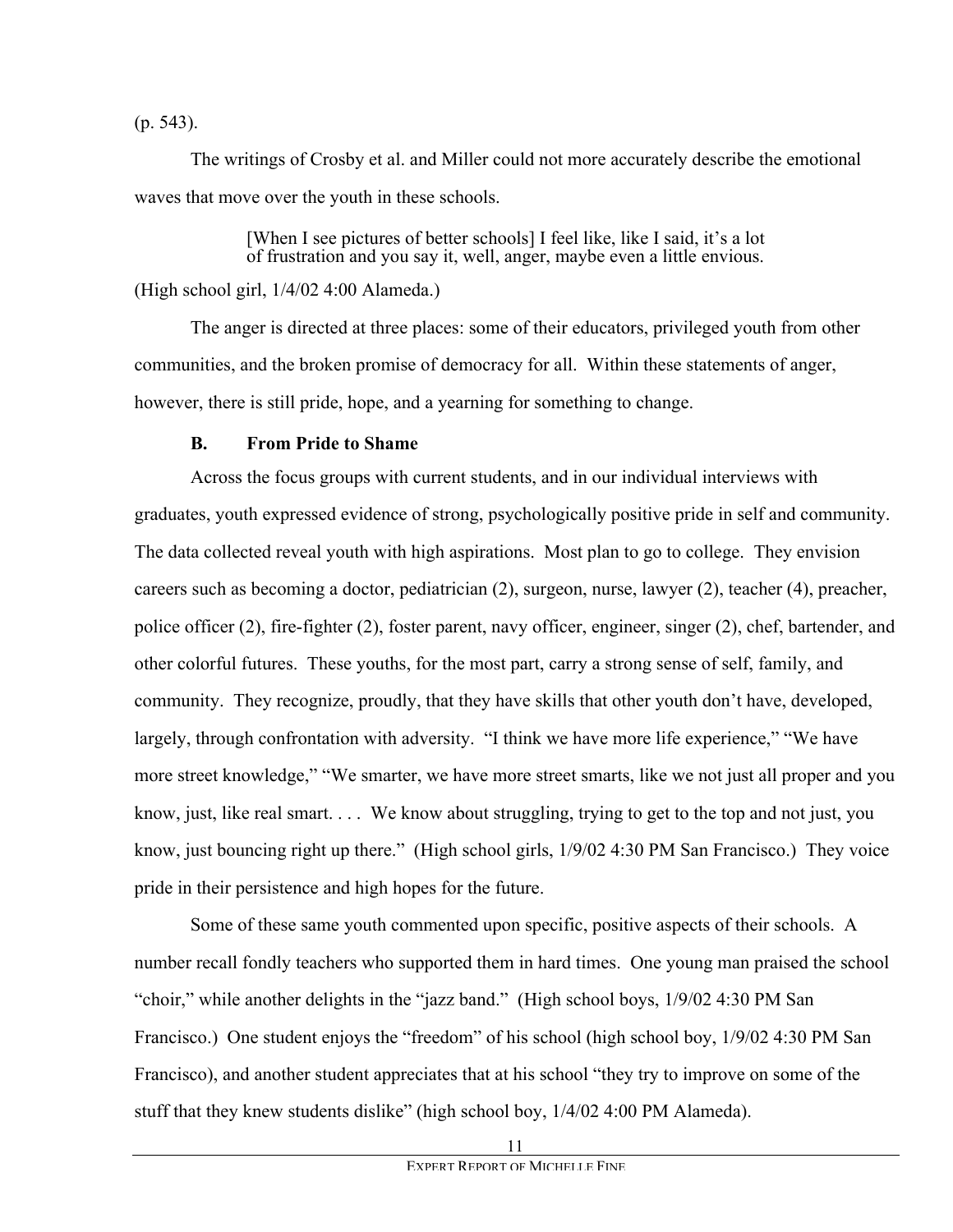(p. 543).

The writings of Crosby et al. and Miller could not more accurately describe the emotional waves that move over the youth in these schools.

> [When I see pictures of better schools] I feel like, like I said, it's a lot of frustration and you say it, well, anger, maybe even a little envious.

(High school girl, 1/4/02 4:00 Alameda.)

The anger is directed at three places: some of their educators, privileged youth from other communities, and the broken promise of democracy for all. Within these statements of anger, however, there is still pride, hope, and a yearning for something to change.

### B. From Pride to Shame

Across the focus groups with current students, and in our individual interviews with graduates, youth expressed evidence of strong, psychologically positive pride in self and community. The data collected reveal youth with high aspirations. Most plan to go to college. They envision careers such as becoming a doctor, pediatrician (2), surgeon, nurse, lawyer (2), teacher (4), preacher, police officer (2), fire-fighter (2), foster parent, navy officer, engineer, singer (2), chef, bartender, and other colorful futures. These youths, for the most part, carry a strong sense of self, family, and community. They recognize, proudly, that they have skills that other youth don't have, developed, largely, through confrontation with adversity. "I think we have more life experience," "We have more street knowledge," "We smarter, we have more street smarts, like we not just all proper and you know, just, like real smart. . . . We know about struggling, trying to get to the top and not just, you know, just bouncing right up there." (High school girls, 1/9/02 4:30 PM San Francisco.) They voice pride in their persistence and high hopes for the future.

Some of these same youth commented upon specific, positive aspects of their schools. A number recall fondly teachers who supported them in hard times. One young man praised the school "choir," while another delights in the "jazz band." (High school boys, 1/9/02 4:30 PM San Francisco.) One student enjoys the "freedom" of his school (high school boy, 1/9/02 4:30 PM San Francisco), and another student appreciates that at his school "they try to improve on some of the stuff that they knew students dislike" (high school boy, 1/4/02 4:00 PM Alameda).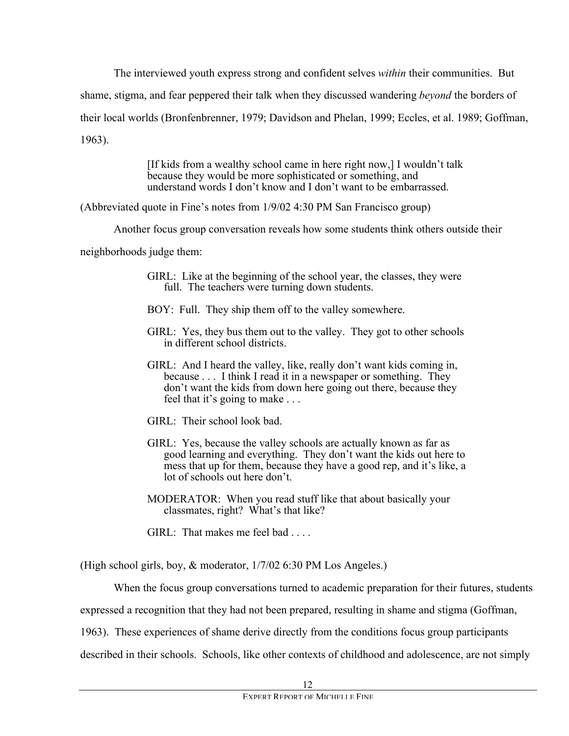The interviewed youth express strong and confident selves *within* their communities. But shame, stigma, and fear peppered their talk when they discussed wandering *beyond* the borders of their local worlds (Bronfenbrenner, 1979; Davidson and Phelan, 1999; Eccles, et al. 1989; Goffman, 1963).

> [If kids from a wealthy school came in here right now,] I wouldn't talk because they would be more sophisticated or something, and understand words I don't know and I don't want to be embarrassed.

(Abbreviated quote in Fine's notes from 1/9/02 4:30 PM San Francisco group)

Another focus group conversation reveals how some students think others outside their neighborhoods judge them:

> GIRL: Like at the beginning of the school year, the classes, they were full. The teachers were turning down students.
>
> BOY: Full. They ship them off to the valley somewhere.
>
> GIRL: Yes, they bus them out to the valley. They got to other schools in different school districts.
>
> GIRL: And I heard the valley, like, really don't want kids coming in, because . . . I think I read it in a newspaper or something. They don't want the kids from down here going out there, because they feel that it's going to make . . .
>
> GIRL: Their school look bad.
>
> GIRL: Yes, because the valley schools are actually known as far as good learning and everything. They don't want the kids out here to mess that up for them, because they have a good rep, and it's like, a lot of schools out here don't.
>
> MODERATOR: When you read stuff like that about basically your classmates, right? What's that like?
>
> GIRL: That makes me feel bad . . . .

(High school girls, boy, & moderator, 1/7/02 6:30 PM Los Angeles.)

When the focus group conversations turned to academic preparation for their futures, students expressed a recognition that they had not been prepared, resulting in shame and stigma (Goffman, 1963). These experiences of shame derive directly from the conditions focus group participants described in their schools. Schools, like other contexts of childhood and adolescence, are not simply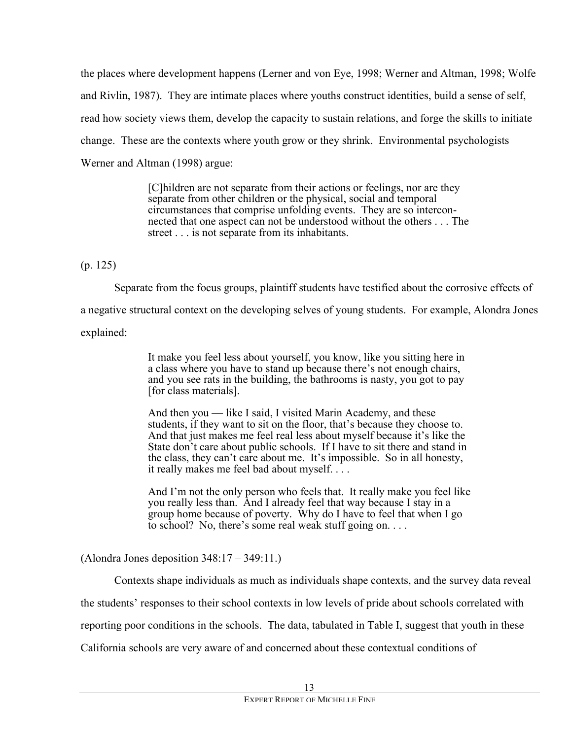the places where development happens (Lerner and von Eye, 1998; Werner and Altman, 1998; Wolfe and Rivlin, 1987). They are intimate places where youths construct identities, build a sense of self, read how society views them, develop the capacity to sustain relations, and forge the skills to initiate change. These are the contexts where youth grow or they shrink. Environmental psychologists Werner and Altman (1998) argue:

> [C]hildren are not separate from their actions or feelings, nor are they separate from other children or the physical, social and temporal circumstances that comprise unfolding events. They are so interconnected that one aspect can not be understood without the others . . . The street . . . is not separate from its inhabitants.

(p. 125)

Separate from the focus groups, plaintiff students have testified about the corrosive effects of a negative structural context on the developing selves of young students. For example, Alondra Jones explained:

> It make you feel less about yourself, you know, like you sitting here in a class where you have to stand up because there's not enough chairs, and you see rats in the building, the bathrooms is nasty, you got to pay [for class materials].
>
> And then you — like I said, I visited Marin Academy, and these students, if they want to sit on the floor, that's because they choose to. And that just makes me feel real less about myself because it's like the State don't care about public schools. If I have to sit there and stand in the class, they can't care about me. It's impossible. So in all honesty, it really makes me feel bad about myself. . . .
>
> And I'm not the only person who feels that. It really make you feel like you really less than. And I already feel that way because I stay in a group home because of poverty. Why do I have to feel that when I go to school? No, there's some real weak stuff going on. . . .

(Alondra Jones deposition 348:17 – 349:11.)

Contexts shape individuals as much as individuals shape contexts, and the survey data reveal the students' responses to their school contexts in low levels of pride about schools correlated with reporting poor conditions in the schools. The data, tabulated in Table I, suggest that youth in these California schools are very aware of and concerned about these contextual conditions of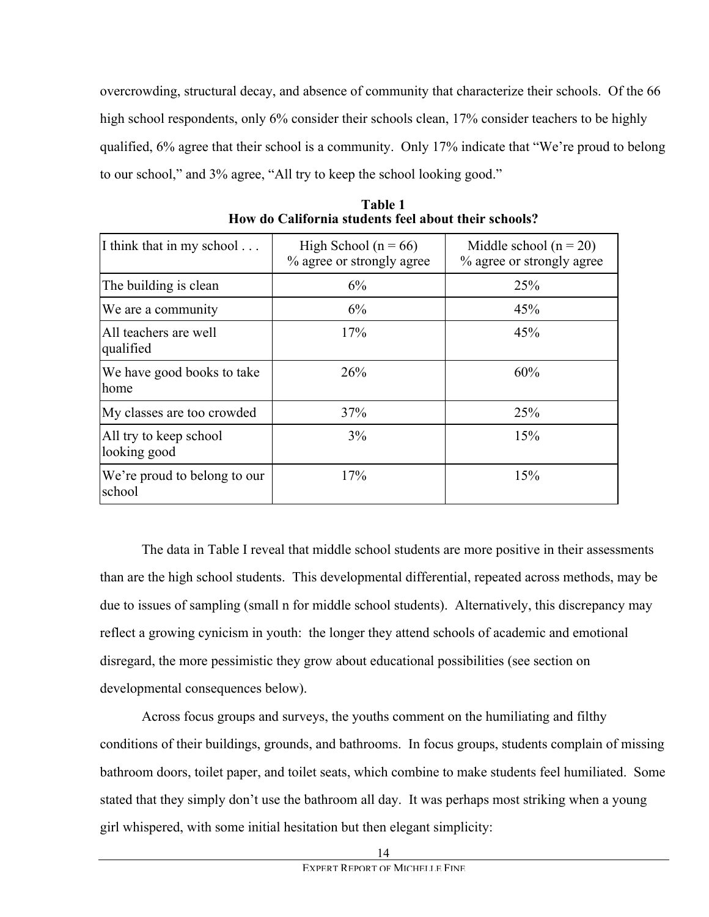overcrowding, structural decay, and absence of community that characterize their schools. Of the 66 high school respondents, only 6% consider their schools clean, 17% consider teachers to be highly qualified, 6% agree that their school is a community. Only 17% indicate that "We're proud to belong to our school," and 3% agree, "All try to keep the school looking good."

**Table 1**
**How do California students feel about their schools?**

| I think that in my school . . . | High School (n = 66) % agree or strongly agree | Middle school (n = 20) % agree or strongly agree |
|---|---|---|
| The building is clean | 6% | 25% |
| We are a community | 6% | 45% |
| All teachers are well qualified | 17% | 45% |
| We have good books to take home | 26% | 60% |
| My classes are too crowded | 37% | 25% |
| All try to keep school looking good | 3% | 15% |
| We're proud to belong to our school | 17% | 15% |

The data in Table I reveal that middle school students are more positive in their assessments than are the high school students. This developmental differential, repeated across methods, may be due to issues of sampling (small n for middle school students). Alternatively, this discrepancy may reflect a growing cynicism in youth: the longer they attend schools of academic and emotional disregard, the more pessimistic they grow about educational possibilities (see section on developmental consequences below).

Across focus groups and surveys, the youths comment on the humiliating and filthy conditions of their buildings, grounds, and bathrooms. In focus groups, students complain of missing bathroom doors, toilet paper, and toilet seats, which combine to make students feel humiliated. Some stated that they simply don't use the bathroom all day. It was perhaps most striking when a young girl whispered, with some initial hesitation but then elegant simplicity: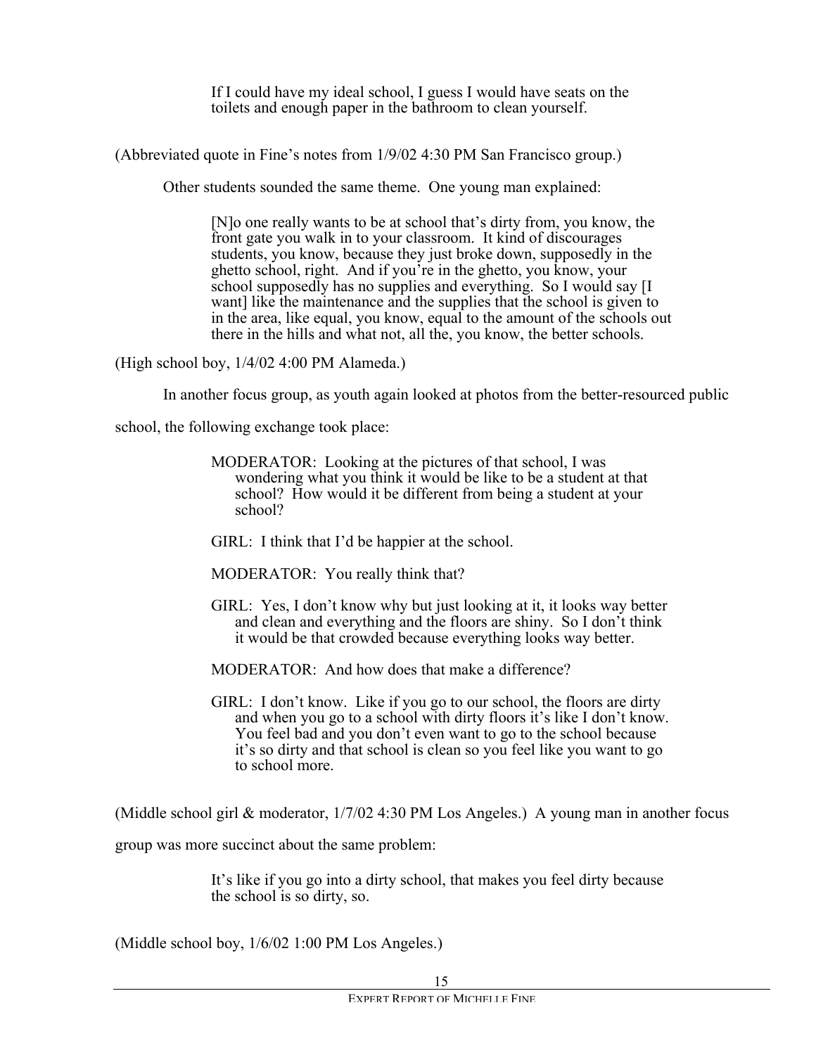> If I could have my ideal school, I guess I would have seats on the toilets and enough paper in the bathroom to clean yourself.

(Abbreviated quote in Fine's notes from 1/9/02 4:30 PM San Francisco group.)

Other students sounded the same theme. One young man explained:

> [N]o one really wants to be at school that's dirty from, you know, the front gate you walk in to your classroom. It kind of discourages students, you know, because they just broke down, supposedly in the ghetto school, right. And if you're in the ghetto, you know, your school supposedly has no supplies and everything. So I would say [I want] like the maintenance and the supplies that the school is given to in the area, like equal, you know, equal to the amount of the schools out there in the hills and what not, all the, you know, the better schools.

(High school boy, 1/4/02 4:00 PM Alameda.)

In another focus group, as youth again looked at photos from the better-resourced public school, the following exchange took place:

> MODERATOR: Looking at the pictures of that school, I was wondering what you think it would be like to be a student at that school? How would it be different from being a student at your school?
>
> GIRL: I think that I'd be happier at the school.
>
> MODERATOR: You really think that?
>
> GIRL: Yes, I don't know why but just looking at it, it looks way better and clean and everything and the floors are shiny. So I don't think it would be that crowded because everything looks way better.
>
> MODERATOR: And how does that make a difference?
>
> GIRL: I don't know. Like if you go to our school, the floors are dirty and when you go to a school with dirty floors it's like I don't know. You feel bad and you don't even want to go to the school because it's so dirty and that school is clean so you feel like you want to go to school more.

(Middle school girl & moderator, 1/7/02 4:30 PM Los Angeles.) A young man in another focus group was more succinct about the same problem:

> It's like if you go into a dirty school, that makes you feel dirty because the school is so dirty, so.

(Middle school boy, 1/6/02 1:00 PM Los Angeles.)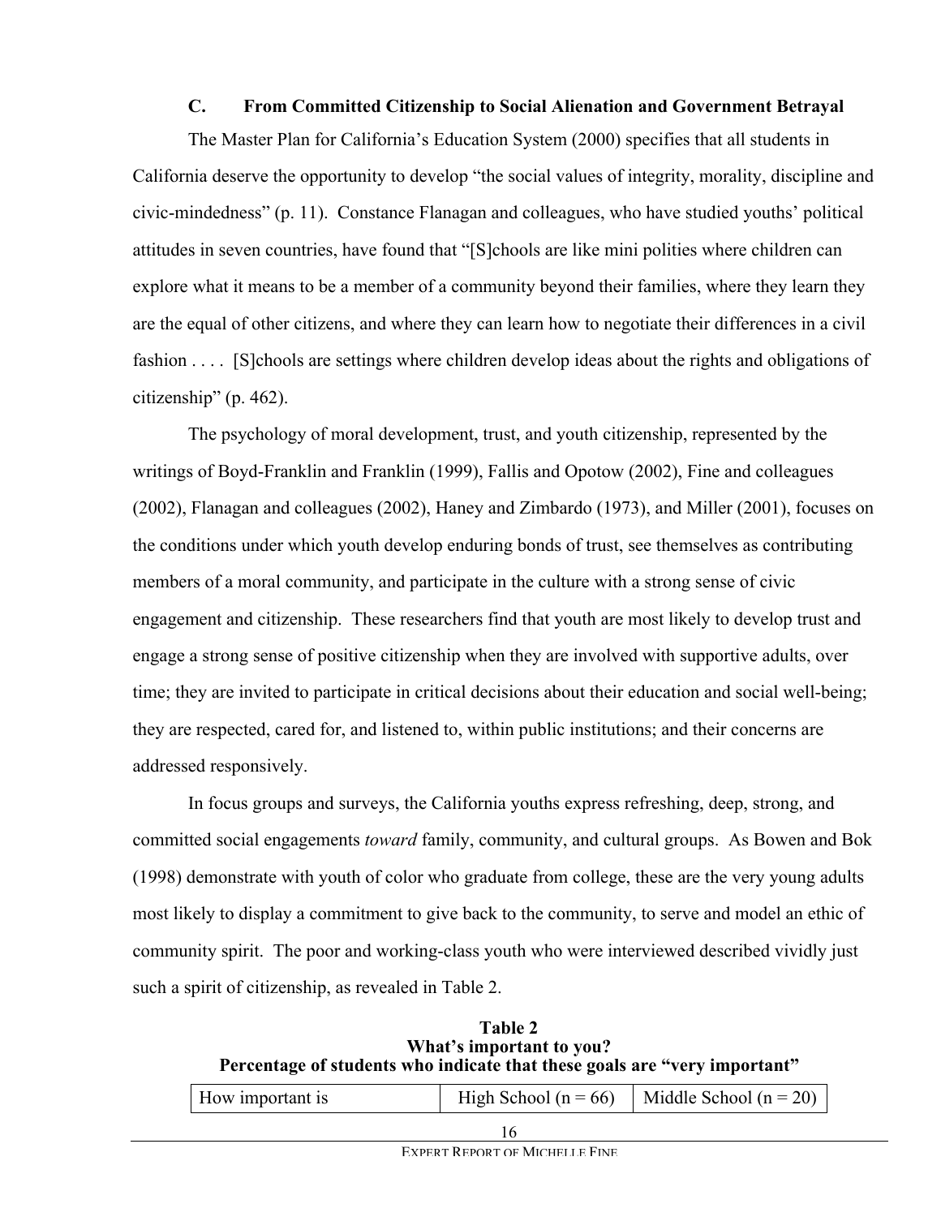### C. From Committed Citizenship to Social Alienation and Government Betrayal

The Master Plan for California's Education System (2000) specifies that all students in California deserve the opportunity to develop "the social values of integrity, morality, discipline and civic-mindedness" (p. 11). Constance Flanagan and colleagues, who have studied youths' political attitudes in seven countries, have found that "[S]chools are like mini polities where children can explore what it means to be a member of a community beyond their families, where they learn they are the equal of other citizens, and where they can learn how to negotiate their differences in a civil fashion . . . . [S]chools are settings where children develop ideas about the rights and obligations of citizenship" (p. 462).

The psychology of moral development, trust, and youth citizenship, represented by the writings of Boyd-Franklin and Franklin (1999), Fallis and Opotow (2002), Fine and colleagues (2002), Flanagan and colleagues (2002), Haney and Zimbardo (1973), and Miller (2001), focuses on the conditions under which youth develop enduring bonds of trust, see themselves as contributing members of a moral community, and participate in the culture with a strong sense of civic engagement and citizenship. These researchers find that youth are most likely to develop trust and engage a strong sense of positive citizenship when they are involved with supportive adults, over time; they are invited to participate in critical decisions about their education and social well-being; they are respected, cared for, and listened to, within public institutions; and their concerns are addressed responsively.

In focus groups and surveys, the California youths express refreshing, deep, strong, and committed social engagements *toward* family, community, and cultural groups. As Bowen and Bok (1998) demonstrate with youth of color who graduate from college, these are the very young adults most likely to display a commitment to give back to the community, to serve and model an ethic of community spirit. The poor and working-class youth who were interviewed described vividly just such a spirit of citizenship, as revealed in Table 2.

**Table 2**
**What's important to you?**
**Percentage of students who indicate that these goals are "very important"**

| How important is | High School (n = 66) | Middle School (n = 20) |
|---|---|---|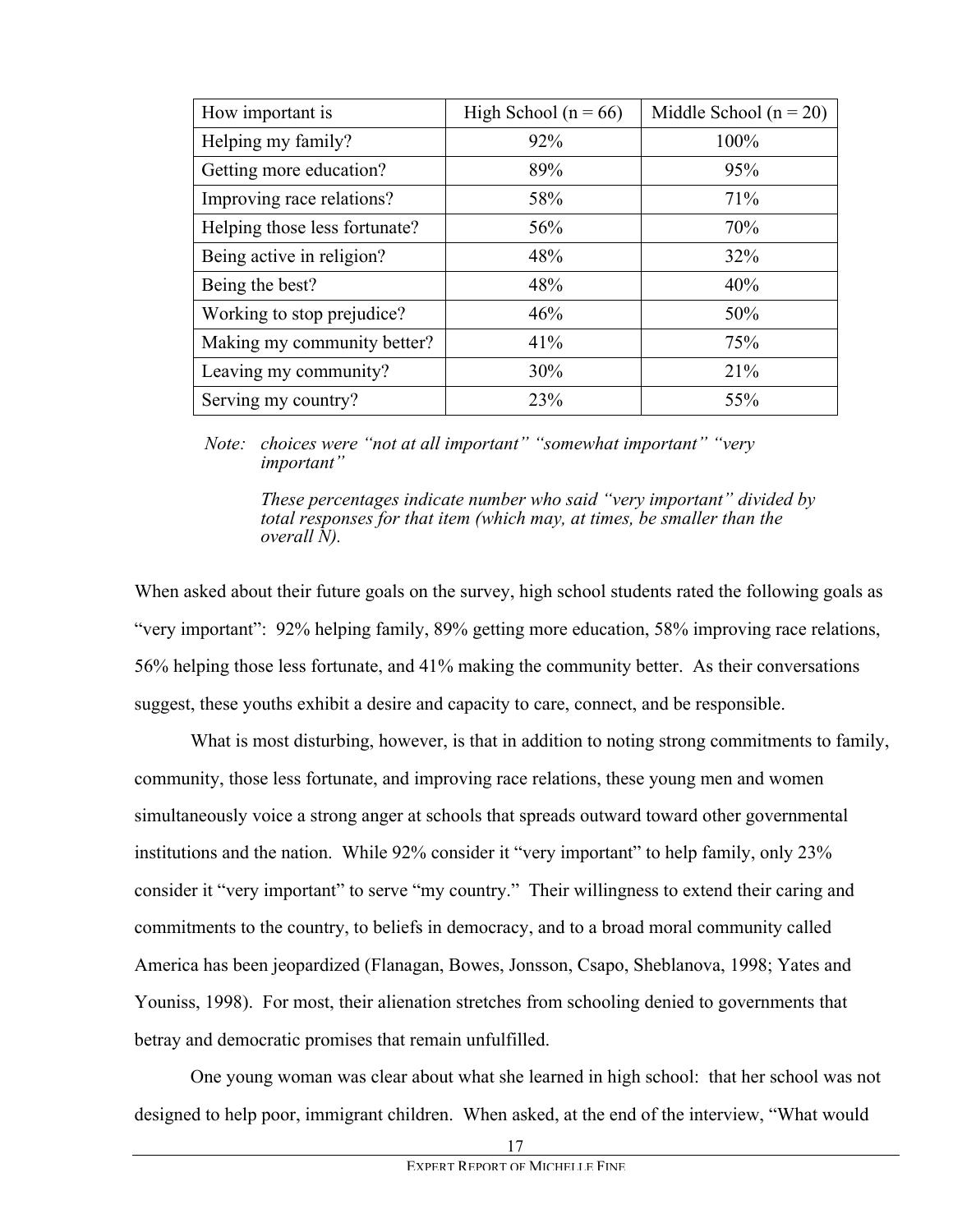| How important is | High School (n = 66) | Middle School (n = 20) |
|---|---|---|
| Helping my family? | 92% | 100% |
| Getting more education? | 89% | 95% |
| Improving race relations? | 58% | 71% |
| Helping those less fortunate? | 56% | 70% |
| Being active in religion? | 48% | 32% |
| Being the best? | 48% | 40% |
| Working to stop prejudice? | 46% | 50% |
| Making my community better? | 41% | 75% |
| Leaving my community? | 30% | 21% |
| Serving my country? | 23% | 55% |

*Note: choices were "not at all important" "somewhat important" "very important"*

*These percentages indicate number who said "very important" divided by total responses for that item (which may, at times, be smaller than the overall N).*

When asked about their future goals on the survey, high school students rated the following goals as "very important": 92% helping family, 89% getting more education, 58% improving race relations, 56% helping those less fortunate, and 41% making the community better. As their conversations suggest, these youths exhibit a desire and capacity to care, connect, and be responsible.

What is most disturbing, however, is that in addition to noting strong commitments to family, community, those less fortunate, and improving race relations, these young men and women simultaneously voice a strong anger at schools that spreads outward toward other governmental institutions and the nation. While 92% consider it "very important" to help family, only 23% consider it "very important" to serve "my country." Their willingness to extend their caring and commitments to the country, to beliefs in democracy, and to a broad moral community called America has been jeopardized (Flanagan, Bowes, Jonsson, Csapo, Sheblanova, 1998; Yates and Youniss, 1998). For most, their alienation stretches from schooling denied to governments that betray and democratic promises that remain unfulfilled.

One young woman was clear about what she learned in high school: that her school was not designed to help poor, immigrant children. When asked, at the end of the interview, "What would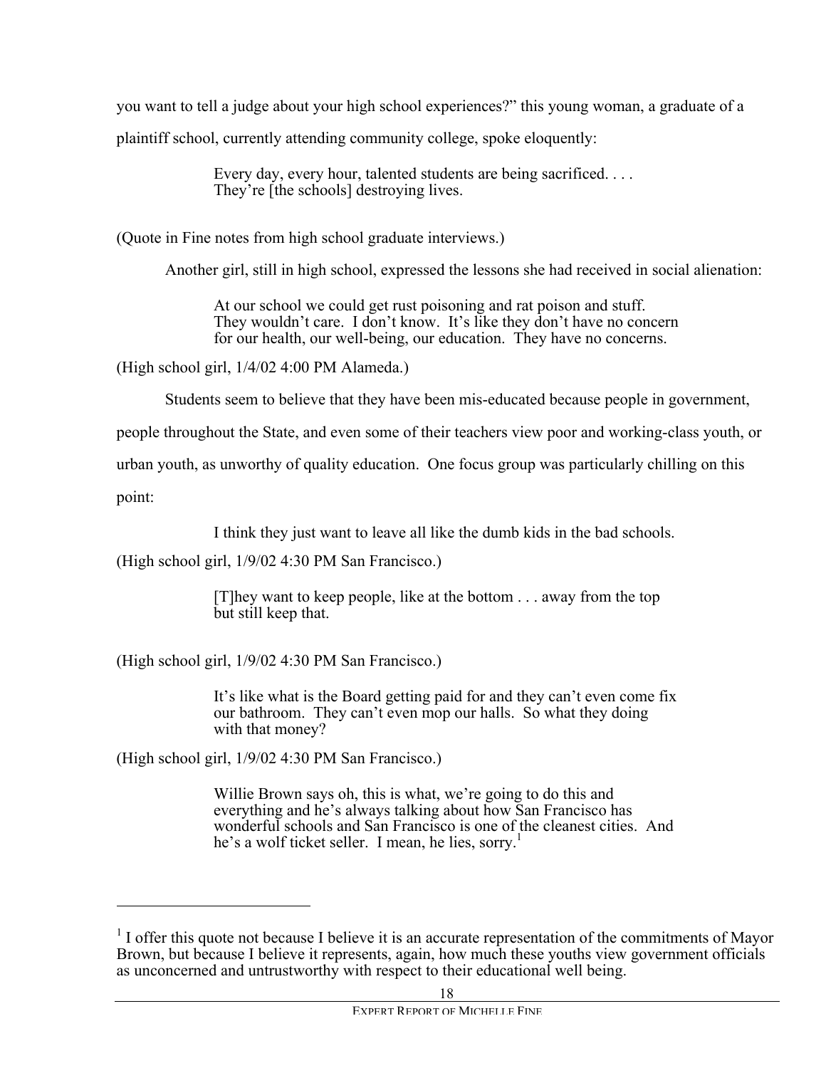you want to tell a judge about your high school experiences?" this young woman, a graduate of a plaintiff school, currently attending community college, spoke eloquently:

> Every day, every hour, talented students are being sacrificed. . . . They're [the schools] destroying lives.

(Quote in Fine notes from high school graduate interviews.)

Another girl, still in high school, expressed the lessons she had received in social alienation:

> At our school we could get rust poisoning and rat poison and stuff. They wouldn't care. I don't know. It's like they don't have no concern for our health, our well-being, our education. They have no concerns.

(High school girl, 1/4/02 4:00 PM Alameda.)

Students seem to believe that they have been mis-educated because people in government, people throughout the State, and even some of their teachers view poor and working-class youth, or urban youth, as unworthy of quality education. One focus group was particularly chilling on this point:

> I think they just want to leave all like the dumb kids in the bad schools.

(High school girl, 1/9/02 4:30 PM San Francisco.)

> [T]hey want to keep people, like at the bottom . . . away from the top but still keep that.

(High school girl, 1/9/02 4:30 PM San Francisco.)

> It's like what is the Board getting paid for and they can't even come fix our bathroom. They can't even mop our halls. So what they doing with that money?

(High school girl, 1/9/02 4:30 PM San Francisco.)

> Willie Brown says oh, this is what, we're going to do this and everything and he's always talking about how San Francisco has wonderful schools and San Francisco is one of the cleanest cities. And he's a wolf ticket seller. I mean, he lies, sorry.[1]

---

[1] I offer this quote not because I believe it is an accurate representation of the commitments of Mayor Brown, but because I believe it represents, again, how much these youths view government officials as unconcerned and untrustworthy with respect to their educational well being.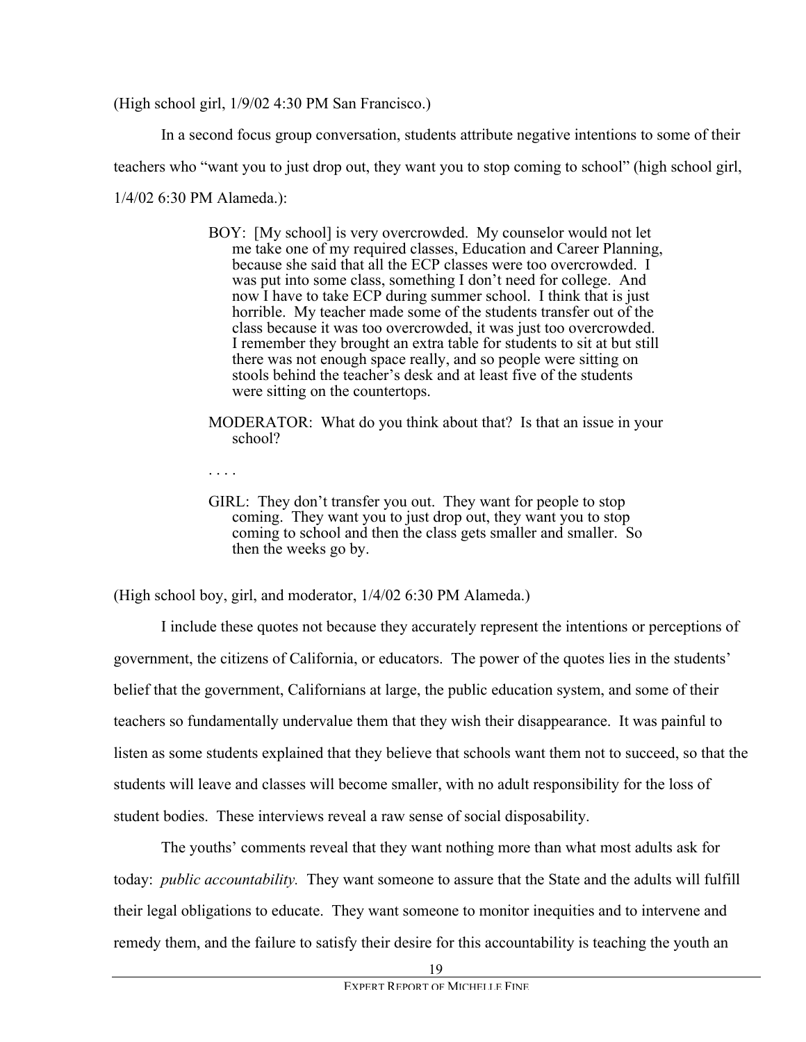(High school girl, 1/9/02 4:30 PM San Francisco.)

In a second focus group conversation, students attribute negative intentions to some of their teachers who "want you to just drop out, they want you to stop coming to school" (high school girl, 1/4/02 6:30 PM Alameda.):

> BOY: [My school] is very overcrowded. My counselor would not let me take one of my required classes, Education and Career Planning, because she said that all the ECP classes were too overcrowded. I was put into some class, something I don't need for college. And now I have to take ECP during summer school. I think that is just horrible. My teacher made some of the students transfer out of the class because it was too overcrowded, it was just too overcrowded. I remember they brought an extra table for students to sit at but still there was not enough space really, and so people were sitting on stools behind the teacher's desk and at least five of the students were sitting on the countertops.
>
> MODERATOR: What do you think about that? Is that an issue in your school?
>
> . . . .
>
> GIRL: They don't transfer you out. They want for people to stop coming. They want you to just drop out, they want you to stop coming to school and then the class gets smaller and smaller. So then the weeks go by.

(High school boy, girl, and moderator, 1/4/02 6:30 PM Alameda.)

I include these quotes not because they accurately represent the intentions or perceptions of government, the citizens of California, or educators. The power of the quotes lies in the students' belief that the government, Californians at large, the public education system, and some of their teachers so fundamentally undervalue them that they wish their disappearance. It was painful to listen as some students explained that they believe that schools want them not to succeed, so that the students will leave and classes will become smaller, with no adult responsibility for the loss of student bodies. These interviews reveal a raw sense of social disposability.

The youths' comments reveal that they want nothing more than what most adults ask for today: *public accountability.* They want someone to assure that the State and the adults will fulfill their legal obligations to educate. They want someone to monitor inequities and to intervene and remedy them, and the failure to satisfy their desire for this accountability is teaching the youth an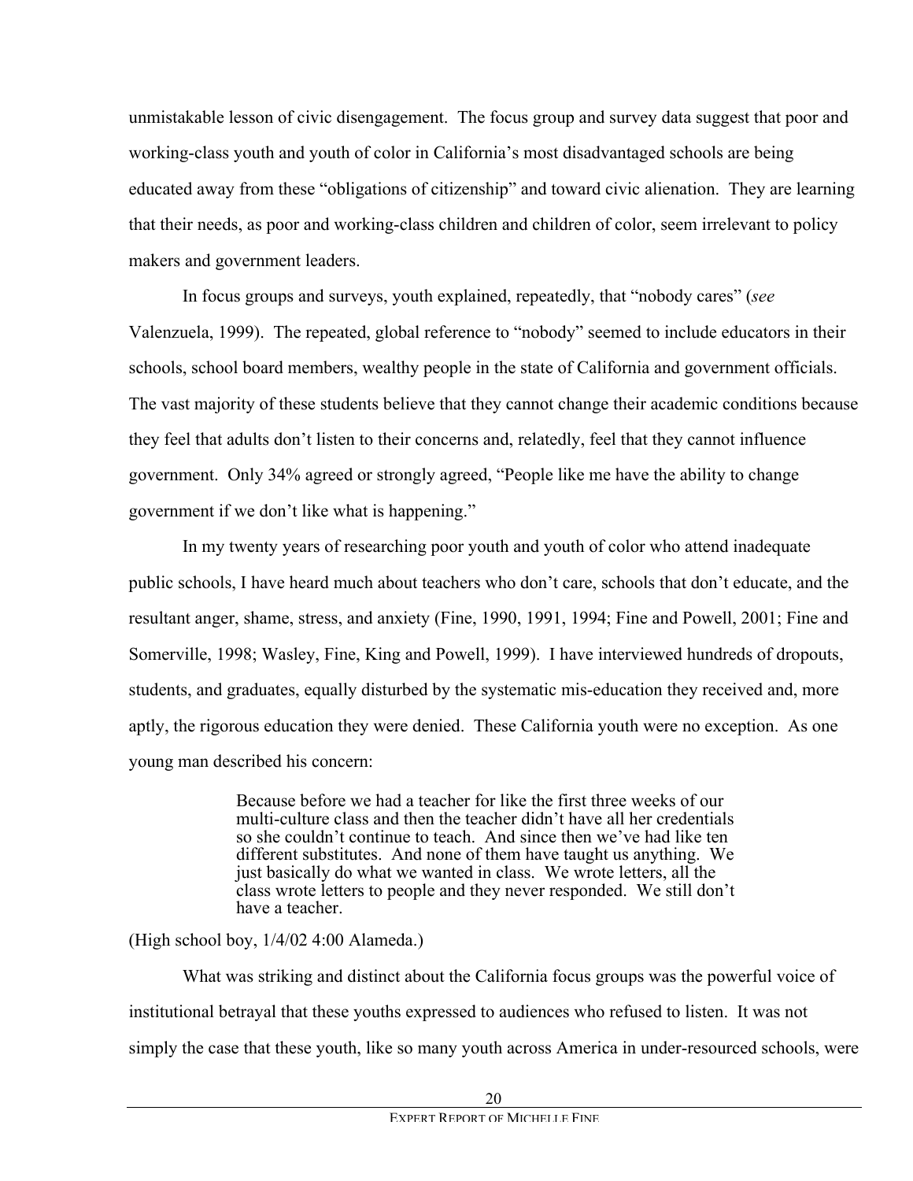unmistakable lesson of civic disengagement. The focus group and survey data suggest that poor and working-class youth and youth of color in California's most disadvantaged schools are being educated away from these "obligations of citizenship" and toward civic alienation. They are learning that their needs, as poor and working-class children and children of color, seem irrelevant to policy makers and government leaders.

In focus groups and surveys, youth explained, repeatedly, that "nobody cares" (*see* Valenzuela, 1999). The repeated, global reference to "nobody" seemed to include educators in their schools, school board members, wealthy people in the state of California and government officials. The vast majority of these students believe that they cannot change their academic conditions because they feel that adults don't listen to their concerns and, relatedly, feel that they cannot influence government. Only 34% agreed or strongly agreed, "People like me have the ability to change government if we don't like what is happening."

In my twenty years of researching poor youth and youth of color who attend inadequate public schools, I have heard much about teachers who don't care, schools that don't educate, and the resultant anger, shame, stress, and anxiety (Fine, 1990, 1991, 1994; Fine and Powell, 2001; Fine and Somerville, 1998; Wasley, Fine, King and Powell, 1999). I have interviewed hundreds of dropouts, students, and graduates, equally disturbed by the systematic mis-education they received and, more aptly, the rigorous education they were denied. These California youth were no exception. As one young man described his concern:

> Because before we had a teacher for like the first three weeks of our multi-culture class and then the teacher didn't have all her credentials so she couldn't continue to teach. And since then we've had like ten different substitutes. And none of them have taught us anything. We just basically do what we wanted in class. We wrote letters, all the class wrote letters to people and they never responded. We still don't have a teacher.

(High school boy, 1/4/02 4:00 Alameda.)

What was striking and distinct about the California focus groups was the powerful voice of institutional betrayal that these youths expressed to audiences who refused to listen. It was not simply the case that these youth, like so many youth across America in under-resourced schools, were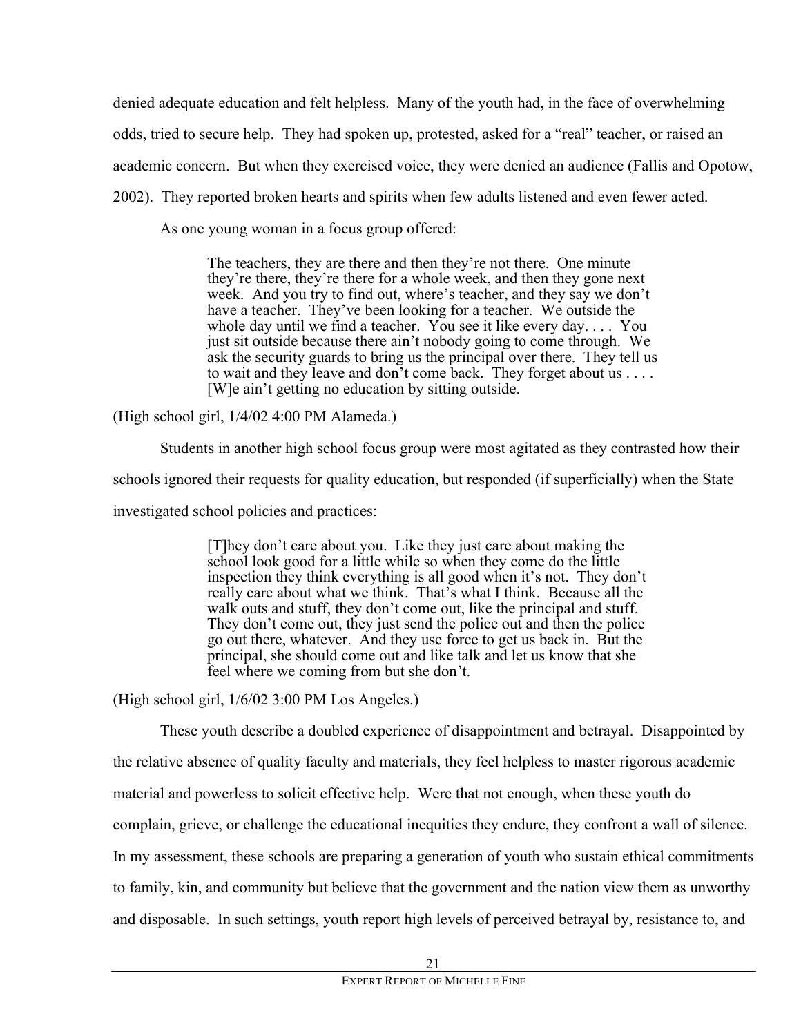denied adequate education and felt helpless. Many of the youth had, in the face of overwhelming odds, tried to secure help. They had spoken up, protested, asked for a "real" teacher, or raised an academic concern. But when they exercised voice, they were denied an audience (Fallis and Opotow, 2002). They reported broken hearts and spirits when few adults listened and even fewer acted.

As one young woman in a focus group offered:

> The teachers, they are there and then they're not there. One minute they're there, they're there for a whole week, and then they gone next week. And you try to find out, where's teacher, and they say we don't have a teacher. They've been looking for a teacher. We outside the whole day until we find a teacher. You see it like every day. . . . You just sit outside because there ain't nobody going to come through. We ask the security guards to bring us the principal over there. They tell us to wait and they leave and don't come back. They forget about us . . . . [W]e ain't getting no education by sitting outside.

(High school girl, 1/4/02 4:00 PM Alameda.)

Students in another high school focus group were most agitated as they contrasted how their schools ignored their requests for quality education, but responded (if superficially) when the State investigated school policies and practices:

> [T]hey don't care about you. Like they just care about making the school look good for a little while so when they come do the little inspection they think everything is all good when it's not. They don't really care about what we think. That's what I think. Because all the walk outs and stuff, they don't come out, like the principal and stuff. They don't come out, they just send the police out and then the police go out there, whatever. And they use force to get us back in. But the principal, she should come out and like talk and let us know that she feel where we coming from but she don't.

(High school girl, 1/6/02 3:00 PM Los Angeles.)

These youth describe a doubled experience of disappointment and betrayal. Disappointed by the relative absence of quality faculty and materials, they feel helpless to master rigorous academic material and powerless to solicit effective help. Were that not enough, when these youth do complain, grieve, or challenge the educational inequities they endure, they confront a wall of silence. In my assessment, these schools are preparing a generation of youth who sustain ethical commitments to family, kin, and community but believe that the government and the nation view them as unworthy and disposable. In such settings, youth report high levels of perceived betrayal by, resistance to, and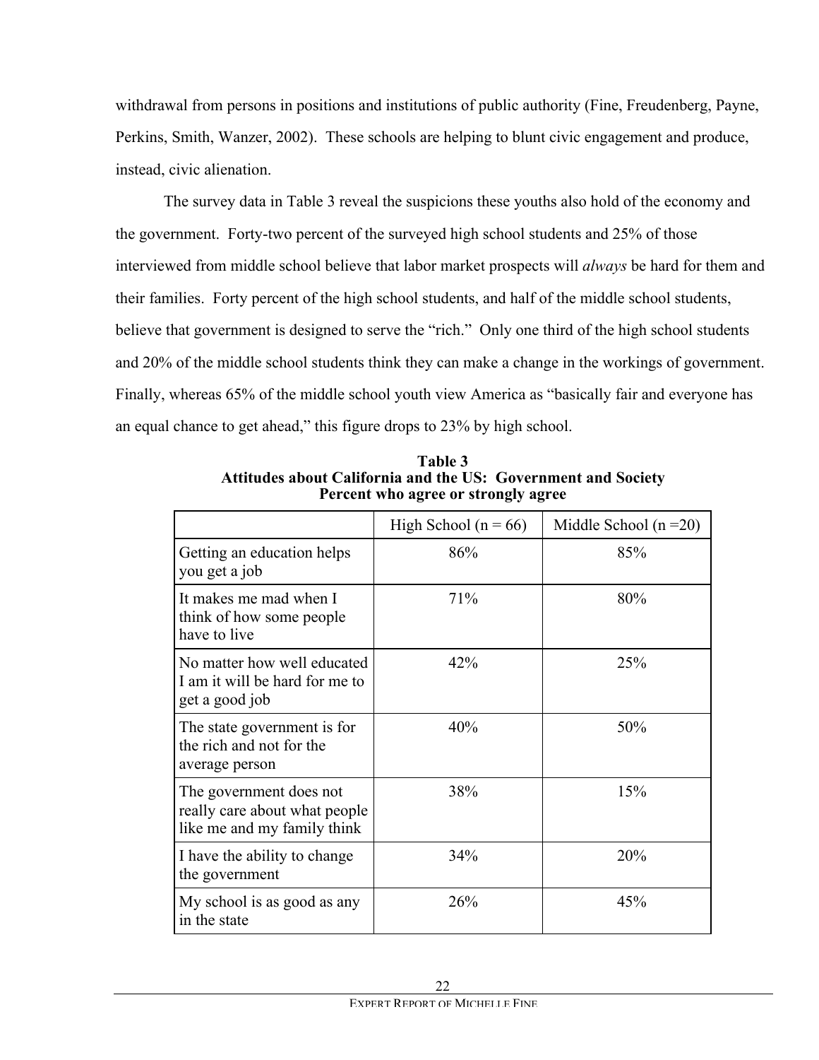withdrawal from persons in positions and institutions of public authority (Fine, Freudenberg, Payne, Perkins, Smith, Wanzer, 2002). These schools are helping to blunt civic engagement and produce, instead, civic alienation.

The survey data in Table 3 reveal the suspicions these youths also hold of the economy and the government. Forty-two percent of the surveyed high school students and 25% of those interviewed from middle school believe that labor market prospects will *always* be hard for them and their families. Forty percent of the high school students, and half of the middle school students, believe that government is designed to serve the "rich." Only one third of the high school students and 20% of the middle school students think they can make a change in the workings of government. Finally, whereas 65% of the middle school youth view America as "basically fair and everyone has an equal chance to get ahead," this figure drops to 23% by high school.

**Table 3**
**Attitudes about California and the US: Government and Society**
**Percent who agree or strongly agree**

| | High School (n = 66) | Middle School (n =20) |
|---|---|---|
| Getting an education helps you get a job | 86% | 85% |
| It makes me mad when I think of how some people have to live | 71% | 80% |
| No matter how well educated I am it will be hard for me to get a good job | 42% | 25% |
| The state government is for the rich and not for the average person | 40% | 50% |
| The government does not really care about what people like me and my family think | 38% | 15% |
| I have the ability to change the government | 34% | 20% |
| My school is as good as any in the state | 26% | 45% |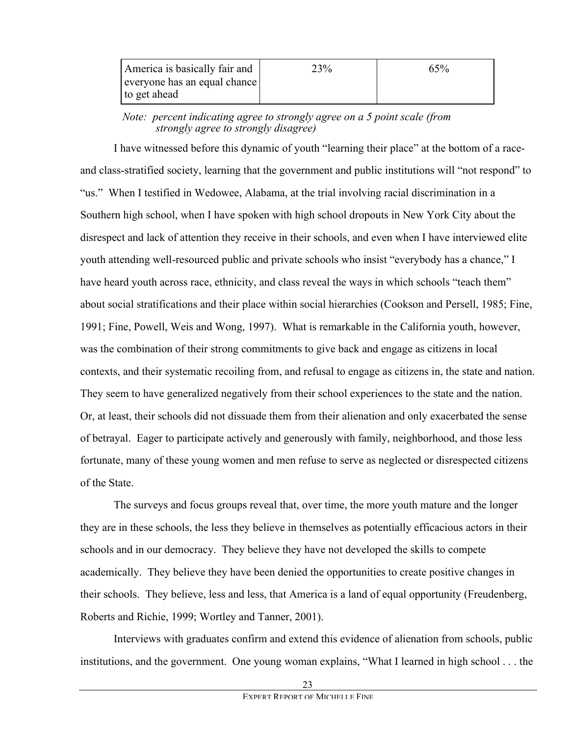| America is basically fair and everyone has an equal chance to get ahead | 23% | 65% |
|---|---|---|

*Note: percent indicating agree to strongly agree on a 5 point scale (from strongly agree to strongly disagree)*

I have witnessed before this dynamic of youth "learning their place" at the bottom of a race- and class-stratified society, learning that the government and public institutions will "not respond" to "us." When I testified in Wedowee, Alabama, at the trial involving racial discrimination in a Southern high school, when I have spoken with high school dropouts in New York City about the disrespect and lack of attention they receive in their schools, and even when I have interviewed elite youth attending well-resourced public and private schools who insist "everybody has a chance," I have heard youth across race, ethnicity, and class reveal the ways in which schools "teach them" about social stratifications and their place within social hierarchies (Cookson and Persell, 1985; Fine, 1991; Fine, Powell, Weis and Wong, 1997). What is remarkable in the California youth, however, was the combination of their strong commitments to give back and engage as citizens in local contexts, and their systematic recoiling from, and refusal to engage as citizens in, the state and nation. They seem to have generalized negatively from their school experiences to the state and the nation. Or, at least, their schools did not dissuade them from their alienation and only exacerbated the sense of betrayal. Eager to participate actively and generously with family, neighborhood, and those less fortunate, many of these young women and men refuse to serve as neglected or disrespected citizens of the State.

The surveys and focus groups reveal that, over time, the more youth mature and the longer they are in these schools, the less they believe in themselves as potentially efficacious actors in their schools and in our democracy. They believe they have not developed the skills to compete academically. They believe they have been denied the opportunities to create positive changes in their schools. They believe, less and less, that America is a land of equal opportunity (Freudenberg, Roberts and Richie, 1999; Wortley and Tanner, 2001).

Interviews with graduates confirm and extend this evidence of alienation from schools, public institutions, and the government. One young woman explains, "What I learned in high school . . . the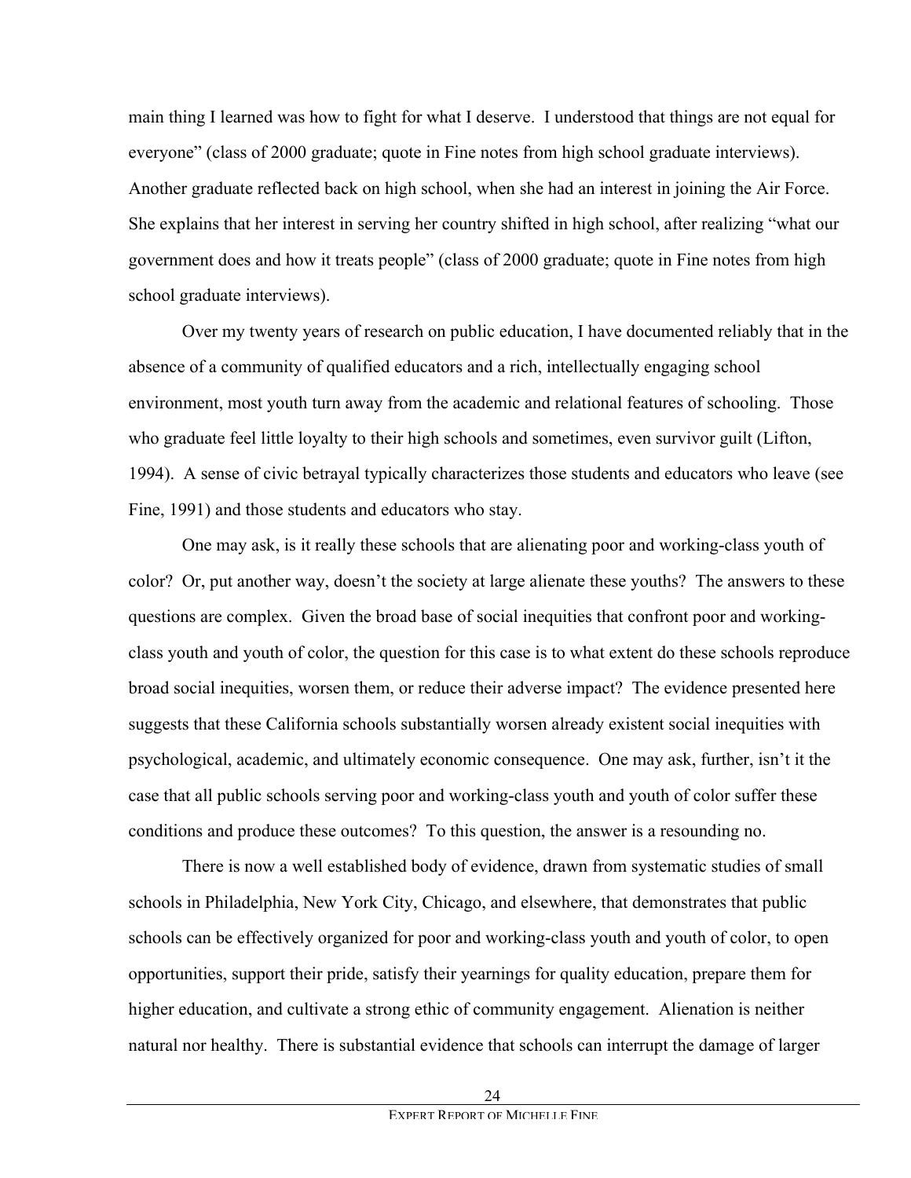main thing I learned was how to fight for what I deserve. I understood that things are not equal for everyone" (class of 2000 graduate; quote in Fine notes from high school graduate interviews). Another graduate reflected back on high school, when she had an interest in joining the Air Force. She explains that her interest in serving her country shifted in high school, after realizing "what our government does and how it treats people" (class of 2000 graduate; quote in Fine notes from high school graduate interviews).

Over my twenty years of research on public education, I have documented reliably that in the absence of a community of qualified educators and a rich, intellectually engaging school environment, most youth turn away from the academic and relational features of schooling. Those who graduate feel little loyalty to their high schools and sometimes, even survivor guilt (Lifton, 1994). A sense of civic betrayal typically characterizes those students and educators who leave (see Fine, 1991) and those students and educators who stay.

One may ask, is it really these schools that are alienating poor and working-class youth of color? Or, put another way, doesn't the society at large alienate these youths? The answers to these questions are complex. Given the broad base of social inequities that confront poor and working-class youth and youth of color, the question for this case is to what extent do these schools reproduce broad social inequities, worsen them, or reduce their adverse impact? The evidence presented here suggests that these California schools substantially worsen already existent social inequities with psychological, academic, and ultimately economic consequence. One may ask, further, isn't it the case that all public schools serving poor and working-class youth and youth of color suffer these conditions and produce these outcomes? To this question, the answer is a resounding no.

There is now a well established body of evidence, drawn from systematic studies of small schools in Philadelphia, New York City, Chicago, and elsewhere, that demonstrates that public schools can be effectively organized for poor and working-class youth and youth of color, to open opportunities, support their pride, satisfy their yearnings for quality education, prepare them for higher education, and cultivate a strong ethic of community engagement. Alienation is neither natural nor healthy. There is substantial evidence that schools can interrupt the damage of larger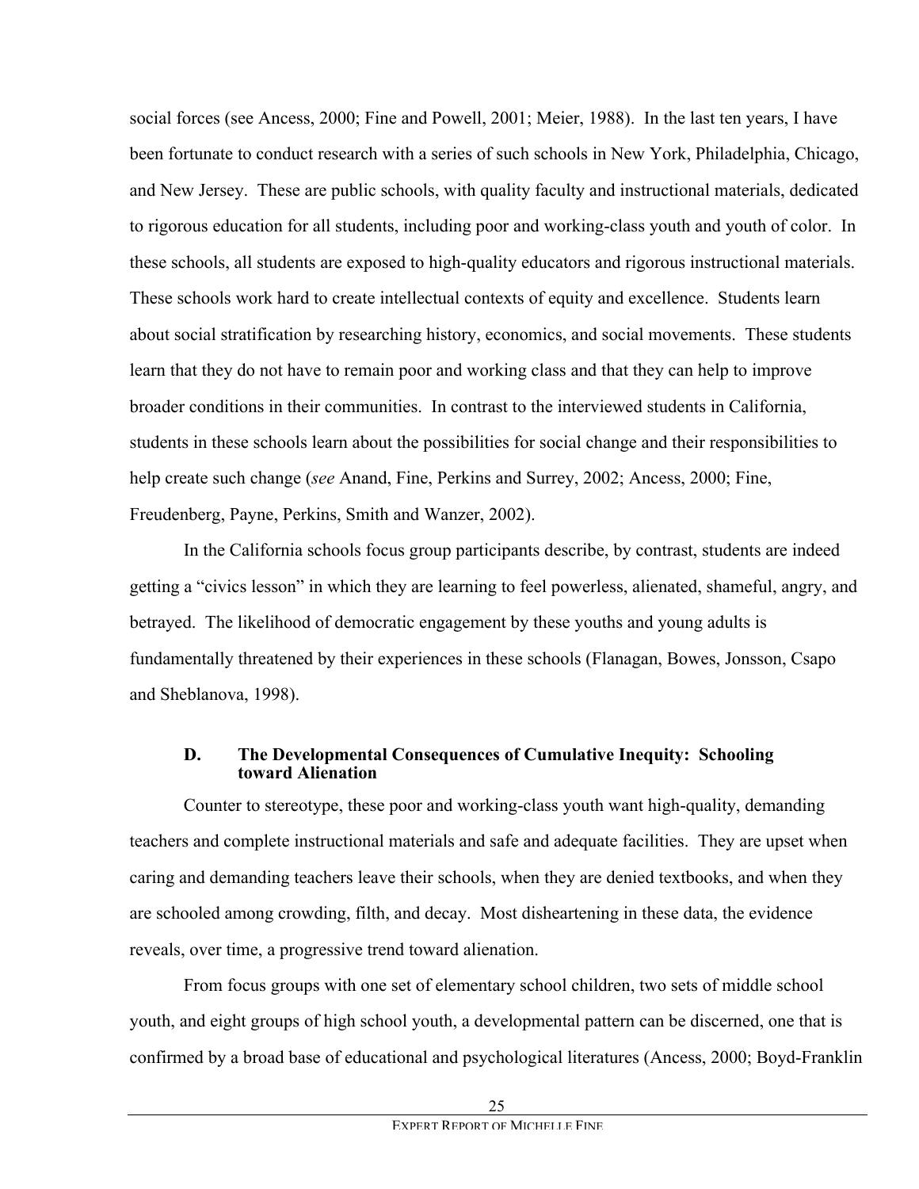social forces (see Ancess, 2000; Fine and Powell, 2001; Meier, 1988). In the last ten years, I have been fortunate to conduct research with a series of such schools in New York, Philadelphia, Chicago, and New Jersey. These are public schools, with quality faculty and instructional materials, dedicated to rigorous education for all students, including poor and working-class youth and youth of color. In these schools, all students are exposed to high-quality educators and rigorous instructional materials. These schools work hard to create intellectual contexts of equity and excellence. Students learn about social stratification by researching history, economics, and social movements. These students learn that they do not have to remain poor and working class and that they can help to improve broader conditions in their communities. In contrast to the interviewed students in California, students in these schools learn about the possibilities for social change and their responsibilities to help create such change (*see* Anand, Fine, Perkins and Surrey, 2002; Ancess, 2000; Fine, Freudenberg, Payne, Perkins, Smith and Wanzer, 2002).

In the California schools focus group participants describe, by contrast, students are indeed getting a "civics lesson" in which they are learning to feel powerless, alienated, shameful, angry, and betrayed. The likelihood of democratic engagement by these youths and young adults is fundamentally threatened by their experiences in these schools (Flanagan, Bowes, Jonsson, Csapo and Sheblanova, 1998).

### D. The Developmental Consequences of Cumulative Inequity: Schooling toward Alienation

Counter to stereotype, these poor and working-class youth want high-quality, demanding teachers and complete instructional materials and safe and adequate facilities. They are upset when caring and demanding teachers leave their schools, when they are denied textbooks, and when they are schooled among crowding, filth, and decay. Most disheartening in these data, the evidence reveals, over time, a progressive trend toward alienation.

From focus groups with one set of elementary school children, two sets of middle school youth, and eight groups of high school youth, a developmental pattern can be discerned, one that is confirmed by a broad base of educational and psychological literatures (Ancess, 2000; Boyd-Franklin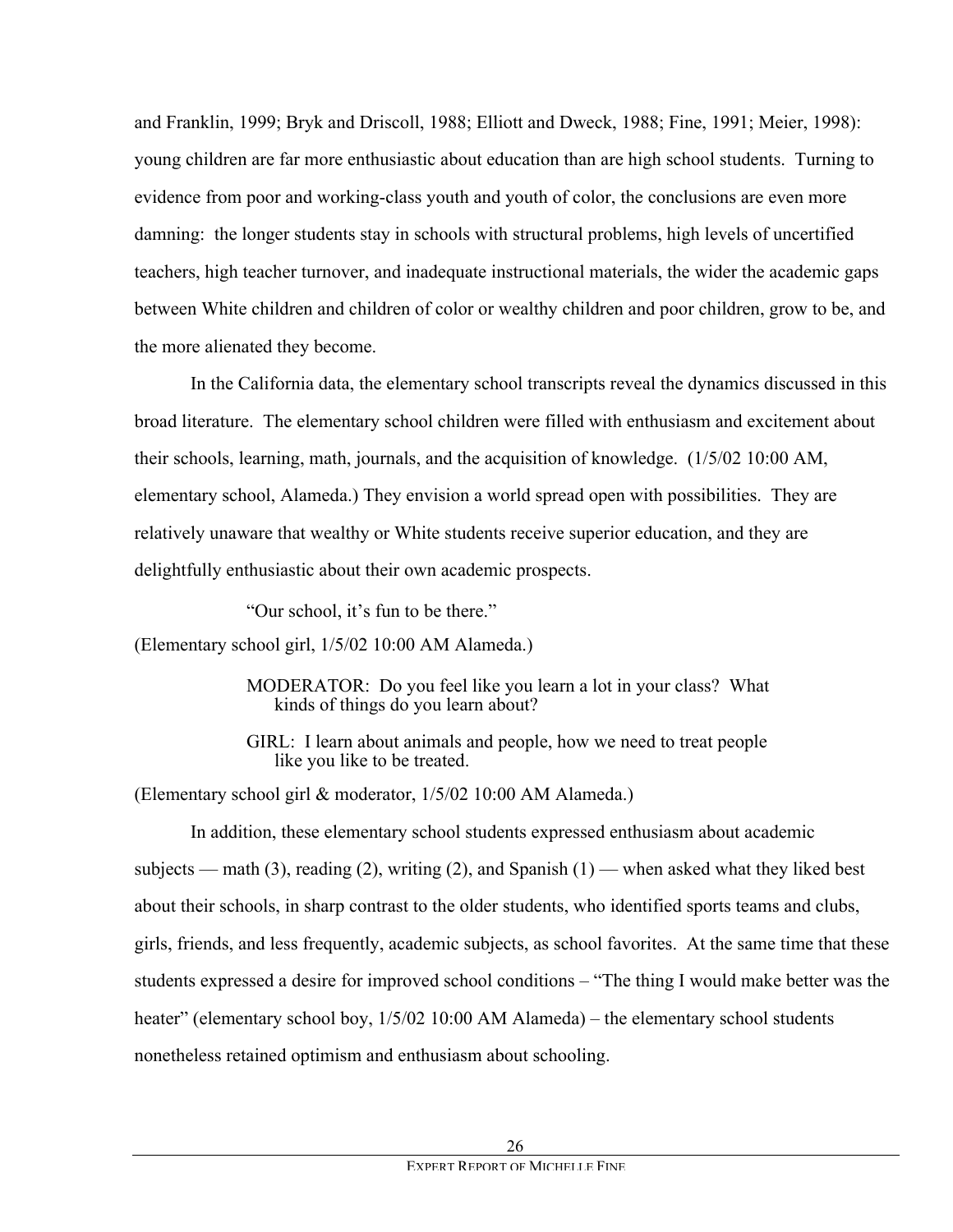and Franklin, 1999; Bryk and Driscoll, 1988; Elliott and Dweck, 1988; Fine, 1991; Meier, 1998): young children are far more enthusiastic about education than are high school students. Turning to evidence from poor and working-class youth and youth of color, the conclusions are even more damning: the longer students stay in schools with structural problems, high levels of uncertified teachers, high teacher turnover, and inadequate instructional materials, the wider the academic gaps between White children and children of color or wealthy children and poor children, grow to be, and the more alienated they become.

In the California data, the elementary school transcripts reveal the dynamics discussed in this broad literature. The elementary school children were filled with enthusiasm and excitement about their schools, learning, math, journals, and the acquisition of knowledge. (1/5/02 10:00 AM, elementary school, Alameda.) They envision a world spread open with possibilities. They are relatively unaware that wealthy or White students receive superior education, and they are delightfully enthusiastic about their own academic prospects.

> "Our school, it's fun to be there."

(Elementary school girl, 1/5/02 10:00 AM Alameda.)

> MODERATOR: Do you feel like you learn a lot in your class? What kinds of things do you learn about?
>
> GIRL: I learn about animals and people, how we need to treat people like you like to be treated.

(Elementary school girl & moderator, 1/5/02 10:00 AM Alameda.)

In addition, these elementary school students expressed enthusiasm about academic subjects — math (3), reading (2), writing (2), and Spanish (1) — when asked what they liked best about their schools, in sharp contrast to the older students, who identified sports teams and clubs, girls, friends, and less frequently, academic subjects, as school favorites. At the same time that these students expressed a desire for improved school conditions – "The thing I would make better was the heater" (elementary school boy, 1/5/02 10:00 AM Alameda) – the elementary school students nonetheless retained optimism and enthusiasm about schooling.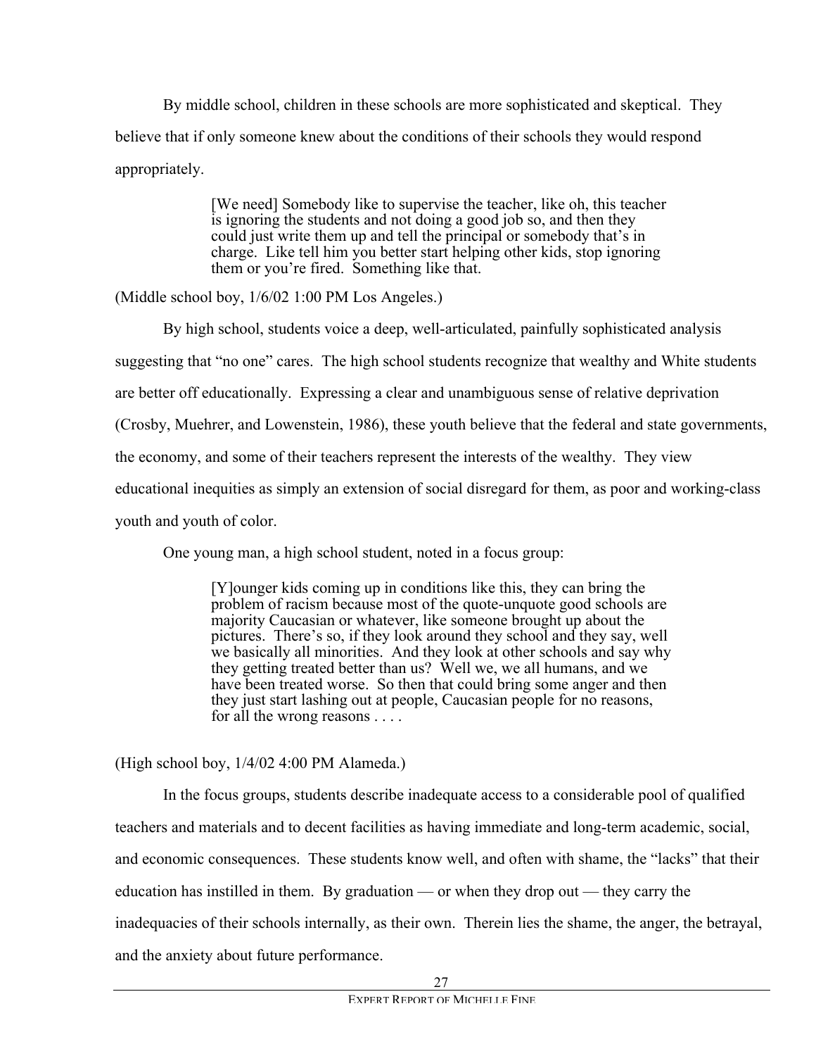By middle school, children in these schools are more sophisticated and skeptical. They believe that if only someone knew about the conditions of their schools they would respond appropriately.

> [We need] Somebody like to supervise the teacher, like oh, this teacher is ignoring the students and not doing a good job so, and then they could just write them up and tell the principal or somebody that's in charge. Like tell him you better start helping other kids, stop ignoring them or you're fired. Something like that.

(Middle school boy, 1/6/02 1:00 PM Los Angeles.)

By high school, students voice a deep, well-articulated, painfully sophisticated analysis suggesting that "no one" cares. The high school students recognize that wealthy and White students are better off educationally. Expressing a clear and unambiguous sense of relative deprivation (Crosby, Muehrer, and Lowenstein, 1986), these youth believe that the federal and state governments, the economy, and some of their teachers represent the interests of the wealthy. They view educational inequities as simply an extension of social disregard for them, as poor and working-class youth and youth of color.

One young man, a high school student, noted in a focus group:

> [Y]ounger kids coming up in conditions like this, they can bring the problem of racism because most of the quote-unquote good schools are majority Caucasian or whatever, like someone brought up about the pictures. There's so, if they look around they school and they say, well we basically all minorities. And they look at other schools and say why they getting treated better than us? Well we, we all humans, and we have been treated worse. So then that could bring some anger and then they just start lashing out at people, Caucasian people for no reasons, for all the wrong reasons . . . .

(High school boy, 1/4/02 4:00 PM Alameda.)

In the focus groups, students describe inadequate access to a considerable pool of qualified teachers and materials and to decent facilities as having immediate and long-term academic, social, and economic consequences. These students know well, and often with shame, the "lacks" that their education has instilled in them. By graduation — or when they drop out — they carry the inadequacies of their schools internally, as their own. Therein lies the shame, the anger, the betrayal, and the anxiety about future performance.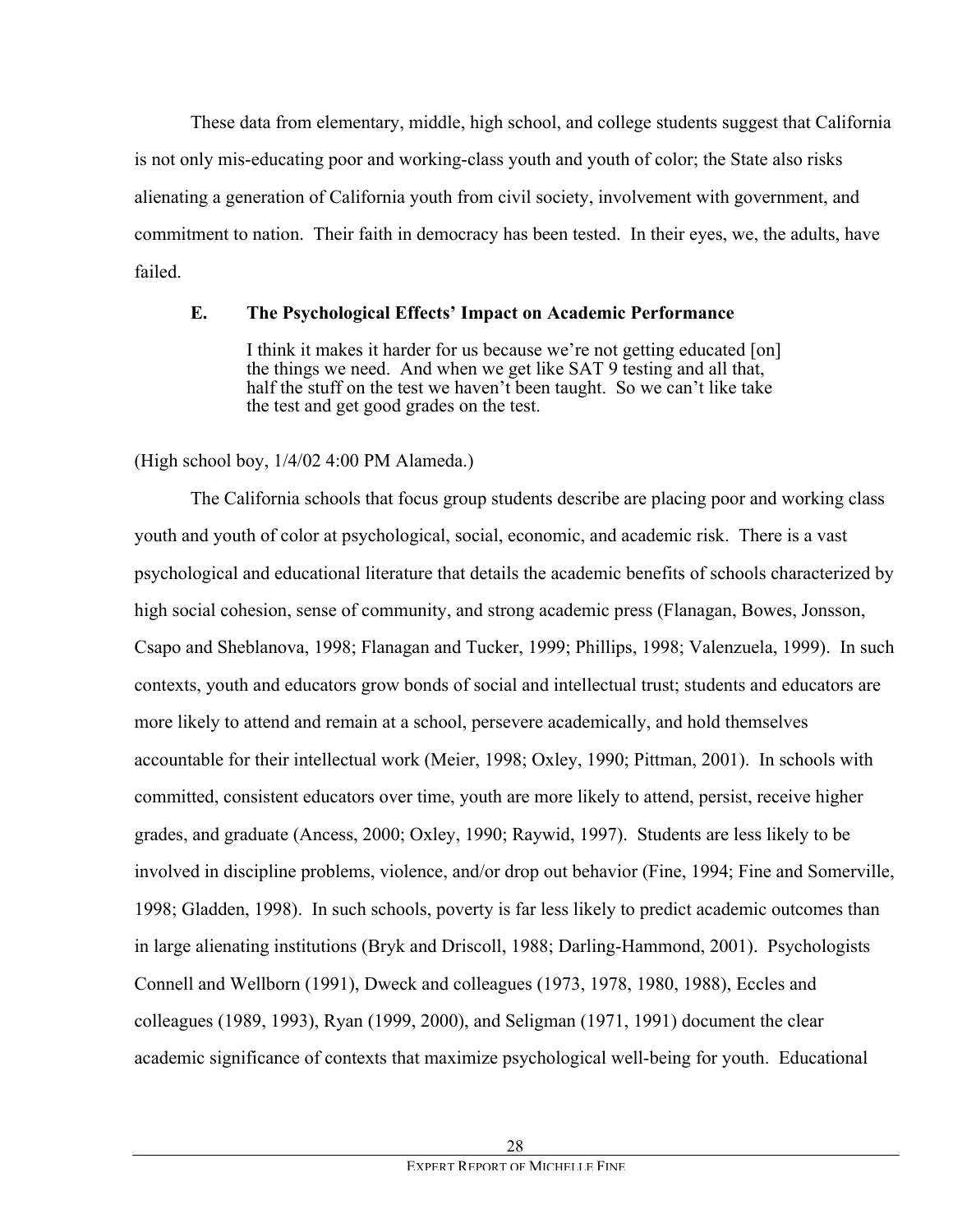These data from elementary, middle, high school, and college students suggest that California is not only mis-educating poor and working-class youth and youth of color; the State also risks alienating a generation of California youth from civil society, involvement with government, and commitment to nation. Their faith in democracy has been tested. In their eyes, we, the adults, have failed.

### E. The Psychological Effects' Impact on Academic Performance

> I think it makes it harder for us because we're not getting educated [on] the things we need. And when we get like SAT 9 testing and all that, half the stuff on the test we haven't been taught. So we can't like take the test and get good grades on the test.

(High school boy, 1/4/02 4:00 PM Alameda.)

The California schools that focus group students describe are placing poor and working class youth and youth of color at psychological, social, economic, and academic risk. There is a vast psychological and educational literature that details the academic benefits of schools characterized by high social cohesion, sense of community, and strong academic press (Flanagan, Bowes, Jonsson, Csapo and Sheblanova, 1998; Flanagan and Tucker, 1999; Phillips, 1998; Valenzuela, 1999). In such contexts, youth and educators grow bonds of social and intellectual trust; students and educators are more likely to attend and remain at a school, persevere academically, and hold themselves accountable for their intellectual work (Meier, 1998; Oxley, 1990; Pittman, 2001). In schools with committed, consistent educators over time, youth are more likely to attend, persist, receive higher grades, and graduate (Ancess, 2000; Oxley, 1990; Raywid, 1997). Students are less likely to be involved in discipline problems, violence, and/or drop out behavior (Fine, 1994; Fine and Somerville, 1998; Gladden, 1998). In such schools, poverty is far less likely to predict academic outcomes than in large alienating institutions (Bryk and Driscoll, 1988; Darling-Hammond, 2001). Psychologists Connell and Wellborn (1991), Dweck and colleagues (1973, 1978, 1980, 1988), Eccles and colleagues (1989, 1993), Ryan (1999, 2000), and Seligman (1971, 1991) document the clear academic significance of contexts that maximize psychological well-being for youth. Educational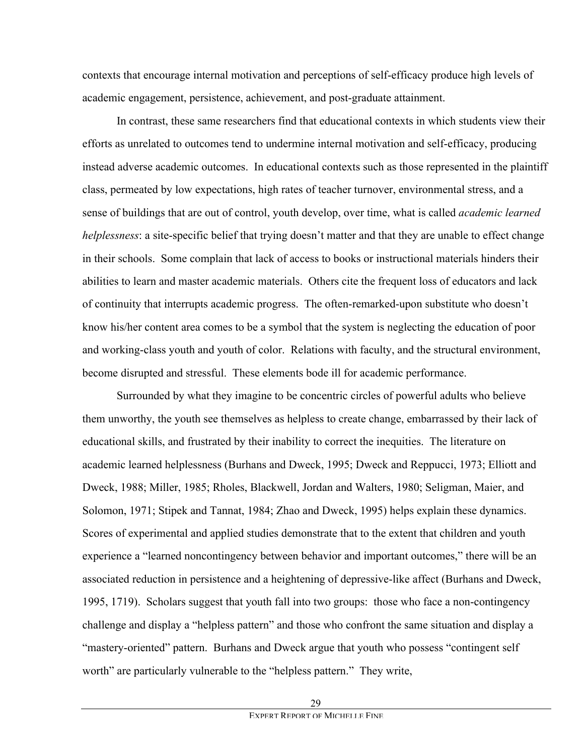contexts that encourage internal motivation and perceptions of self-efficacy produce high levels of academic engagement, persistence, achievement, and post-graduate attainment.

In contrast, these same researchers find that educational contexts in which students view their efforts as unrelated to outcomes tend to undermine internal motivation and self-efficacy, producing instead adverse academic outcomes. In educational contexts such as those represented in the plaintiff class, permeated by low expectations, high rates of teacher turnover, environmental stress, and a sense of buildings that are out of control, youth develop, over time, what is called *academic learned helplessness*: a site-specific belief that trying doesn't matter and that they are unable to effect change in their schools. Some complain that lack of access to books or instructional materials hinders their abilities to learn and master academic materials. Others cite the frequent loss of educators and lack of continuity that interrupts academic progress. The often-remarked-upon substitute who doesn't know his/her content area comes to be a symbol that the system is neglecting the education of poor and working-class youth and youth of color. Relations with faculty, and the structural environment, become disrupted and stressful. These elements bode ill for academic performance.

Surrounded by what they imagine to be concentric circles of powerful adults who believe them unworthy, the youth see themselves as helpless to create change, embarrassed by their lack of educational skills, and frustrated by their inability to correct the inequities. The literature on academic learned helplessness (Burhans and Dweck, 1995; Dweck and Reppucci, 1973; Elliott and Dweck, 1988; Miller, 1985; Rholes, Blackwell, Jordan and Walters, 1980; Seligman, Maier, and Solomon, 1971; Stipek and Tannat, 1984; Zhao and Dweck, 1995) helps explain these dynamics. Scores of experimental and applied studies demonstrate that to the extent that children and youth experience a "learned noncontingency between behavior and important outcomes," there will be an associated reduction in persistence and a heightening of depressive-like affect (Burhans and Dweck, 1995, 1719). Scholars suggest that youth fall into two groups: those who face a non-contingency challenge and display a "helpless pattern" and those who confront the same situation and display a "mastery-oriented" pattern. Burhans and Dweck argue that youth who possess "contingent self worth" are particularly vulnerable to the "helpless pattern." They write,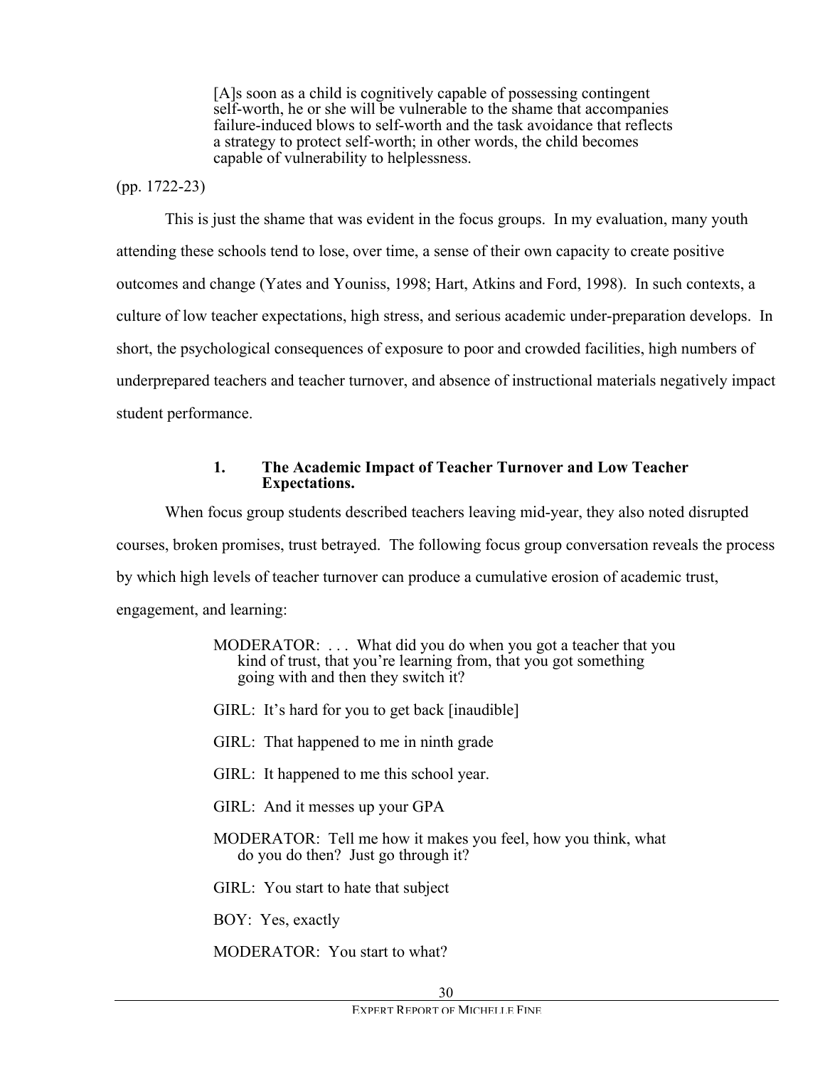> [A]s soon as a child is cognitively capable of possessing contingent self-worth, he or she will be vulnerable to the shame that accompanies failure-induced blows to self-worth and the task avoidance that reflects a strategy to protect self-worth; in other words, the child becomes capable of vulnerability to helplessness.

(pp. 1722-23)

This is just the shame that was evident in the focus groups. In my evaluation, many youth attending these schools tend to lose, over time, a sense of their own capacity to create positive outcomes and change (Yates and Youniss, 1998; Hart, Atkins and Ford, 1998). In such contexts, a culture of low teacher expectations, high stress, and serious academic under-preparation develops. In short, the psychological consequences of exposure to poor and crowded facilities, high numbers of underprepared teachers and teacher turnover, and absence of instructional materials negatively impact student performance.

### 1. The Academic Impact of Teacher Turnover and Low Teacher Expectations.

When focus group students described teachers leaving mid-year, they also noted disrupted courses, broken promises, trust betrayed. The following focus group conversation reveals the process by which high levels of teacher turnover can produce a cumulative erosion of academic trust, engagement, and learning:

> MODERATOR: . . . What did you do when you got a teacher that you kind of trust, that you're learning from, that you got something going with and then they switch it?
>
> GIRL: It's hard for you to get back [inaudible]
>
> GIRL: That happened to me in ninth grade
>
> GIRL: It happened to me this school year.
>
> GIRL: And it messes up your GPA
>
> MODERATOR: Tell me how it makes you feel, how you think, what do you do then? Just go through it?
>
> GIRL: You start to hate that subject
>
> BOY: Yes, exactly
>
> MODERATOR: You start to what?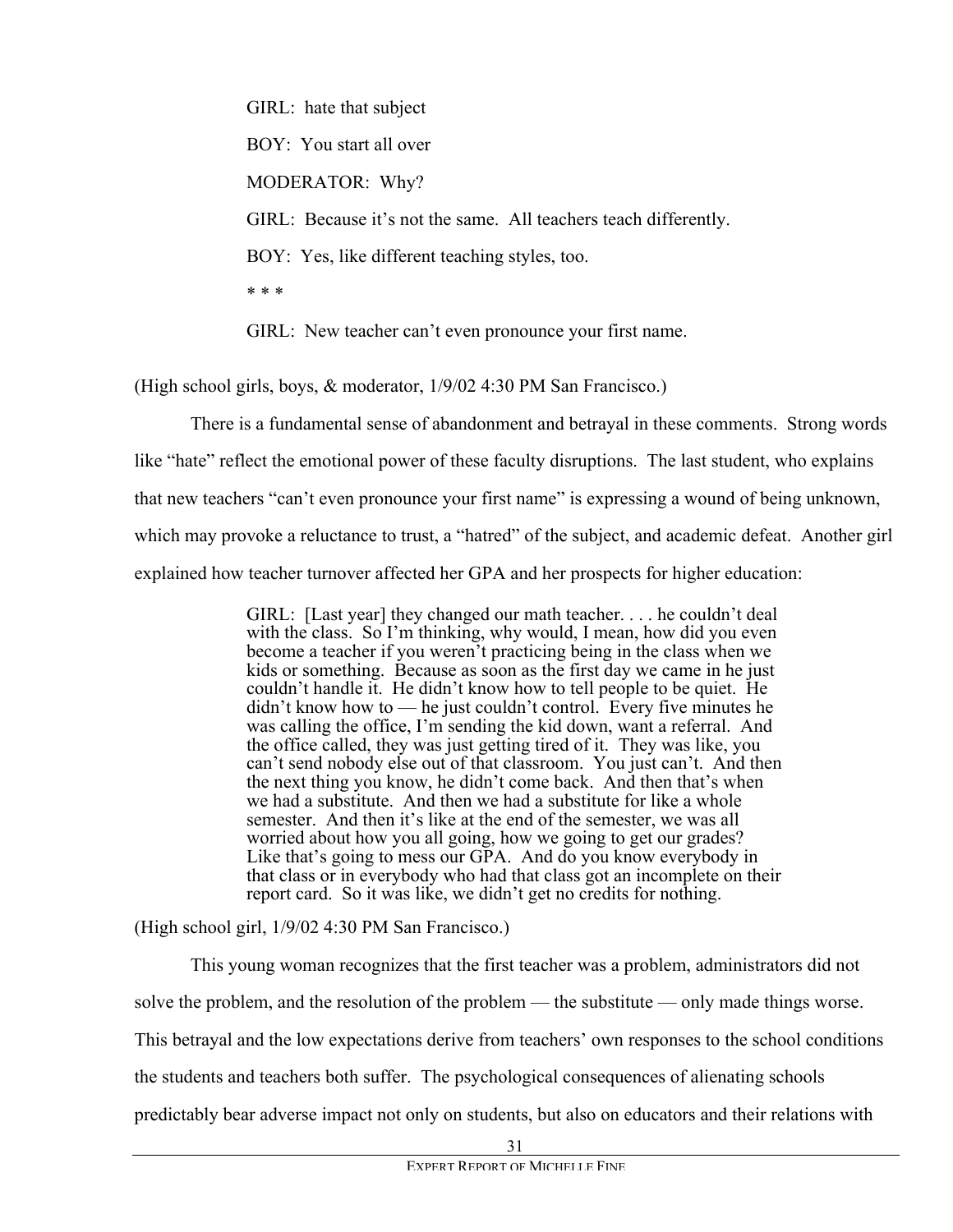GIRL: hate that subject

BOY: You start all over

MODERATOR: Why?

GIRL: Because it's not the same. All teachers teach differently.

BOY: Yes, like different teaching styles, too.

* * *

GIRL: New teacher can't even pronounce your first name.

(High school girls, boys, & moderator, 1/9/02 4:30 PM San Francisco.)

There is a fundamental sense of abandonment and betrayal in these comments. Strong words like "hate" reflect the emotional power of these faculty disruptions. The last student, who explains that new teachers "can't even pronounce your first name" is expressing a wound of being unknown, which may provoke a reluctance to trust, a "hatred" of the subject, and academic defeat. Another girl explained how teacher turnover affected her GPA and her prospects for higher education:

> GIRL: [Last year] they changed our math teacher. . . . he couldn't deal with the class. So I'm thinking, why would, I mean, how did you even become a teacher if you weren't practicing being in the class when we kids or something. Because as soon as the first day we came in he just couldn't handle it. He didn't know how to tell people to be quiet. He didn't know how to — he just couldn't control. Every five minutes he was calling the office, I'm sending the kid down, want a referral. And the office called, they was just getting tired of it. They was like, you can't send nobody else out of that classroom. You just can't. And then the next thing you know, he didn't come back. And then that's when we had a substitute. And then we had a substitute for like a whole semester. And then it's like at the end of the semester, we was all worried about how you all going, how we going to get our grades? Like that's going to mess our GPA. And do you know everybody in that class or in everybody who had that class got an incomplete on their report card. So it was like, we didn't get no credits for nothing.

(High school girl, 1/9/02 4:30 PM San Francisco.)

This young woman recognizes that the first teacher was a problem, administrators did not solve the problem, and the resolution of the problem — the substitute — only made things worse. This betrayal and the low expectations derive from teachers' own responses to the school conditions the students and teachers both suffer. The psychological consequences of alienating schools predictably bear adverse impact not only on students, but also on educators and their relations with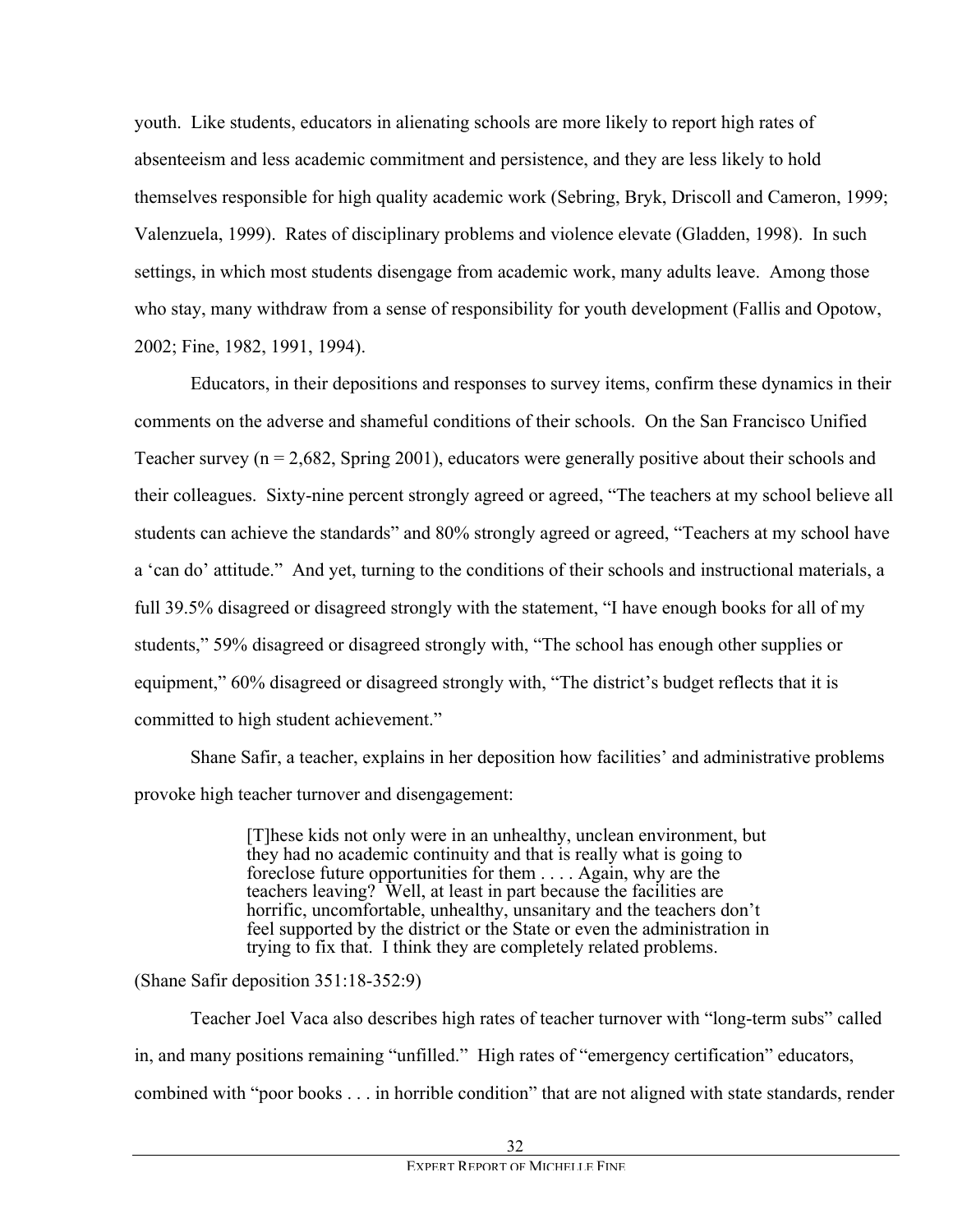youth. Like students, educators in alienating schools are more likely to report high rates of absenteeism and less academic commitment and persistence, and they are less likely to hold themselves responsible for high quality academic work (Sebring, Bryk, Driscoll and Cameron, 1999; Valenzuela, 1999). Rates of disciplinary problems and violence elevate (Gladden, 1998). In such settings, in which most students disengage from academic work, many adults leave. Among those who stay, many withdraw from a sense of responsibility for youth development (Fallis and Opotow, 2002; Fine, 1982, 1991, 1994).

Educators, in their depositions and responses to survey items, confirm these dynamics in their comments on the adverse and shameful conditions of their schools. On the San Francisco Unified Teacher survey (n = 2,682, Spring 2001), educators were generally positive about their schools and their colleagues. Sixty-nine percent strongly agreed or agreed, "The teachers at my school believe all students can achieve the standards" and 80% strongly agreed or agreed, "Teachers at my school have a 'can do' attitude." And yet, turning to the conditions of their schools and instructional materials, a full 39.5% disagreed or disagreed strongly with the statement, "I have enough books for all of my students," 59% disagreed or disagreed strongly with, "The school has enough other supplies or equipment," 60% disagreed or disagreed strongly with, "The district's budget reflects that it is committed to high student achievement."

Shane Safir, a teacher, explains in her deposition how facilities' and administrative problems provoke high teacher turnover and disengagement:

> [T]hese kids not only were in an unhealthy, unclean environment, but they had no academic continuity and that is really what is going to foreclose future opportunities for them . . . . Again, why are the teachers leaving? Well, at least in part because the facilities are horrific, uncomfortable, unhealthy, unsanitary and the teachers don't feel supported by the district or the State or even the administration in trying to fix that. I think they are completely related problems.

(Shane Safir deposition 351:18-352:9)

Teacher Joel Vaca also describes high rates of teacher turnover with "long-term subs" called in, and many positions remaining "unfilled." High rates of "emergency certification" educators, combined with "poor books . . . in horrible condition" that are not aligned with state standards, render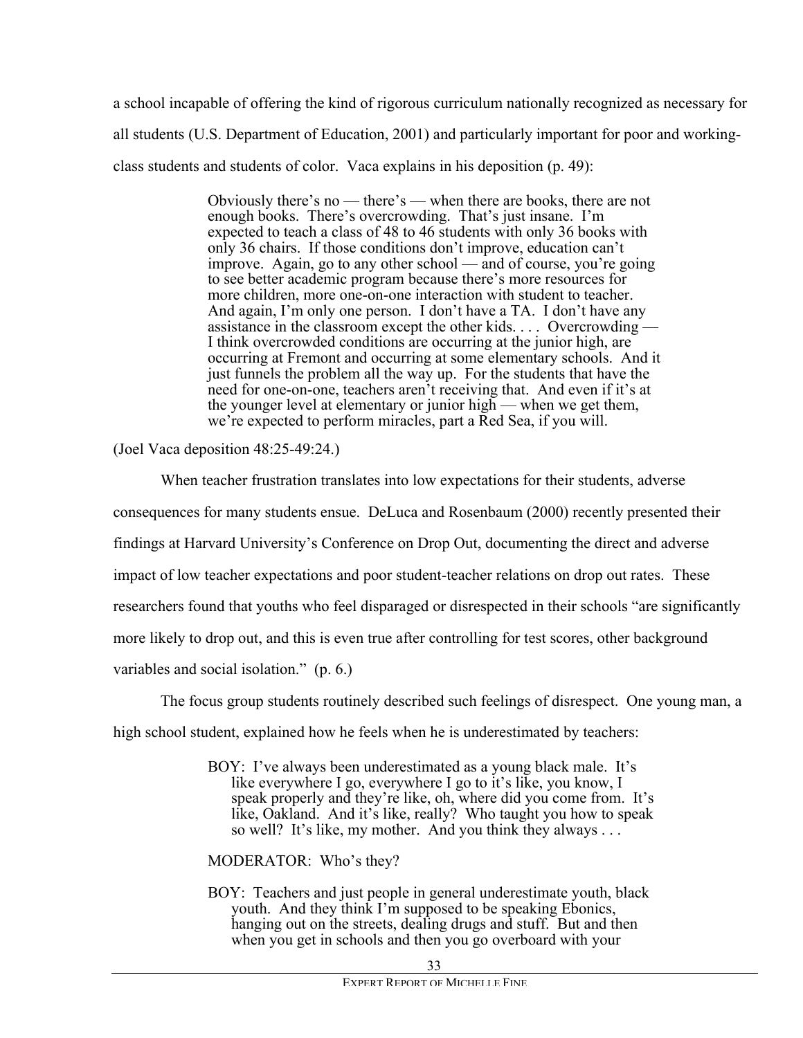a school incapable of offering the kind of rigorous curriculum nationally recognized as necessary for all students (U.S. Department of Education, 2001) and particularly important for poor and working-class students and students of color. Vaca explains in his deposition (p. 49):

> Obviously there's no — there's — when there are books, there are not enough books. There's overcrowding. That's just insane. I'm expected to teach a class of 48 to 46 students with only 36 books with only 36 chairs. If those conditions don't improve, education can't improve. Again, go to any other school — and of course, you're going to see better academic program because there's more resources for more children, more one-on-one interaction with student to teacher. And again, I'm only one person. I don't have a TA. I don't have any assistance in the classroom except the other kids. . . . Overcrowding — I think overcrowded conditions are occurring at the junior high, are occurring at Fremont and occurring at some elementary schools. And it just funnels the problem all the way up. For the students that have the need for one-on-one, teachers aren't receiving that. And even if it's at the younger level at elementary or junior high — when we get them, we're expected to perform miracles, part a Red Sea, if you will.

(Joel Vaca deposition 48:25-49:24.)

When teacher frustration translates into low expectations for their students, adverse consequences for many students ensue. DeLuca and Rosenbaum (2000) recently presented their findings at Harvard University's Conference on Drop Out, documenting the direct and adverse impact of low teacher expectations and poor student-teacher relations on drop out rates. These researchers found that youths who feel disparaged or disrespected in their schools "are significantly more likely to drop out, and this is even true after controlling for test scores, other background variables and social isolation." (p. 6.)

The focus group students routinely described such feelings of disrespect. One young man, a high school student, explained how he feels when he is underestimated by teachers:

> BOY: I've always been underestimated as a young black male. It's like everywhere I go, everywhere I go to it's like, you know, I speak properly and they're like, oh, where did you come from. It's like, Oakland. And it's like, really? Who taught you how to speak so well? It's like, my mother. And you think they always . . .
>
> MODERATOR: Who's they?
>
> BOY: Teachers and just people in general underestimate youth, black youth. And they think I'm supposed to be speaking Ebonics, hanging out on the streets, dealing drugs and stuff. But and then when you get in schools and then you go overboard with your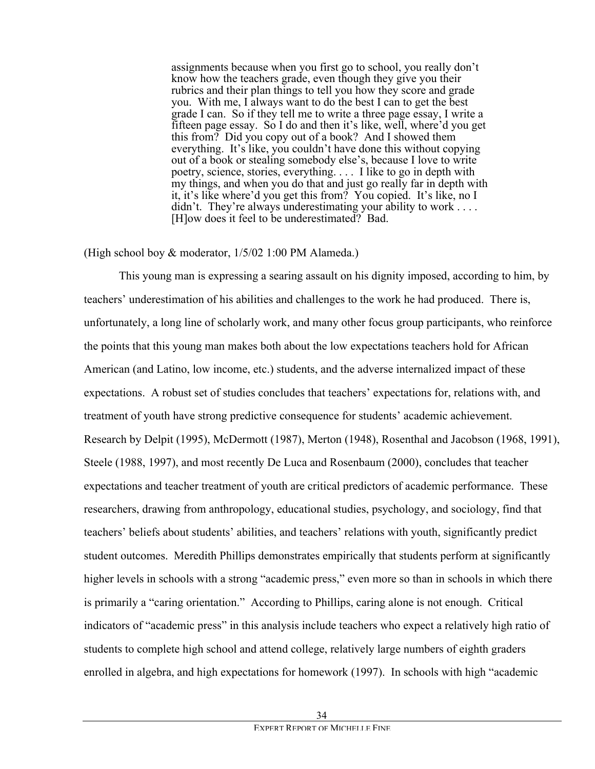> assignments because when you first go to school, you really don't know how the teachers grade, even though they give you their rubrics and their plan things to tell you how they score and grade you. With me, I always want to do the best I can to get the best grade I can. So if they tell me to write a three page essay, I write a fifteen page essay. So I do and then it's like, well, where'd you get this from? Did you copy out of a book? And I showed them everything. It's like, you couldn't have done this without copying out of a book or stealing somebody else's, because I love to write poetry, science, stories, everything. . . . I like to go in depth with my things, and when you do that and just go really far in depth with it, it's like where'd you get this from? You copied. It's like, no I didn't. They're always underestimating your ability to work . . . . [H]ow does it feel to be underestimated? Bad.

(High school boy & moderator, 1/5/02 1:00 PM Alameda.)

This young man is expressing a searing assault on his dignity imposed, according to him, by teachers' underestimation of his abilities and challenges to the work he had produced. There is, unfortunately, a long line of scholarly work, and many other focus group participants, who reinforce the points that this young man makes both about the low expectations teachers hold for African American (and Latino, low income, etc.) students, and the adverse internalized impact of these expectations. A robust set of studies concludes that teachers' expectations for, relations with, and treatment of youth have strong predictive consequence for students' academic achievement. Research by Delpit (1995), McDermott (1987), Merton (1948), Rosenthal and Jacobson (1968, 1991), Steele (1988, 1997), and most recently De Luca and Rosenbaum (2000), concludes that teacher expectations and teacher treatment of youth are critical predictors of academic performance. These researchers, drawing from anthropology, educational studies, psychology, and sociology, find that teachers' beliefs about students' abilities, and teachers' relations with youth, significantly predict student outcomes. Meredith Phillips demonstrates empirically that students perform at significantly higher levels in schools with a strong "academic press," even more so than in schools in which there is primarily a "caring orientation." According to Phillips, caring alone is not enough. Critical indicators of "academic press" in this analysis include teachers who expect a relatively high ratio of students to complete high school and attend college, relatively large numbers of eighth graders enrolled in algebra, and high expectations for homework (1997). In schools with high "academic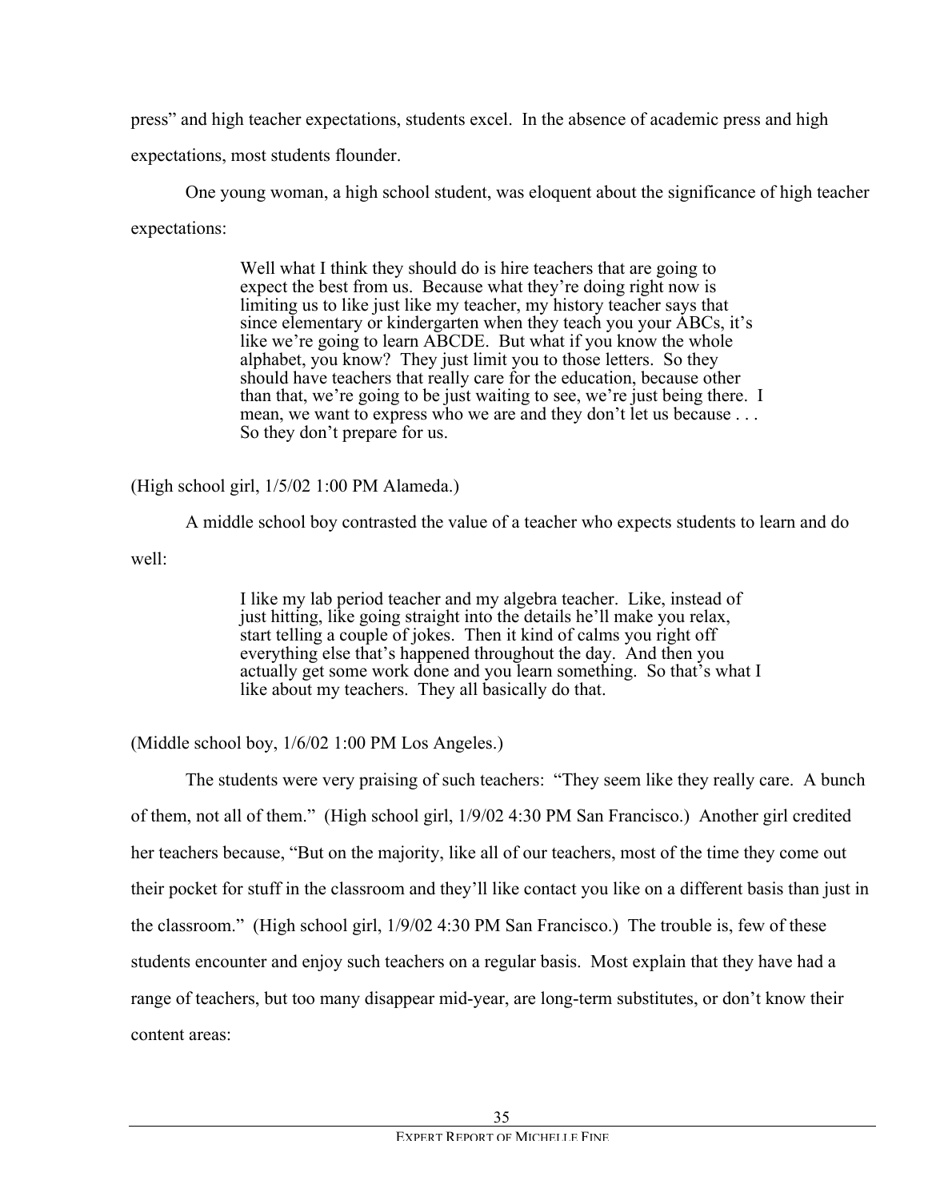press" and high teacher expectations, students excel. In the absence of academic press and high expectations, most students flounder.

One young woman, a high school student, was eloquent about the significance of high teacher expectations:

> Well what I think they should do is hire teachers that are going to expect the best from us. Because what they're doing right now is limiting us to like just like my teacher, my history teacher says that since elementary or kindergarten when they teach you your ABCs, it's like we're going to learn ABCDE. But what if you know the whole alphabet, you know? They just limit you to those letters. So they should have teachers that really care for the education, because other than that, we're going to be just waiting to see, we're just being there. I mean, we want to express who we are and they don't let us because . . . So they don't prepare for us.

(High school girl, 1/5/02 1:00 PM Alameda.)

A middle school boy contrasted the value of a teacher who expects students to learn and do well:

> I like my lab period teacher and my algebra teacher. Like, instead of just hitting, like going straight into the details he'll make you relax, start telling a couple of jokes. Then it kind of calms you right off everything else that's happened throughout the day. And then you actually get some work done and you learn something. So that's what I like about my teachers. They all basically do that.

(Middle school boy, 1/6/02 1:00 PM Los Angeles.)

The students were very praising of such teachers: "They seem like they really care. A bunch of them, not all of them." (High school girl, 1/9/02 4:30 PM San Francisco.) Another girl credited her teachers because, "But on the majority, like all of our teachers, most of the time they come out their pocket for stuff in the classroom and they'll like contact you like on a different basis than just in the classroom." (High school girl, 1/9/02 4:30 PM San Francisco.) The trouble is, few of these students encounter and enjoy such teachers on a regular basis. Most explain that they have had a range of teachers, but too many disappear mid-year, are long-term substitutes, or don't know their content areas: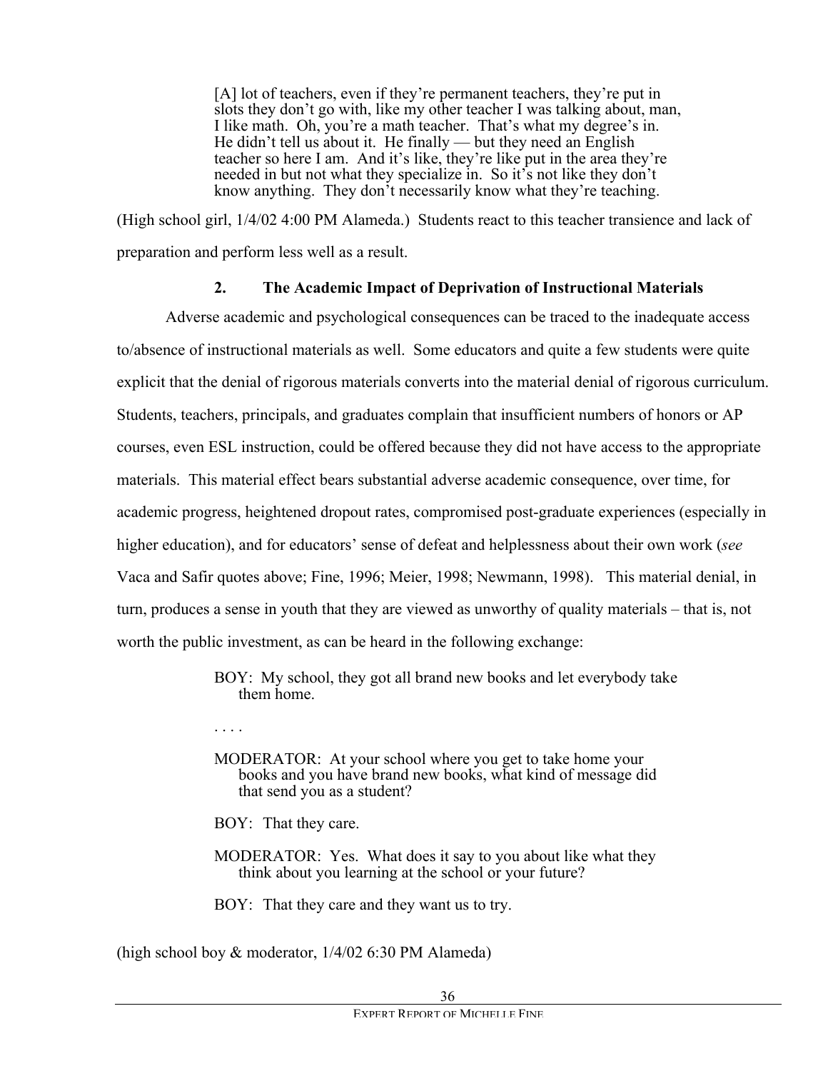> [A] lot of teachers, even if they're permanent teachers, they're put in slots they don't go with, like my other teacher I was talking about, man, I like math. Oh, you're a math teacher. That's what my degree's in. He didn't tell us about it. He finally — but they need an English teacher so here I am. And it's like, they're like put in the area they're needed in but not what they specialize in. So it's not like they don't know anything. They don't necessarily know what they're teaching.

(High school girl, 1/4/02 4:00 PM Alameda.) Students react to this teacher transience and lack of preparation and perform less well as a result.

### 2. The Academic Impact of Deprivation of Instructional Materials

Adverse academic and psychological consequences can be traced to the inadequate access to/absence of instructional materials as well. Some educators and quite a few students were quite explicit that the denial of rigorous materials converts into the material denial of rigorous curriculum. Students, teachers, principals, and graduates complain that insufficient numbers of honors or AP courses, even ESL instruction, could be offered because they did not have access to the appropriate materials. This material effect bears substantial adverse academic consequence, over time, for academic progress, heightened dropout rates, compromised post-graduate experiences (especially in higher education), and for educators' sense of defeat and helplessness about their own work (*see* Vaca and Safir quotes above; Fine, 1996; Meier, 1998; Newmann, 1998). This material denial, in turn, produces a sense in youth that they are viewed as unworthy of quality materials – that is, not worth the public investment, as can be heard in the following exchange:

> BOY: My school, they got all brand new books and let everybody take them home.
>
> . . . .
>
> MODERATOR: At your school where you get to take home your books and you have brand new books, what kind of message did that send you as a student?
>
> BOY: That they care.
>
> MODERATOR: Yes. What does it say to you about like what they think about you learning at the school or your future?
>
> BOY: That they care and they want us to try.

(high school boy & moderator, 1/4/02 6:30 PM Alameda)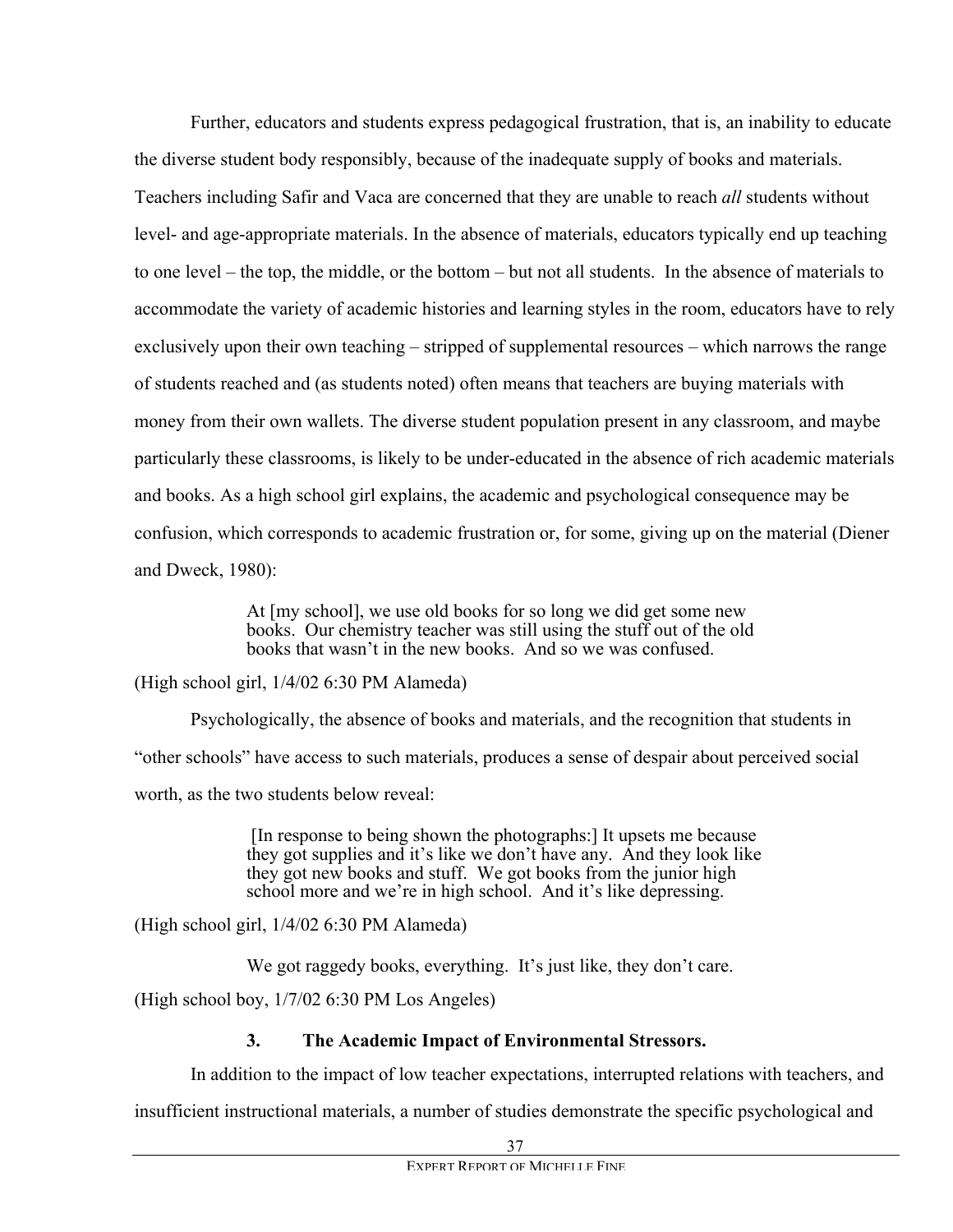Further, educators and students express pedagogical frustration, that is, an inability to educate the diverse student body responsibly, because of the inadequate supply of books and materials. Teachers including Safir and Vaca are concerned that they are unable to reach *all* students without level- and age-appropriate materials. In the absence of materials, educators typically end up teaching to one level – the top, the middle, or the bottom – but not all students. In the absence of materials to accommodate the variety of academic histories and learning styles in the room, educators have to rely exclusively upon their own teaching – stripped of supplemental resources – which narrows the range of students reached and (as students noted) often means that teachers are buying materials with money from their own wallets. The diverse student population present in any classroom, and maybe particularly these classrooms, is likely to be under-educated in the absence of rich academic materials and books. As a high school girl explains, the academic and psychological consequence may be confusion, which corresponds to academic frustration or, for some, giving up on the material (Diener and Dweck, 1980):

> At [my school], we use old books for so long we did get some new books. Our chemistry teacher was still using the stuff out of the old books that wasn't in the new books. And so we was confused.

(High school girl, 1/4/02 6:30 PM Alameda)

Psychologically, the absence of books and materials, and the recognition that students in "other schools" have access to such materials, produces a sense of despair about perceived social worth, as the two students below reveal:

> [In response to being shown the photographs:] It upsets me because they got supplies and it's like we don't have any. And they look like they got new books and stuff. We got books from the junior high school more and we're in high school. And it's like depressing.

(High school girl, 1/4/02 6:30 PM Alameda)

> We got raggedy books, everything. It's just like, they don't care.

(High school boy, 1/7/02 6:30 PM Los Angeles)

### 3. The Academic Impact of Environmental Stressors.

In addition to the impact of low teacher expectations, interrupted relations with teachers, and insufficient instructional materials, a number of studies demonstrate the specific psychological and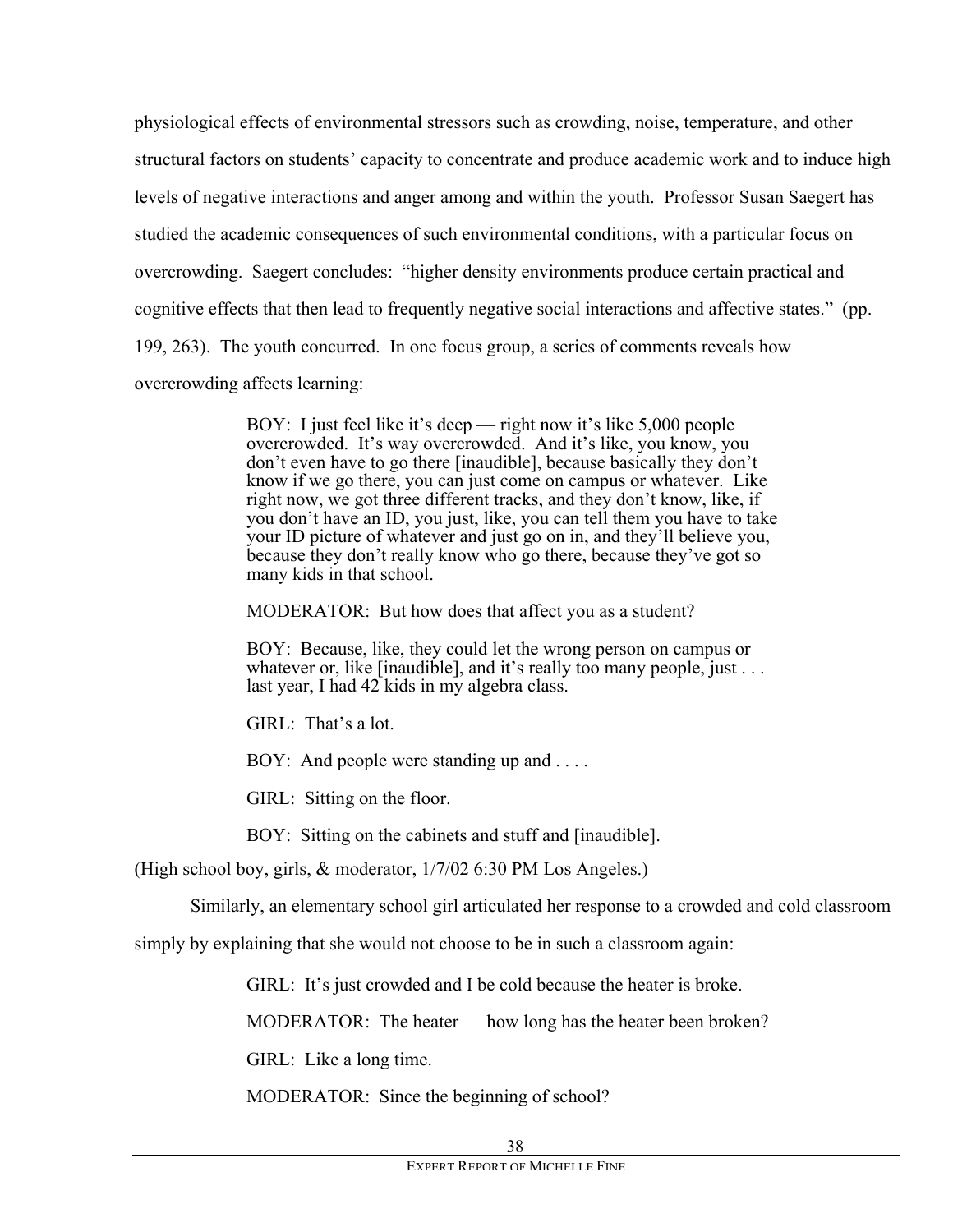physiological effects of environmental stressors such as crowding, noise, temperature, and other structural factors on students' capacity to concentrate and produce academic work and to induce high levels of negative interactions and anger among and within the youth. Professor Susan Saegert has studied the academic consequences of such environmental conditions, with a particular focus on overcrowding. Saegert concludes: "higher density environments produce certain practical and cognitive effects that then lead to frequently negative social interactions and affective states." (pp. 199, 263). The youth concurred. In one focus group, a series of comments reveals how overcrowding affects learning:

> BOY: I just feel like it's deep — right now it's like 5,000 people overcrowded. It's way overcrowded. And it's like, you know, you don't even have to go there [inaudible], because basically they don't know if we go there, you can just come on campus or whatever. Like right now, we got three different tracks, and they don't know, like, if you don't have an ID, you just, like, you can tell them you have to take your ID picture of whatever and just go on in, and they'll believe you, because they don't really know who go there, because they've got so many kids in that school.
>
> MODERATOR: But how does that affect you as a student?
>
> BOY: Because, like, they could let the wrong person on campus or whatever or, like [inaudible], and it's really too many people, just . . . last year, I had 42 kids in my algebra class.
>
> GIRL: That's a lot.
>
> BOY: And people were standing up and . . . .
>
> GIRL: Sitting on the floor.
>
> BOY: Sitting on the cabinets and stuff and [inaudible].

(High school boy, girls, & moderator, 1/7/02 6:30 PM Los Angeles.)

Similarly, an elementary school girl articulated her response to a crowded and cold classroom simply by explaining that she would not choose to be in such a classroom again:

> GIRL: It's just crowded and I be cold because the heater is broke.
>
> MODERATOR: The heater — how long has the heater been broken?
>
> GIRL: Like a long time.
>
> MODERATOR: Since the beginning of school?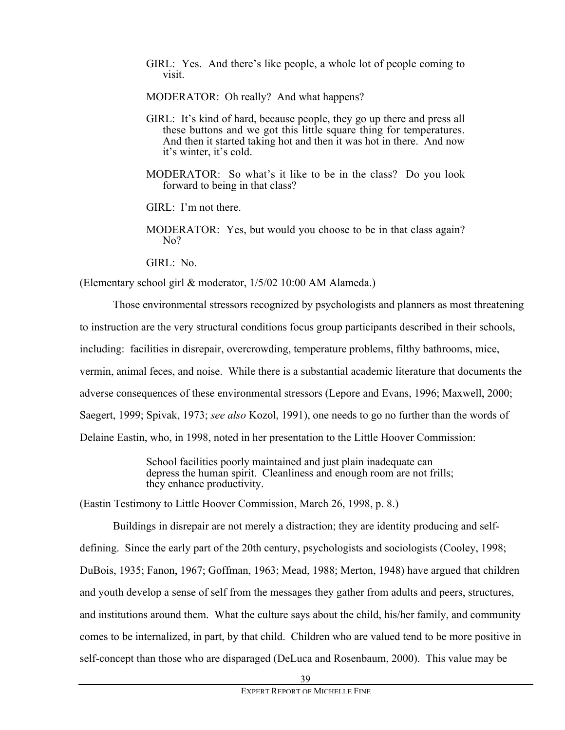> GIRL: Yes. And there's like people, a whole lot of people coming to visit.
>
> MODERATOR: Oh really? And what happens?
>
> GIRL: It's kind of hard, because people, they go up there and press all these buttons and we got this little square thing for temperatures. And then it started taking hot and then it was hot in there. And now it's winter, it's cold.
>
> MODERATOR: So what's it like to be in the class? Do you look forward to being in that class?
>
> GIRL: I'm not there.
>
> MODERATOR: Yes, but would you choose to be in that class again? No?
>
> GIRL: No.

(Elementary school girl & moderator, 1/5/02 10:00 AM Alameda.)

Those environmental stressors recognized by psychologists and planners as most threatening to instruction are the very structural conditions focus group participants described in their schools, including: facilities in disrepair, overcrowding, temperature problems, filthy bathrooms, mice, vermin, animal feces, and noise. While there is a substantial academic literature that documents the adverse consequences of these environmental stressors (Lepore and Evans, 1996; Maxwell, 2000; Saegert, 1999; Spivak, 1973; *see also* Kozol, 1991), one needs to go no further than the words of Delaine Eastin, who, in 1998, noted in her presentation to the Little Hoover Commission:

> School facilities poorly maintained and just plain inadequate can depress the human spirit. Cleanliness and enough room are not frills; they enhance productivity.

(Eastin Testimony to Little Hoover Commission, March 26, 1998, p. 8.)

Buildings in disrepair are not merely a distraction; they are identity producing and self-defining. Since the early part of the 20th century, psychologists and sociologists (Cooley, 1998; DuBois, 1935; Fanon, 1967; Goffman, 1963; Mead, 1988; Merton, 1948) have argued that children and youth develop a sense of self from the messages they gather from adults and peers, structures, and institutions around them. What the culture says about the child, his/her family, and community comes to be internalized, in part, by that child. Children who are valued tend to be more positive in self-concept than those who are disparaged (DeLuca and Rosenbaum, 2000). This value may be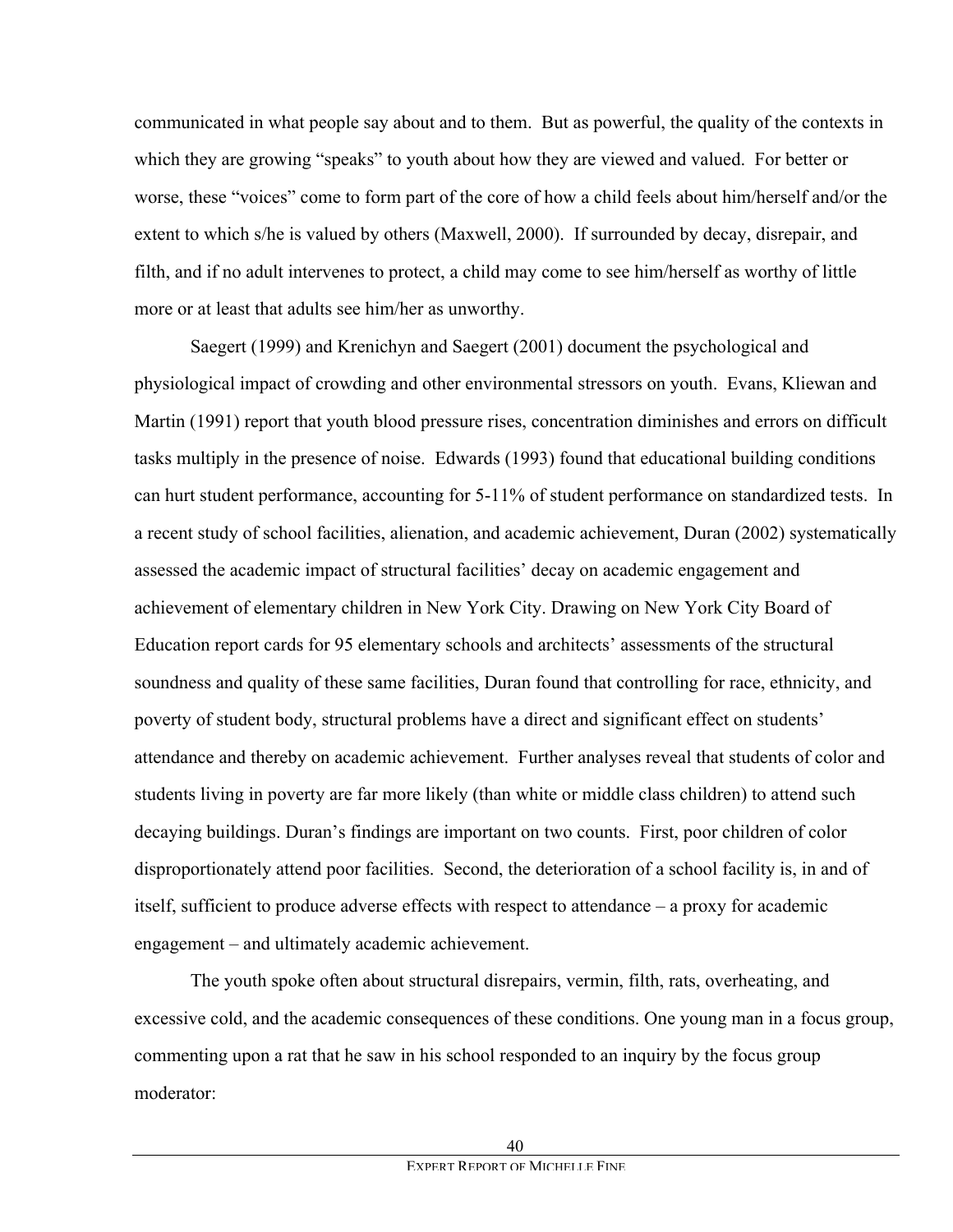communicated in what people say about and to them. But as powerful, the quality of the contexts in which they are growing "speaks" to youth about how they are viewed and valued. For better or worse, these "voices" come to form part of the core of how a child feels about him/herself and/or the extent to which s/he is valued by others (Maxwell, 2000). If surrounded by decay, disrepair, and filth, and if no adult intervenes to protect, a child may come to see him/herself as worthy of little more or at least that adults see him/her as unworthy.

Saegert (1999) and Krenichyn and Saegert (2001) document the psychological and physiological impact of crowding and other environmental stressors on youth. Evans, Kliewan and Martin (1991) report that youth blood pressure rises, concentration diminishes and errors on difficult tasks multiply in the presence of noise. Edwards (1993) found that educational building conditions can hurt student performance, accounting for 5-11% of student performance on standardized tests. In a recent study of school facilities, alienation, and academic achievement, Duran (2002) systematically assessed the academic impact of structural facilities' decay on academic engagement and achievement of elementary children in New York City. Drawing on New York City Board of Education report cards for 95 elementary schools and architects' assessments of the structural soundness and quality of these same facilities, Duran found that controlling for race, ethnicity, and poverty of student body, structural problems have a direct and significant effect on students' attendance and thereby on academic achievement. Further analyses reveal that students of color and students living in poverty are far more likely (than white or middle class children) to attend such decaying buildings. Duran's findings are important on two counts. First, poor children of color disproportionately attend poor facilities. Second, the deterioration of a school facility is, in and of itself, sufficient to produce adverse effects with respect to attendance – a proxy for academic engagement – and ultimately academic achievement.

The youth spoke often about structural disrepairs, vermin, filth, rats, overheating, and excessive cold, and the academic consequences of these conditions. One young man in a focus group, commenting upon a rat that he saw in his school responded to an inquiry by the focus group moderator: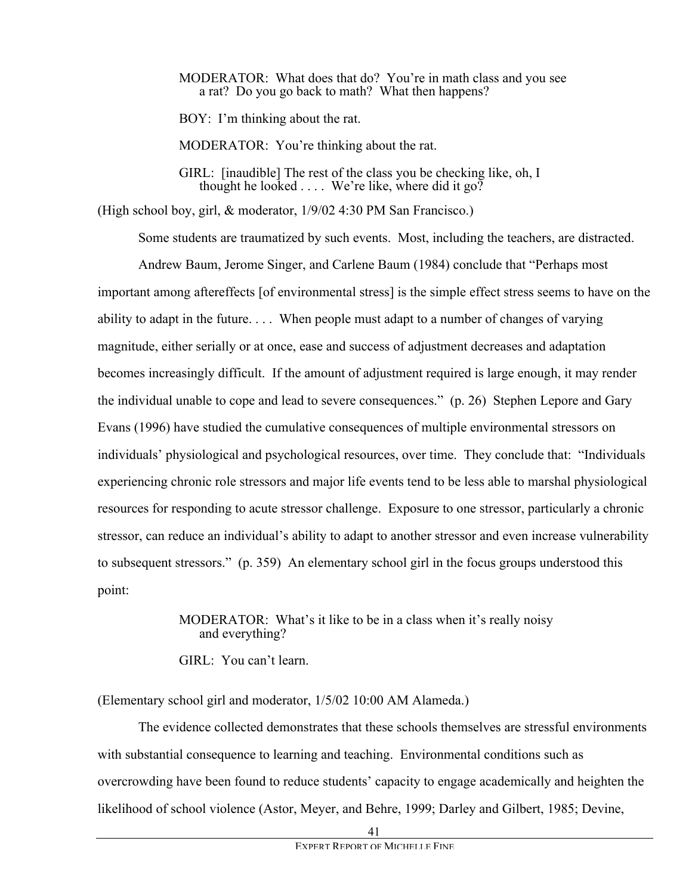> MODERATOR: What does that do? You're in math class and you see a rat? Do you go back to math? What then happens?
>
> BOY: I'm thinking about the rat.
>
> MODERATOR: You're thinking about the rat.
>
> GIRL: [inaudible] The rest of the class you be checking like, oh, I thought he looked . . . . We're like, where did it go?

(High school boy, girl, & moderator, 1/9/02 4:30 PM San Francisco.)

Some students are traumatized by such events. Most, including the teachers, are distracted.

Andrew Baum, Jerome Singer, and Carlene Baum (1984) conclude that "Perhaps most important among aftereffects [of environmental stress] is the simple effect stress seems to have on the ability to adapt in the future. . . . When people must adapt to a number of changes of varying magnitude, either serially or at once, ease and success of adjustment decreases and adaptation becomes increasingly difficult. If the amount of adjustment required is large enough, it may render the individual unable to cope and lead to severe consequences." (p. 26) Stephen Lepore and Gary Evans (1996) have studied the cumulative consequences of multiple environmental stressors on individuals' physiological and psychological resources, over time. They conclude that: "Individuals experiencing chronic role stressors and major life events tend to be less able to marshal physiological resources for responding to acute stressor challenge. Exposure to one stressor, particularly a chronic stressor, can reduce an individual's ability to adapt to another stressor and even increase vulnerability to subsequent stressors." (p. 359) An elementary school girl in the focus groups understood this point:

> MODERATOR: What's it like to be in a class when it's really noisy and everything?
>
> GIRL: You can't learn.

(Elementary school girl and moderator, 1/5/02 10:00 AM Alameda.)

The evidence collected demonstrates that these schools themselves are stressful environments with substantial consequence to learning and teaching. Environmental conditions such as overcrowding have been found to reduce students' capacity to engage academically and heighten the likelihood of school violence (Astor, Meyer, and Behre, 1999; Darley and Gilbert, 1985; Devine,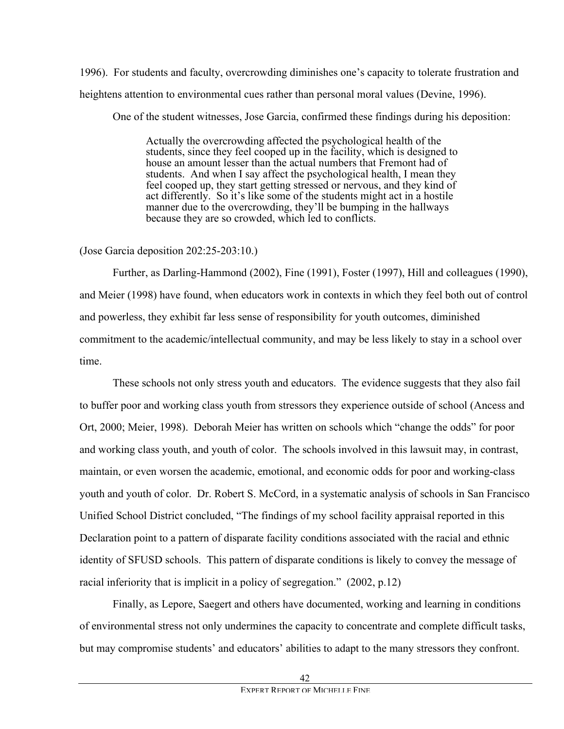1996). For students and faculty, overcrowding diminishes one's capacity to tolerate frustration and heightens attention to environmental cues rather than personal moral values (Devine, 1996).

One of the student witnesses, Jose Garcia, confirmed these findings during his deposition:

> Actually the overcrowding affected the psychological health of the students, since they feel cooped up in the facility, which is designed to house an amount lesser than the actual numbers that Fremont had of students. And when I say affect the psychological health, I mean they feel cooped up, they start getting stressed or nervous, and they kind of act differently. So it's like some of the students might act in a hostile manner due to the overcrowding, they'll be bumping in the hallways because they are so crowded, which led to conflicts.

(Jose Garcia deposition 202:25-203:10.)

Further, as Darling-Hammond (2002), Fine (1991), Foster (1997), Hill and colleagues (1990), and Meier (1998) have found, when educators work in contexts in which they feel both out of control and powerless, they exhibit far less sense of responsibility for youth outcomes, diminished commitment to the academic/intellectual community, and may be less likely to stay in a school over time.

These schools not only stress youth and educators. The evidence suggests that they also fail to buffer poor and working class youth from stressors they experience outside of school (Ancess and Ort, 2000; Meier, 1998). Deborah Meier has written on schools which "change the odds" for poor and working class youth, and youth of color. The schools involved in this lawsuit may, in contrast, maintain, or even worsen the academic, emotional, and economic odds for poor and working-class youth and youth of color. Dr. Robert S. McCord, in a systematic analysis of schools in San Francisco Unified School District concluded, "The findings of my school facility appraisal reported in this Declaration point to a pattern of disparate facility conditions associated with the racial and ethnic identity of SFUSD schools. This pattern of disparate conditions is likely to convey the message of racial inferiority that is implicit in a policy of segregation." (2002, p.12)

Finally, as Lepore, Saegert and others have documented, working and learning in conditions of environmental stress not only undermines the capacity to concentrate and complete difficult tasks, but may compromise students' and educators' abilities to adapt to the many stressors they confront.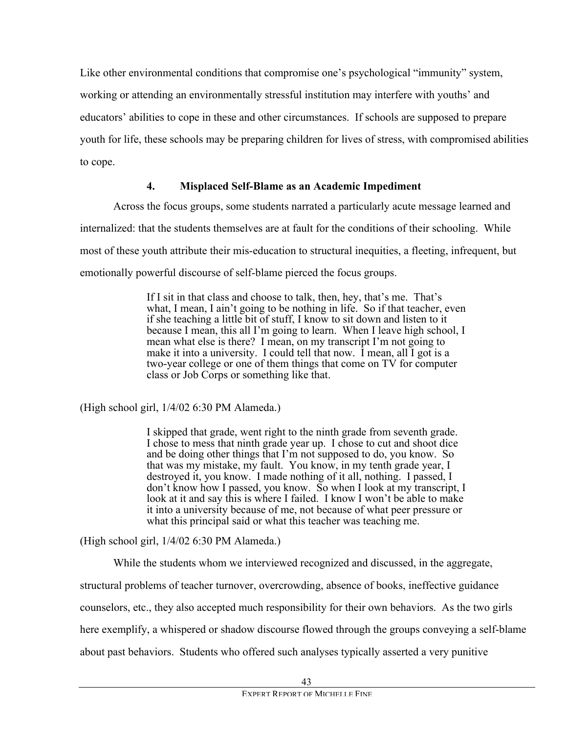Like other environmental conditions that compromise one's psychological "immunity" system, working or attending an environmentally stressful institution may interfere with youths' and educators' abilities to cope in these and other circumstances. If schools are supposed to prepare youth for life, these schools may be preparing children for lives of stress, with compromised abilities to cope.

### 4. Misplaced Self-Blame as an Academic Impediment

Across the focus groups, some students narrated a particularly acute message learned and internalized: that the students themselves are at fault for the conditions of their schooling. While most of these youth attribute their mis-education to structural inequities, a fleeting, infrequent, but emotionally powerful discourse of self-blame pierced the focus groups.

> If I sit in that class and choose to talk, then, hey, that's me. That's what, I mean, I ain't going to be nothing in life. So if that teacher, even if she teaching a little bit of stuff, I know to sit down and listen to it because I mean, this all I'm going to learn. When I leave high school, I mean what else is there? I mean, on my transcript I'm not going to make it into a university. I could tell that now. I mean, all I got is a two-year college or one of them things that come on TV for computer class or Job Corps or something like that.

(High school girl, 1/4/02 6:30 PM Alameda.)

> I skipped that grade, went right to the ninth grade from seventh grade. I chose to mess that ninth grade year up. I chose to cut and shoot dice and be doing other things that I'm not supposed to do, you know. So that was my mistake, my fault. You know, in my tenth grade year, I destroyed it, you know. I made nothing of it all, nothing. I passed, I don't know how I passed, you know. So when I look at my transcript, I look at it and say this is where I failed. I know I won't be able to make it into a university because of me, not because of what peer pressure or what this principal said or what this teacher was teaching me.

(High school girl, 1/4/02 6:30 PM Alameda.)

While the students whom we interviewed recognized and discussed, in the aggregate, structural problems of teacher turnover, overcrowding, absence of books, ineffective guidance counselors, etc., they also accepted much responsibility for their own behaviors. As the two girls here exemplify, a whispered or shadow discourse flowed through the groups conveying a self-blame about past behaviors. Students who offered such analyses typically asserted a very punitive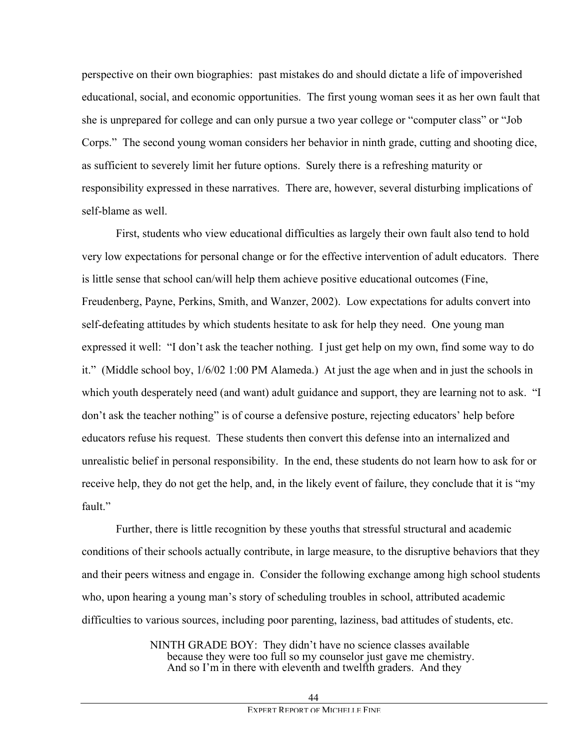perspective on their own biographies: past mistakes do and should dictate a life of impoverished educational, social, and economic opportunities. The first young woman sees it as her own fault that she is unprepared for college and can only pursue a two year college or "computer class" or "Job Corps." The second young woman considers her behavior in ninth grade, cutting and shooting dice, as sufficient to severely limit her future options. Surely there is a refreshing maturity or responsibility expressed in these narratives. There are, however, several disturbing implications of self-blame as well.

First, students who view educational difficulties as largely their own fault also tend to hold very low expectations for personal change or for the effective intervention of adult educators. There is little sense that school can/will help them achieve positive educational outcomes (Fine, Freudenberg, Payne, Perkins, Smith, and Wanzer, 2002). Low expectations for adults convert into self-defeating attitudes by which students hesitate to ask for help they need. One young man expressed it well: "I don't ask the teacher nothing. I just get help on my own, find some way to do it." (Middle school boy, 1/6/02 1:00 PM Alameda.) At just the age when and in just the schools in which youth desperately need (and want) adult guidance and support, they are learning not to ask. "I don't ask the teacher nothing" is of course a defensive posture, rejecting educators' help before educators refuse his request. These students then convert this defense into an internalized and unrealistic belief in personal responsibility. In the end, these students do not learn how to ask for or receive help, they do not get the help, and, in the likely event of failure, they conclude that it is "my fault."

Further, there is little recognition by these youths that stressful structural and academic conditions of their schools actually contribute, in large measure, to the disruptive behaviors that they and their peers witness and engage in. Consider the following exchange among high school students who, upon hearing a young man's story of scheduling troubles in school, attributed academic difficulties to various sources, including poor parenting, laziness, bad attitudes of students, etc.

> NINTH GRADE BOY: They didn't have no science classes available because they were too full so my counselor just gave me chemistry. And so I'm in there with eleventh and twelfth graders. And they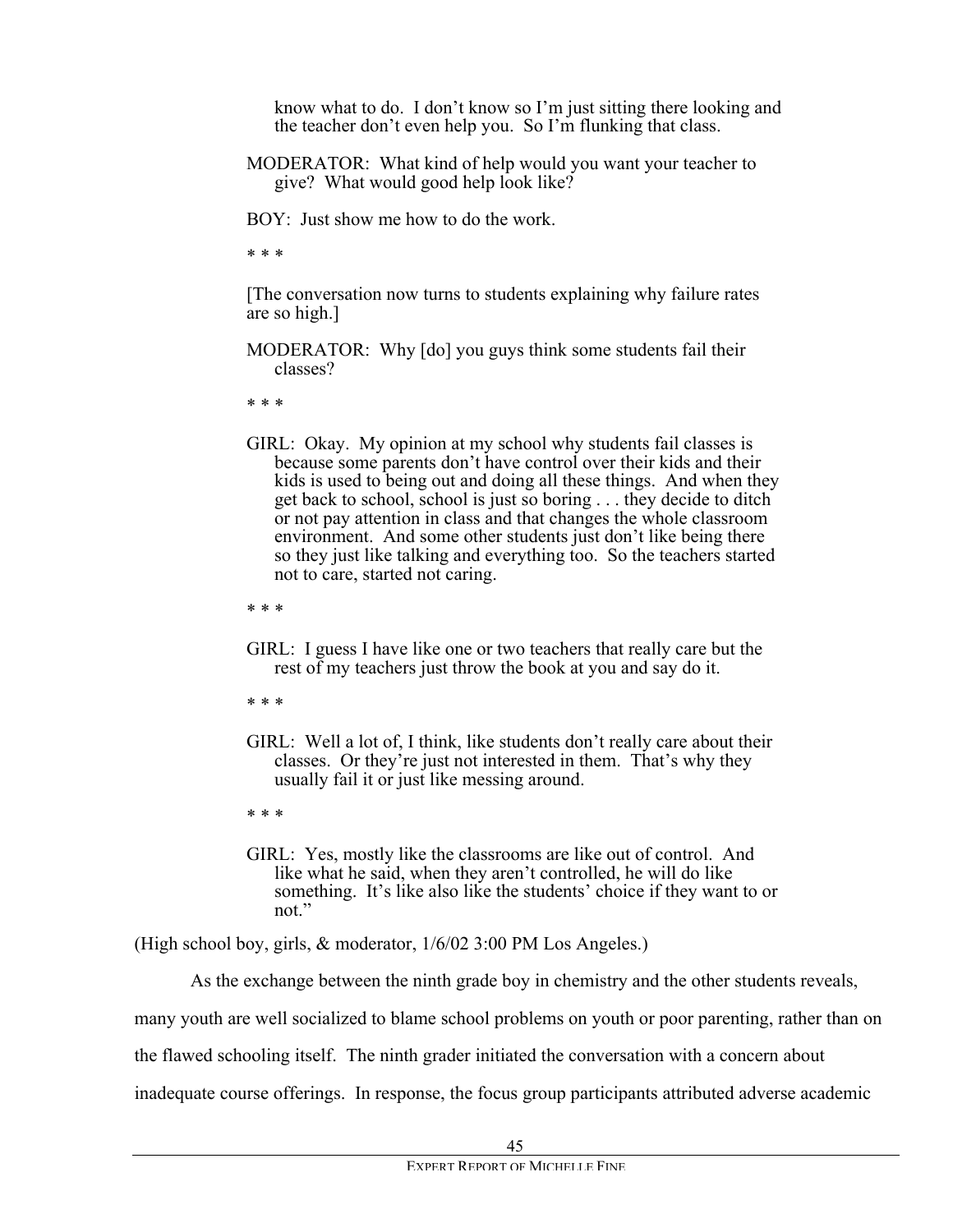> know what to do. I don't know so I'm just sitting there looking and the teacher don't even help you. So I'm flunking that class.
>
> MODERATOR: What kind of help would you want your teacher to give? What would good help look like?
>
> BOY: Just show me how to do the work.
>
> * * *
>
> [The conversation now turns to students explaining why failure rates are so high.]
>
> MODERATOR: Why [do] you guys think some students fail their classes?
>
> * * *
>
> GIRL: Okay. My opinion at my school why students fail classes is because some parents don't have control over their kids and their kids is used to being out and doing all these things. And when they get back to school, school is just so boring . . . they decide to ditch or not pay attention in class and that changes the whole classroom environment. And some other students just don't like being there so they just like talking and everything too. So the teachers started not to care, started not caring.
>
> * * *
>
> GIRL: I guess I have like one or two teachers that really care but the rest of my teachers just throw the book at you and say do it.
>
> * * *
>
> GIRL: Well a lot of, I think, like students don't really care about their classes. Or they're just not interested in them. That's why they usually fail it or just like messing around.
>
> * * *
>
> GIRL: Yes, mostly like the classrooms are like out of control. And like what he said, when they aren't controlled, he will do like something. It's like also like the students' choice if they want to or not."

(High school boy, girls, & moderator, 1/6/02 3:00 PM Los Angeles.)

As the exchange between the ninth grade boy in chemistry and the other students reveals, many youth are well socialized to blame school problems on youth or poor parenting, rather than on the flawed schooling itself. The ninth grader initiated the conversation with a concern about inadequate course offerings. In response, the focus group participants attributed adverse academic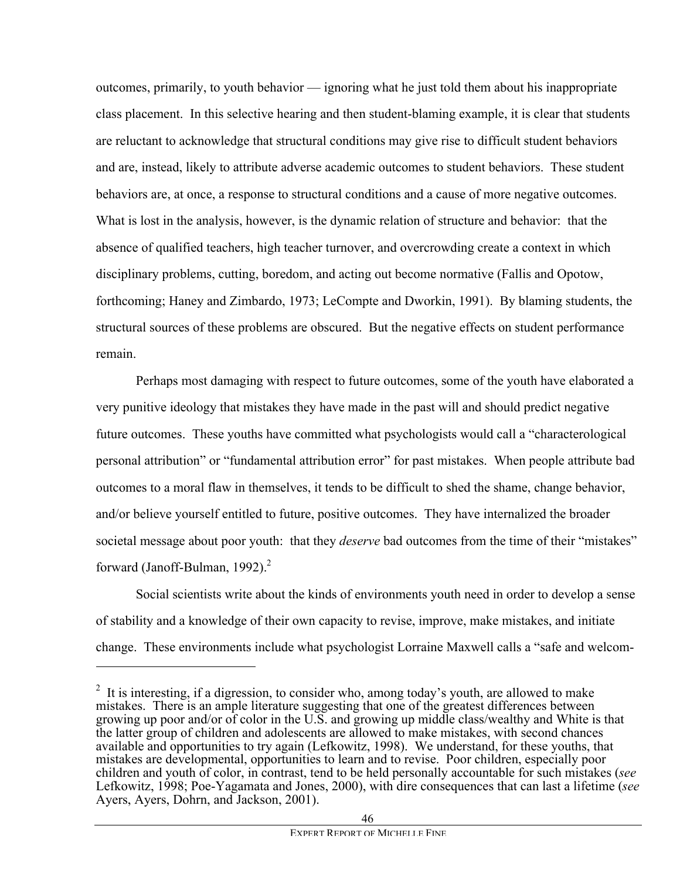outcomes, primarily, to youth behavior — ignoring what he just told them about his inappropriate class placement. In this selective hearing and then student-blaming example, it is clear that students are reluctant to acknowledge that structural conditions may give rise to difficult student behaviors and are, instead, likely to attribute adverse academic outcomes to student behaviors. These student behaviors are, at once, a response to structural conditions and a cause of more negative outcomes. What is lost in the analysis, however, is the dynamic relation of structure and behavior: that the absence of qualified teachers, high teacher turnover, and overcrowding create a context in which disciplinary problems, cutting, boredom, and acting out become normative (Fallis and Opotow, forthcoming; Haney and Zimbardo, 1973; LeCompte and Dworkin, 1991). By blaming students, the structural sources of these problems are obscured. But the negative effects on student performance remain.

Perhaps most damaging with respect to future outcomes, some of the youth have elaborated a very punitive ideology that mistakes they have made in the past will and should predict negative future outcomes. These youths have committed what psychologists would call a "characterological personal attribution" or "fundamental attribution error" for past mistakes. When people attribute bad outcomes to a moral flaw in themselves, it tends to be difficult to shed the shame, change behavior, and/or believe yourself entitled to future, positive outcomes. They have internalized the broader societal message about poor youth: that they *deserve* bad outcomes from the time of their "mistakes" forward (Janoff-Bulman, 1992).[2]

Social scientists write about the kinds of environments youth need in order to develop a sense of stability and a knowledge of their own capacity to revise, improve, make mistakes, and initiate change. These environments include what psychologist Lorraine Maxwell calls a "safe and welcom-

---

[2] It is interesting, if a digression, to consider who, among today's youth, are allowed to make mistakes. There is an ample literature suggesting that one of the greatest differences between growing up poor and/or of color in the U.S. and growing up middle class/wealthy and White is that the latter group of children and adolescents are allowed to make mistakes, with second chances available and opportunities to try again (Lefkowitz, 1998). We understand, for these youths, that mistakes are developmental, opportunities to learn and to revise. Poor children, especially poor children and youth of color, in contrast, tend to be held personally accountable for such mistakes (*see* Lefkowitz, 1998; Poe-Yagamata and Jones, 2000), with dire consequences that can last a lifetime (*see* Ayers, Ayers, Dohrn, and Jackson, 2001).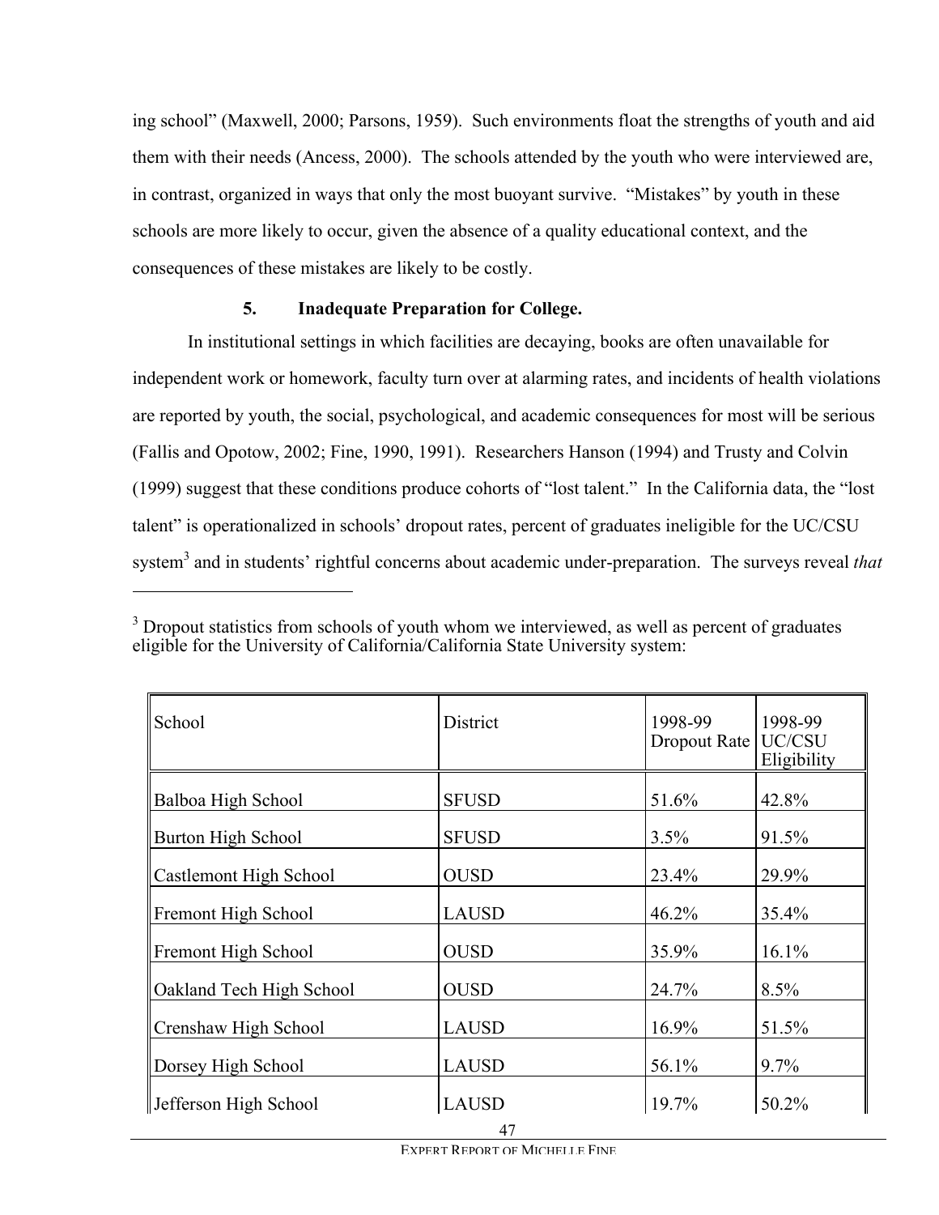ing school" (Maxwell, 2000; Parsons, 1959). Such environments float the strengths of youth and aid them with their needs (Ancess, 2000). The schools attended by the youth who were interviewed are, in contrast, organized in ways that only the most buoyant survive. "Mistakes" by youth in these schools are more likely to occur, given the absence of a quality educational context, and the consequences of these mistakes are likely to be costly.

### 5. Inadequate Preparation for College.

In institutional settings in which facilities are decaying, books are often unavailable for independent work or homework, faculty turn over at alarming rates, and incidents of health violations are reported by youth, the social, psychological, and academic consequences for most will be serious (Fallis and Opotow, 2002; Fine, 1990, 1991). Researchers Hanson (1994) and Trusty and Colvin (1999) suggest that these conditions produce cohorts of "lost talent." In the California data, the "lost talent" is operationalized in schools' dropout rates, percent of graduates ineligible for the UC/CSU system[3] and in students' rightful concerns about academic under-preparation. The surveys reveal *that*

---

[3] Dropout statistics from schools of youth whom we interviewed, as well as percent of graduates eligible for the University of California/California State University system:

| School | District | 1998-99 Dropout Rate | 1998-99 UC/CSU Eligibility |
|---|---|---|---|
| Balboa High School | SFUSD | 51.6% | 42.8% |
| Burton High School | SFUSD | 3.5% | 91.5% |
| Castlemont High School | OUSD | 23.4% | 29.9% |
| Fremont High School | LAUSD | 46.2% | 35.4% |
| Fremont High School | OUSD | 35.9% | 16.1% |
| Oakland Tech High School | OUSD | 24.7% | 8.5% |
| Crenshaw High School | LAUSD | 16.9% | 51.5% |
| Dorsey High School | LAUSD | 56.1% | 9.7% |
| Jefferson High School | LAUSD | 19.7% | 50.2% |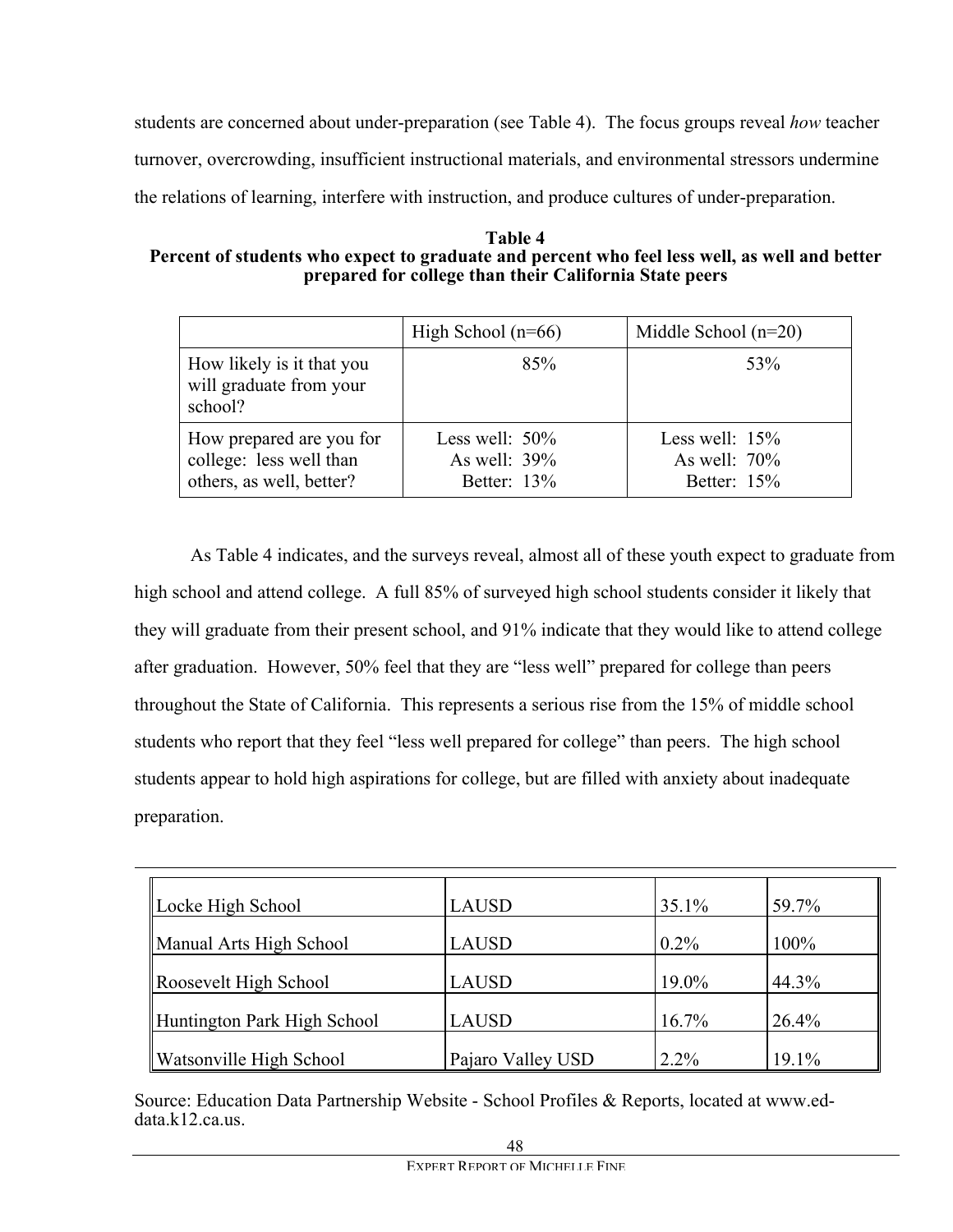students are concerned about under-preparation (see Table 4). The focus groups reveal *how* teacher turnover, overcrowding, insufficient instructional materials, and environmental stressors undermine the relations of learning, interfere with instruction, and produce cultures of under-preparation.

**Table 4**
**Percent of students who expect to graduate and percent who feel less well, as well and better prepared for college than their California State peers**

| | High School (n=66) | Middle School (n=20) |
|---|---|---|
| How likely is it that you will graduate from your school? | 85% | 53% |
| How prepared are you for college: less well than others, as well, better? | Less well: 50%<br>As well: 39%<br>Better: 13% | Less well: 15%<br>As well: 70%<br>Better: 15% |

As Table 4 indicates, and the surveys reveal, almost all of these youth expect to graduate from high school and attend college. A full 85% of surveyed high school students consider it likely that they will graduate from their present school, and 91% indicate that they would like to attend college after graduation. However, 50% feel that they are "less well" prepared for college than peers throughout the State of California. This represents a serious rise from the 15% of middle school students who report that they feel "less well prepared for college" than peers. The high school students appear to hold high aspirations for college, but are filled with anxiety about inadequate preparation.

---

| | | | |
|---|---|---|---|
| Locke High School | LAUSD | 35.1% | 59.7% |
| Manual Arts High School | LAUSD | 0.2% | 100% |
| Roosevelt High School | LAUSD | 19.0% | 44.3% |
| Huntington Park High School | LAUSD | 16.7% | 26.4% |
| Watsonville High School | Pajaro Valley USD | 2.2% | 19.1% |

Source: Education Data Partnership Website - School Profiles & Reports, located at www.ed-data.k12.ca.us.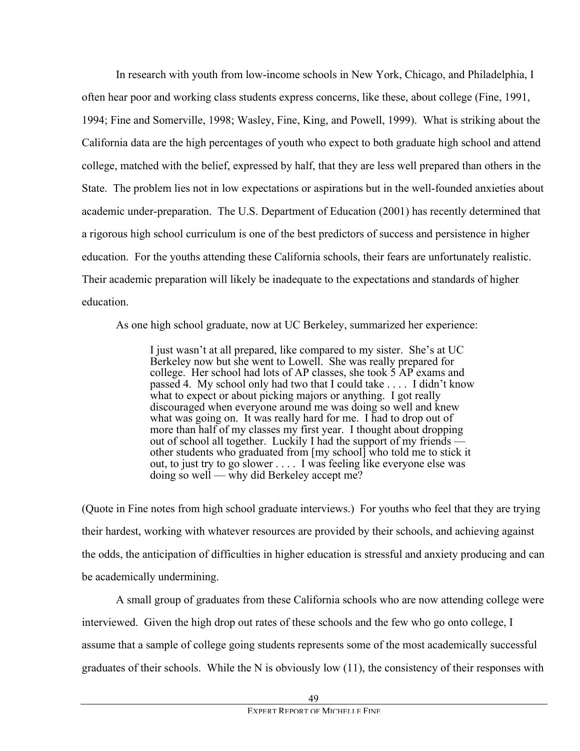In research with youth from low-income schools in New York, Chicago, and Philadelphia, I often hear poor and working class students express concerns, like these, about college (Fine, 1991, 1994; Fine and Somerville, 1998; Wasley, Fine, King, and Powell, 1999). What is striking about the California data are the high percentages of youth who expect to both graduate high school and attend college, matched with the belief, expressed by half, that they are less well prepared than others in the State. The problem lies not in low expectations or aspirations but in the well-founded anxieties about academic under-preparation. The U.S. Department of Education (2001) has recently determined that a rigorous high school curriculum is one of the best predictors of success and persistence in higher education. For the youths attending these California schools, their fears are unfortunately realistic. Their academic preparation will likely be inadequate to the expectations and standards of higher education.

As one high school graduate, now at UC Berkeley, summarized her experience:

> I just wasn't at all prepared, like compared to my sister. She's at UC Berkeley now but she went to Lowell. She was really prepared for college. Her school had lots of AP classes, she took 5 AP exams and passed 4. My school only had two that I could take . . . . I didn't know what to expect or about picking majors or anything. I got really discouraged when everyone around me was doing so well and knew what was going on. It was really hard for me. I had to drop out of more than half of my classes my first year. I thought about dropping out of school all together. Luckily I had the support of my friends — other students who graduated from [my school] who told me to stick it out, to just try to go slower . . . . I was feeling like everyone else was doing so well — why did Berkeley accept me?

(Quote in Fine notes from high school graduate interviews.) For youths who feel that they are trying their hardest, working with whatever resources are provided by their schools, and achieving against the odds, the anticipation of difficulties in higher education is stressful and anxiety producing and can be academically undermining.

A small group of graduates from these California schools who are now attending college were interviewed. Given the high drop out rates of these schools and the few who go onto college, I assume that a sample of college going students represents some of the most academically successful graduates of their schools. While the N is obviously low (11), the consistency of their responses with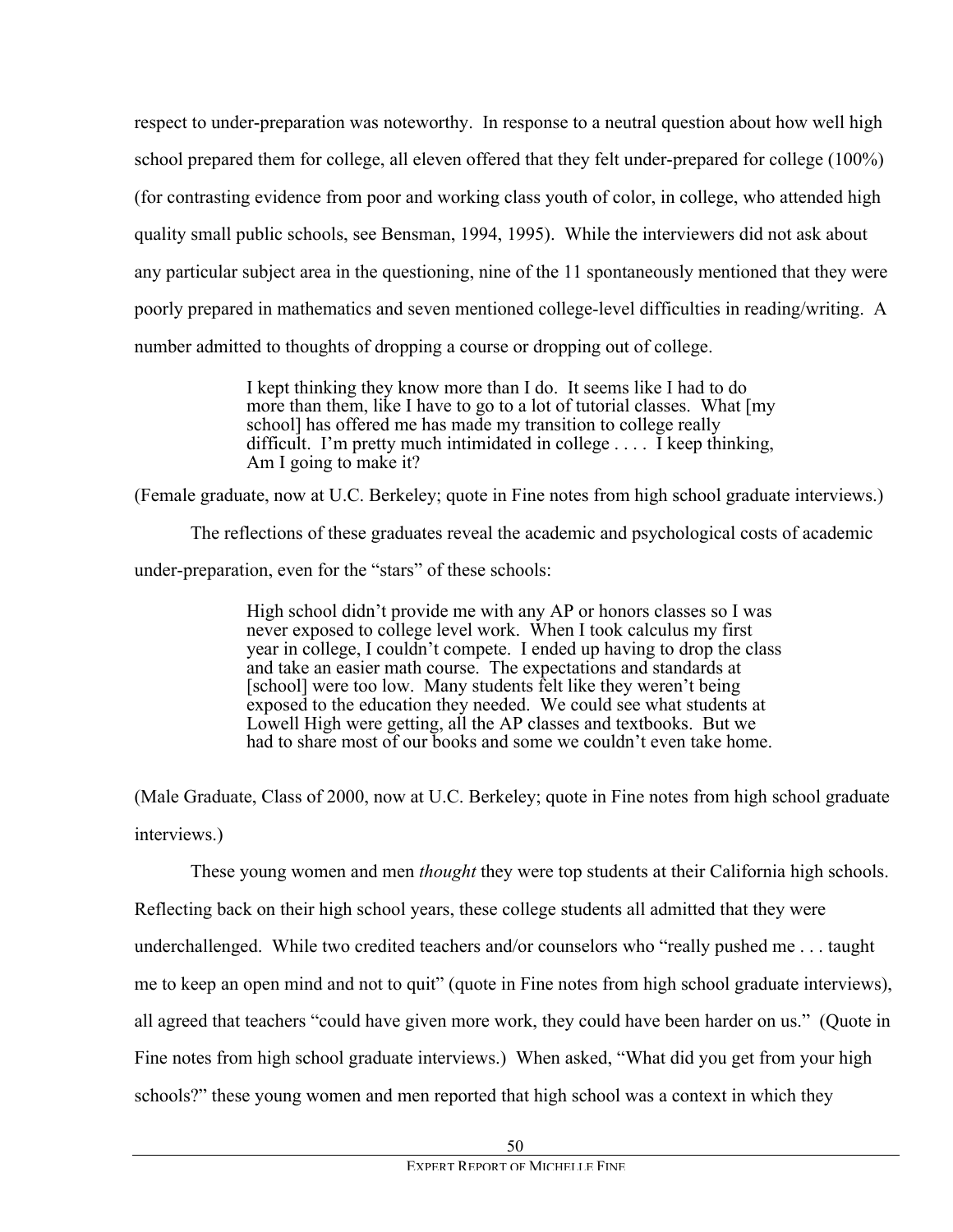respect to under-preparation was noteworthy. In response to a neutral question about how well high school prepared them for college, all eleven offered that they felt under-prepared for college (100%) (for contrasting evidence from poor and working class youth of color, in college, who attended high quality small public schools, see Bensman, 1994, 1995). While the interviewers did not ask about any particular subject area in the questioning, nine of the 11 spontaneously mentioned that they were poorly prepared in mathematics and seven mentioned college-level difficulties in reading/writing. A number admitted to thoughts of dropping a course or dropping out of college.

> I kept thinking they know more than I do. It seems like I had to do more than them, like I have to go to a lot of tutorial classes. What [my school] has offered me has made my transition to college really difficult. I'm pretty much intimidated in college . . . . I keep thinking, Am I going to make it?

(Female graduate, now at U.C. Berkeley; quote in Fine notes from high school graduate interviews.)

The reflections of these graduates reveal the academic and psychological costs of academic under-preparation, even for the "stars" of these schools:

> High school didn't provide me with any AP or honors classes so I was never exposed to college level work. When I took calculus my first year in college, I couldn't compete. I ended up having to drop the class and take an easier math course. The expectations and standards at [school] were too low. Many students felt like they weren't being exposed to the education they needed. We could see what students at Lowell High were getting, all the AP classes and textbooks. But we had to share most of our books and some we couldn't even take home.

(Male Graduate, Class of 2000, now at U.C. Berkeley; quote in Fine notes from high school graduate interviews.)

These young women and men *thought* they were top students at their California high schools. Reflecting back on their high school years, these college students all admitted that they were underchallenged. While two credited teachers and/or counselors who "really pushed me . . . taught me to keep an open mind and not to quit" (quote in Fine notes from high school graduate interviews), all agreed that teachers "could have given more work, they could have been harder on us." (Quote in Fine notes from high school graduate interviews.) When asked, "What did you get from your high schools?" these young women and men reported that high school was a context in which they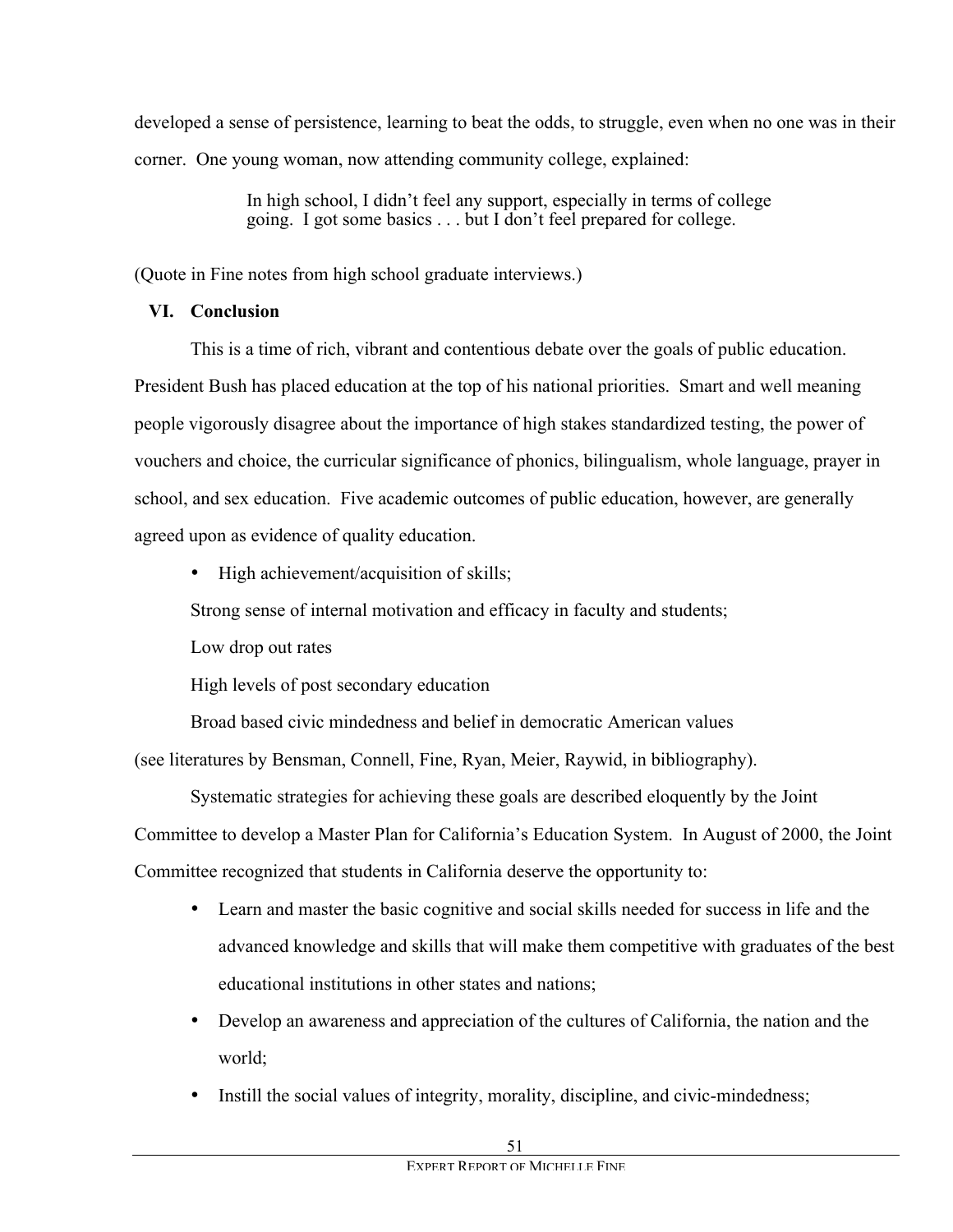developed a sense of persistence, learning to beat the odds, to struggle, even when no one was in their corner. One young woman, now attending community college, explained:

> In high school, I didn't feel any support, especially in terms of college going. I got some basics . . . but I don't feel prepared for college.

(Quote in Fine notes from high school graduate interviews.)

## VI. Conclusion

This is a time of rich, vibrant and contentious debate over the goals of public education. President Bush has placed education at the top of his national priorities. Smart and well meaning people vigorously disagree about the importance of high stakes standardized testing, the power of vouchers and choice, the curricular significance of phonics, bilingualism, whole language, prayer in school, and sex education. Five academic outcomes of public education, however, are generally agreed upon as evidence of quality education.

- High achievement/acquisition of skills;

  Strong sense of internal motivation and efficacy in faculty and students;

  Low drop out rates

  High levels of post secondary education

  Broad based civic mindedness and belief in democratic American values

(see literatures by Bensman, Connell, Fine, Ryan, Meier, Raywid, in bibliography).

Systematic strategies for achieving these goals are described eloquently by the Joint Committee to develop a Master Plan for California's Education System. In August of 2000, the Joint Committee recognized that students in California deserve the opportunity to:

- Learn and master the basic cognitive and social skills needed for success in life and the advanced knowledge and skills that will make them competitive with graduates of the best educational institutions in other states and nations;
- Develop an awareness and appreciation of the cultures of California, the nation and the world;
- Instill the social values of integrity, morality, discipline, and civic-mindedness;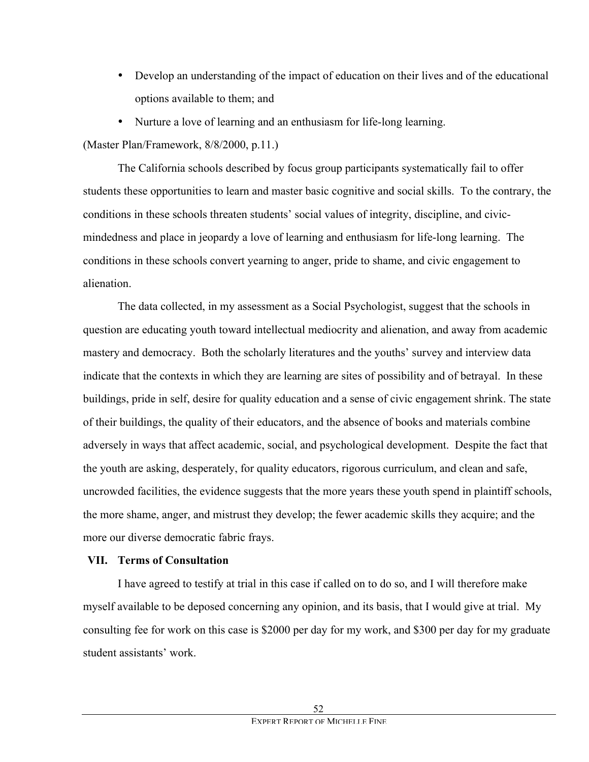- Develop an understanding of the impact of education on their lives and of the educational options available to them; and
- Nurture a love of learning and an enthusiasm for life-long learning.

(Master Plan/Framework, 8/8/2000, p.11.)

The California schools described by focus group participants systematically fail to offer students these opportunities to learn and master basic cognitive and social skills. To the contrary, the conditions in these schools threaten students' social values of integrity, discipline, and civic-mindedness and place in jeopardy a love of learning and enthusiasm for life-long learning. The conditions in these schools convert yearning to anger, pride to shame, and civic engagement to alienation.

The data collected, in my assessment as a Social Psychologist, suggest that the schools in question are educating youth toward intellectual mediocrity and alienation, and away from academic mastery and democracy. Both the scholarly literatures and the youths' survey and interview data indicate that the contexts in which they are learning are sites of possibility and of betrayal. In these buildings, pride in self, desire for quality education and a sense of civic engagement shrink. The state of their buildings, the quality of their educators, and the absence of books and materials combine adversely in ways that affect academic, social, and psychological development. Despite the fact that the youth are asking, desperately, for quality educators, rigorous curriculum, and clean and safe, uncrowded facilities, the evidence suggests that the more years these youth spend in plaintiff schools, the more shame, anger, and mistrust they develop; the fewer academic skills they acquire; and the more our diverse democratic fabric frays.

## VII. Terms of Consultation

I have agreed to testify at trial in this case if called on to do so, and I will therefore make myself available to be deposed concerning any opinion, and its basis, that I would give at trial. My consulting fee for work on this case is $2000 per day for my work, and $300 per day for my graduate student assistants' work.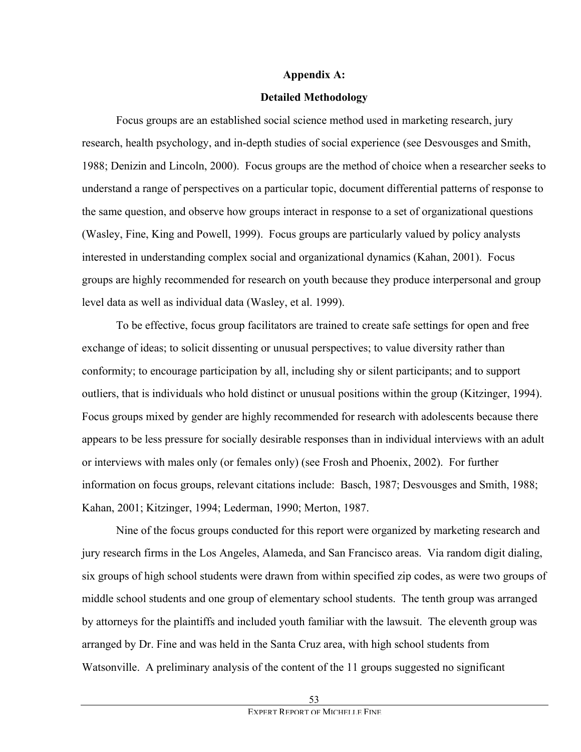## Appendix A:

## Detailed Methodology

Focus groups are an established social science method used in marketing research, jury research, health psychology, and in-depth studies of social experience (see Desvousges and Smith, 1988; Denizin and Lincoln, 2000). Focus groups are the method of choice when a researcher seeks to understand a range of perspectives on a particular topic, document differential patterns of response to the same question, and observe how groups interact in response to a set of organizational questions (Wasley, Fine, King and Powell, 1999). Focus groups are particularly valued by policy analysts interested in understanding complex social and organizational dynamics (Kahan, 2001). Focus groups are highly recommended for research on youth because they produce interpersonal and group level data as well as individual data (Wasley, et al. 1999).

To be effective, focus group facilitators are trained to create safe settings for open and free exchange of ideas; to solicit dissenting or unusual perspectives; to value diversity rather than conformity; to encourage participation by all, including shy or silent participants; and to support outliers, that is individuals who hold distinct or unusual positions within the group (Kitzinger, 1994). Focus groups mixed by gender are highly recommended for research with adolescents because there appears to be less pressure for socially desirable responses than in individual interviews with an adult or interviews with males only (or females only) (see Frosh and Phoenix, 2002). For further information on focus groups, relevant citations include: Basch, 1987; Desvousges and Smith, 1988; Kahan, 2001; Kitzinger, 1994; Lederman, 1990; Merton, 1987.

Nine of the focus groups conducted for this report were organized by marketing research and jury research firms in the Los Angeles, Alameda, and San Francisco areas. Via random digit dialing, six groups of high school students were drawn from within specified zip codes, as were two groups of middle school students and one group of elementary school students. The tenth group was arranged by attorneys for the plaintiffs and included youth familiar with the lawsuit. The eleventh group was arranged by Dr. Fine and was held in the Santa Cruz area, with high school students from Watsonville. A preliminary analysis of the content of the 11 groups suggested no significant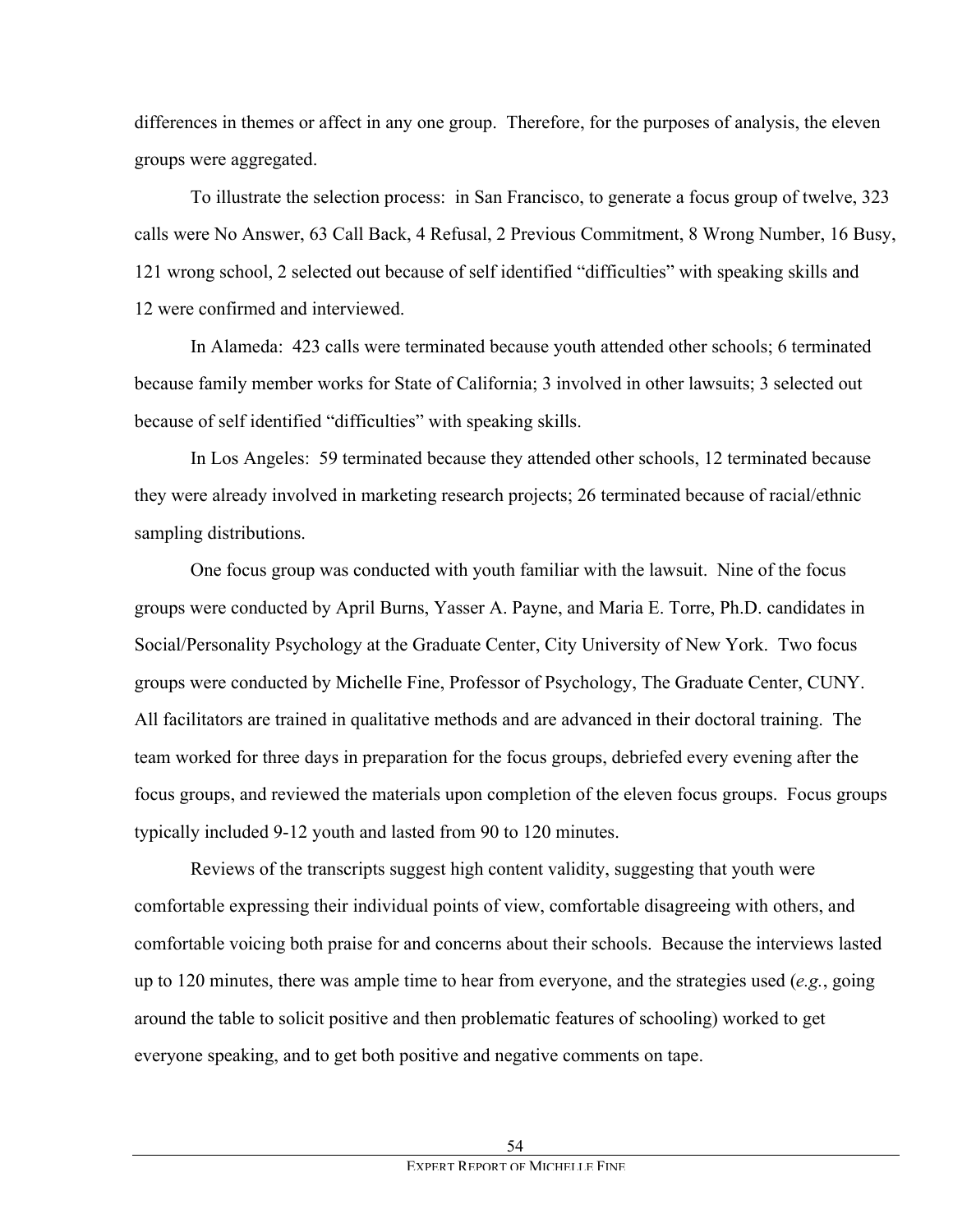differences in themes or affect in any one group. Therefore, for the purposes of analysis, the eleven groups were aggregated.

To illustrate the selection process: in San Francisco, to generate a focus group of twelve, 323 calls were No Answer, 63 Call Back, 4 Refusal, 2 Previous Commitment, 8 Wrong Number, 16 Busy, 121 wrong school, 2 selected out because of self identified "difficulties" with speaking skills and 12 were confirmed and interviewed.

In Alameda: 423 calls were terminated because youth attended other schools; 6 terminated because family member works for State of California; 3 involved in other lawsuits; 3 selected out because of self identified "difficulties" with speaking skills.

In Los Angeles: 59 terminated because they attended other schools, 12 terminated because they were already involved in marketing research projects; 26 terminated because of racial/ethnic sampling distributions.

One focus group was conducted with youth familiar with the lawsuit. Nine of the focus groups were conducted by April Burns, Yasser A. Payne, and Maria E. Torre, Ph.D. candidates in Social/Personality Psychology at the Graduate Center, City University of New York. Two focus groups were conducted by Michelle Fine, Professor of Psychology, The Graduate Center, CUNY. All facilitators are trained in qualitative methods and are advanced in their doctoral training. The team worked for three days in preparation for the focus groups, debriefed every evening after the focus groups, and reviewed the materials upon completion of the eleven focus groups. Focus groups typically included 9-12 youth and lasted from 90 to 120 minutes.

Reviews of the transcripts suggest high content validity, suggesting that youth were comfortable expressing their individual points of view, comfortable disagreeing with others, and comfortable voicing both praise for and concerns about their schools. Because the interviews lasted up to 120 minutes, there was ample time to hear from everyone, and the strategies used (*e.g.*, going around the table to solicit positive and then problematic features of schooling) worked to get everyone speaking, and to get both positive and negative comments on tape.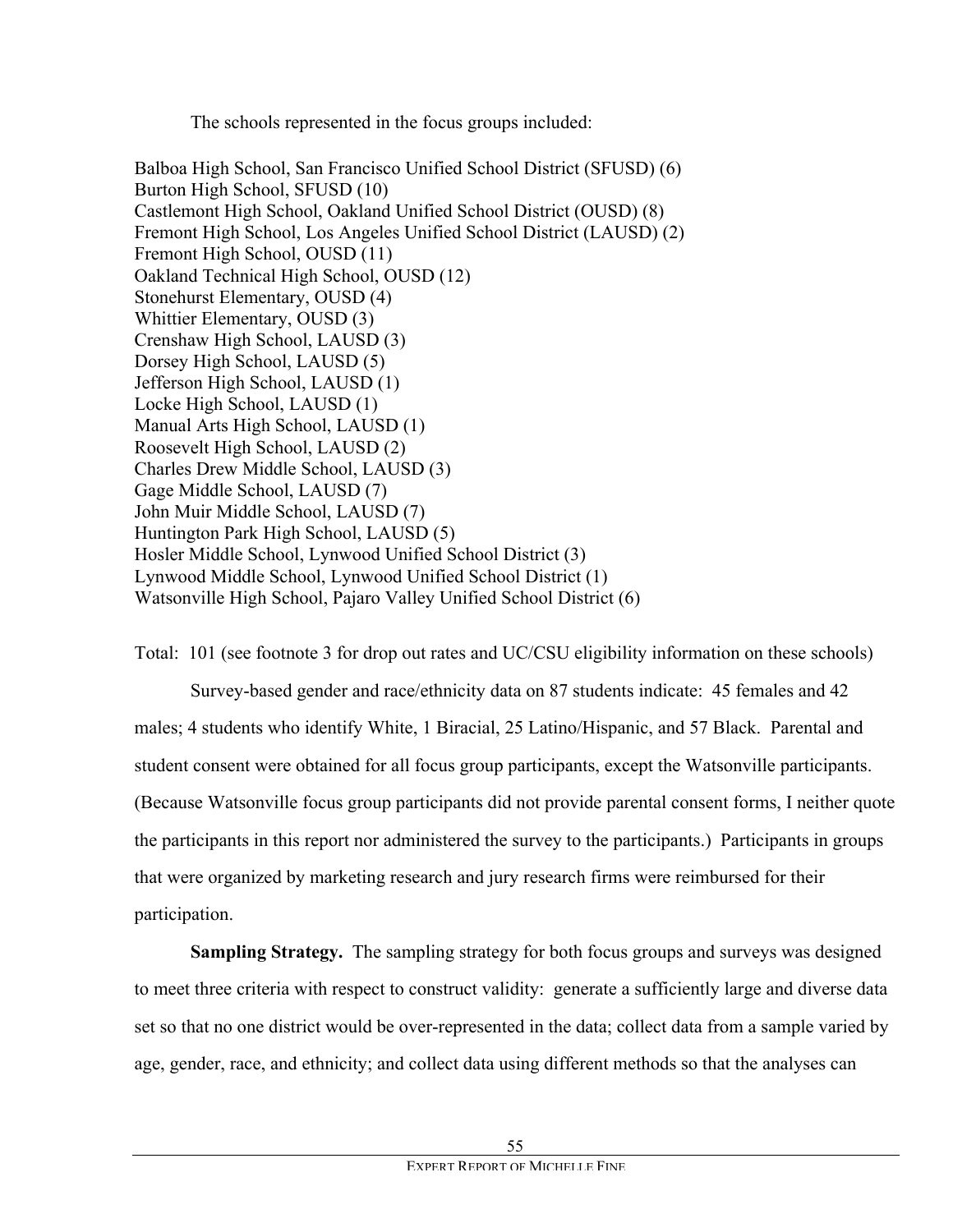The schools represented in the focus groups included:

Balboa High School, San Francisco Unified School District (SFUSD) (6)
Burton High School, SFUSD (10)
Castlemont High School, Oakland Unified School District (OUSD) (8)
Fremont High School, Los Angeles Unified School District (LAUSD) (2)
Fremont High School, OUSD (11)
Oakland Technical High School, OUSD (12)
Stonehurst Elementary, OUSD (4)
Whittier Elementary, OUSD (3)
Crenshaw High School, LAUSD (3)
Dorsey High School, LAUSD (5)
Jefferson High School, LAUSD (1)
Locke High School, LAUSD (1)
Manual Arts High School, LAUSD (1)
Roosevelt High School, LAUSD (2)
Charles Drew Middle School, LAUSD (3)
Gage Middle School, LAUSD (7)
John Muir Middle School, LAUSD (7)
Huntington Park High School, LAUSD (5)
Hosler Middle School, Lynwood Unified School District (3)
Lynwood Middle School, Lynwood Unified School District (1)
Watsonville High School, Pajaro Valley Unified School District (6)

Total: 101 (see footnote 3 for drop out rates and UC/CSU eligibility information on these schools)

Survey-based gender and race/ethnicity data on 87 students indicate: 45 females and 42 males; 4 students who identify White, 1 Biracial, 25 Latino/Hispanic, and 57 Black. Parental and student consent were obtained for all focus group participants, except the Watsonville participants. (Because Watsonville focus group participants did not provide parental consent forms, I neither quote the participants in this report nor administered the survey to the participants.) Participants in groups that were organized by marketing research and jury research firms were reimbursed for their participation.

**Sampling Strategy.** The sampling strategy for both focus groups and surveys was designed to meet three criteria with respect to construct validity: generate a sufficiently large and diverse data set so that no one district would be over-represented in the data; collect data from a sample varied by age, gender, race, and ethnicity; and collect data using different methods so that the analyses can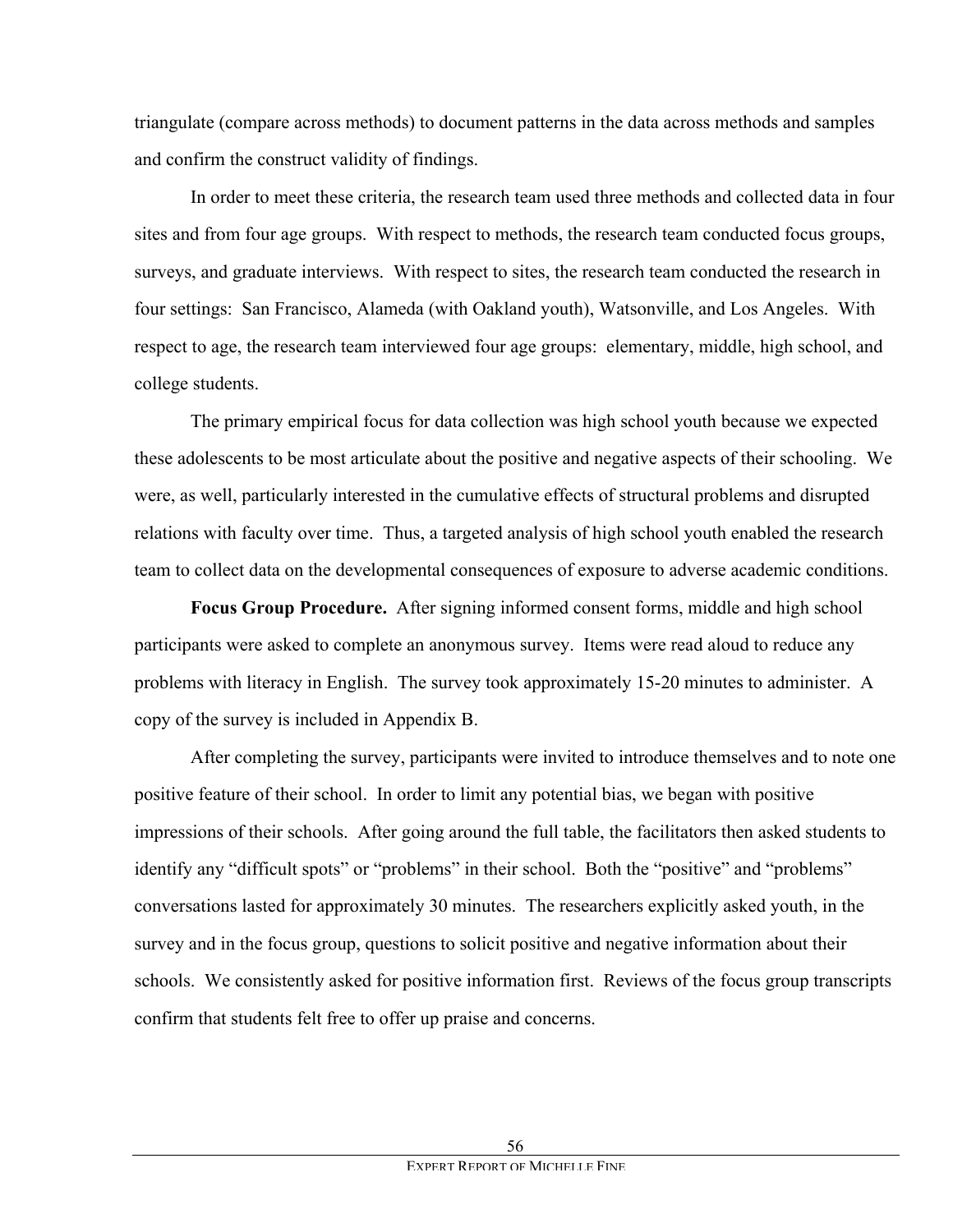triangulate (compare across methods) to document patterns in the data across methods and samples and confirm the construct validity of findings.

In order to meet these criteria, the research team used three methods and collected data in four sites and from four age groups. With respect to methods, the research team conducted focus groups, surveys, and graduate interviews. With respect to sites, the research team conducted the research in four settings: San Francisco, Alameda (with Oakland youth), Watsonville, and Los Angeles. With respect to age, the research team interviewed four age groups: elementary, middle, high school, and college students.

The primary empirical focus for data collection was high school youth because we expected these adolescents to be most articulate about the positive and negative aspects of their schooling. We were, as well, particularly interested in the cumulative effects of structural problems and disrupted relations with faculty over time. Thus, a targeted analysis of high school youth enabled the research team to collect data on the developmental consequences of exposure to adverse academic conditions.

**Focus Group Procedure.** After signing informed consent forms, middle and high school participants were asked to complete an anonymous survey. Items were read aloud to reduce any problems with literacy in English. The survey took approximately 15-20 minutes to administer. A copy of the survey is included in Appendix B.

After completing the survey, participants were invited to introduce themselves and to note one positive feature of their school. In order to limit any potential bias, we began with positive impressions of their schools. After going around the full table, the facilitators then asked students to identify any "difficult spots" or "problems" in their school. Both the "positive" and "problems" conversations lasted for approximately 30 minutes. The researchers explicitly asked youth, in the survey and in the focus group, questions to solicit positive and negative information about their schools. We consistently asked for positive information first. Reviews of the focus group transcripts confirm that students felt free to offer up praise and concerns.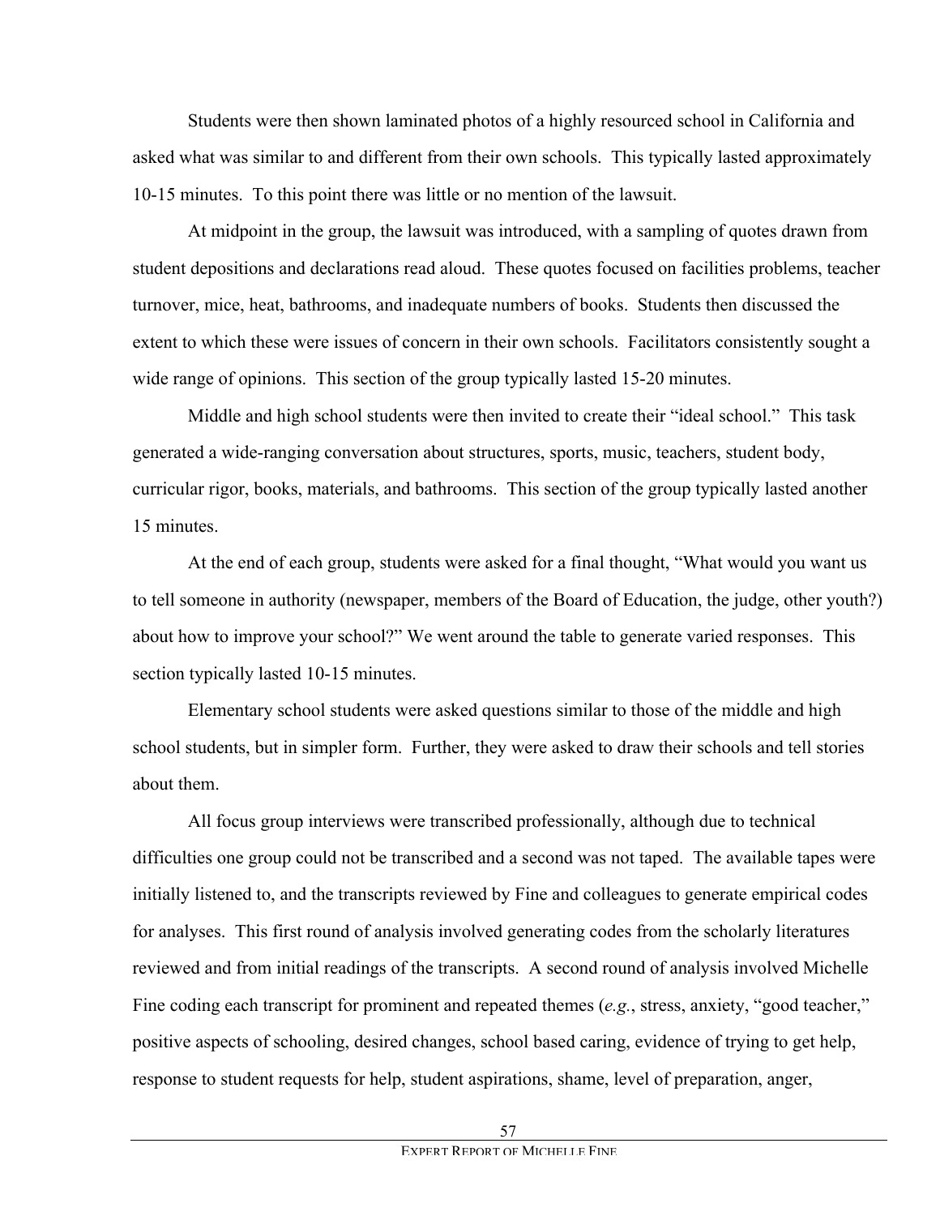Students were then shown laminated photos of a highly resourced school in California and asked what was similar to and different from their own schools. This typically lasted approximately 10-15 minutes. To this point there was little or no mention of the lawsuit.

At midpoint in the group, the lawsuit was introduced, with a sampling of quotes drawn from student depositions and declarations read aloud. These quotes focused on facilities problems, teacher turnover, mice, heat, bathrooms, and inadequate numbers of books. Students then discussed the extent to which these were issues of concern in their own schools. Facilitators consistently sought a wide range of opinions. This section of the group typically lasted 15-20 minutes.

Middle and high school students were then invited to create their "ideal school." This task generated a wide-ranging conversation about structures, sports, music, teachers, student body, curricular rigor, books, materials, and bathrooms. This section of the group typically lasted another 15 minutes.

At the end of each group, students were asked for a final thought, "What would you want us to tell someone in authority (newspaper, members of the Board of Education, the judge, other youth?) about how to improve your school?" We went around the table to generate varied responses. This section typically lasted 10-15 minutes.

Elementary school students were asked questions similar to those of the middle and high school students, but in simpler form. Further, they were asked to draw their schools and tell stories about them.

All focus group interviews were transcribed professionally, although due to technical difficulties one group could not be transcribed and a second was not taped. The available tapes were initially listened to, and the transcripts reviewed by Fine and colleagues to generate empirical codes for analyses. This first round of analysis involved generating codes from the scholarly literatures reviewed and from initial readings of the transcripts. A second round of analysis involved Michelle Fine coding each transcript for prominent and repeated themes (*e.g.*, stress, anxiety, "good teacher," positive aspects of schooling, desired changes, school based caring, evidence of trying to get help, response to student requests for help, student aspirations, shame, level of preparation, anger,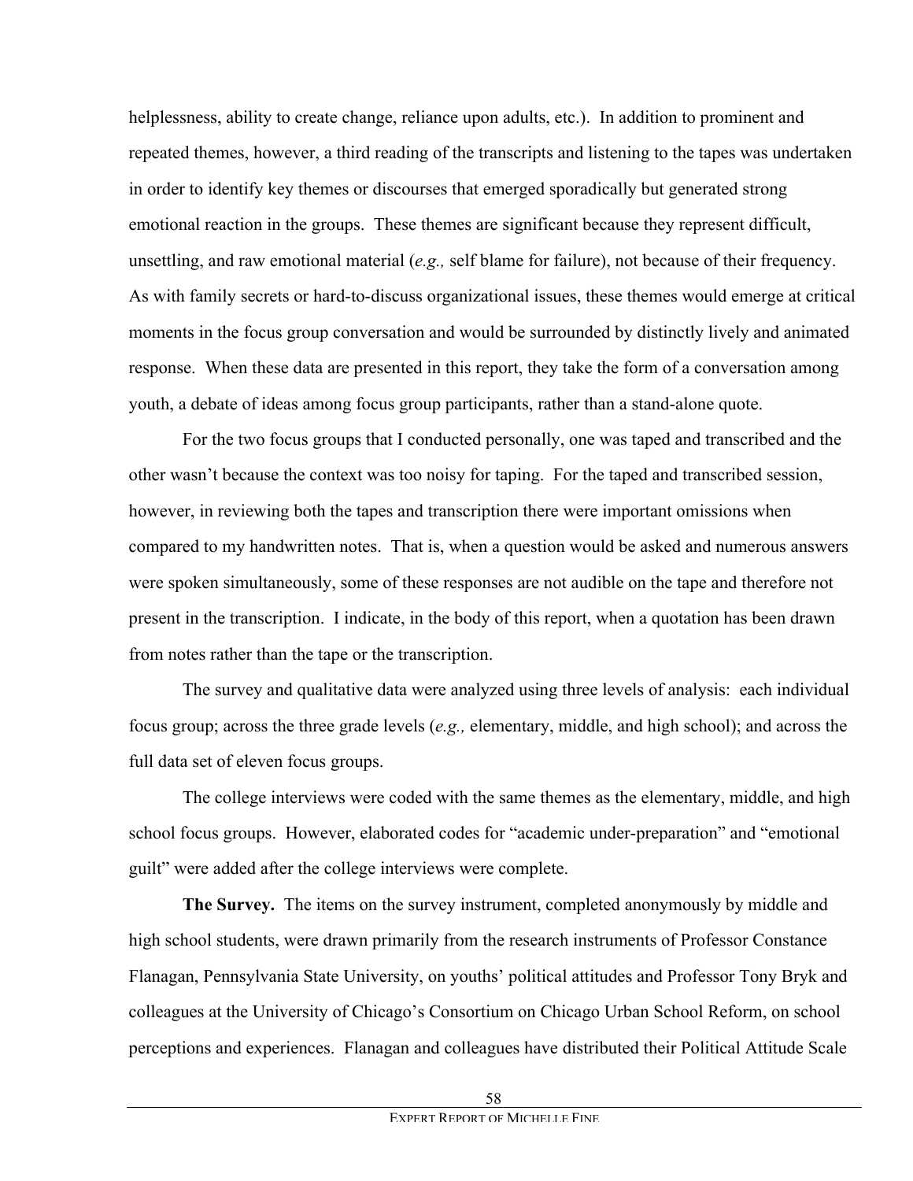helplessness, ability to create change, reliance upon adults, etc.). In addition to prominent and repeated themes, however, a third reading of the transcripts and listening to the tapes was undertaken in order to identify key themes or discourses that emerged sporadically but generated strong emotional reaction in the groups. These themes are significant because they represent difficult, unsettling, and raw emotional material (*e.g.,* self blame for failure), not because of their frequency. As with family secrets or hard-to-discuss organizational issues, these themes would emerge at critical moments in the focus group conversation and would be surrounded by distinctly lively and animated response. When these data are presented in this report, they take the form of a conversation among youth, a debate of ideas among focus group participants, rather than a stand-alone quote.

For the two focus groups that I conducted personally, one was taped and transcribed and the other wasn't because the context was too noisy for taping. For the taped and transcribed session, however, in reviewing both the tapes and transcription there were important omissions when compared to my handwritten notes. That is, when a question would be asked and numerous answers were spoken simultaneously, some of these responses are not audible on the tape and therefore not present in the transcription. I indicate, in the body of this report, when a quotation has been drawn from notes rather than the tape or the transcription.

The survey and qualitative data were analyzed using three levels of analysis: each individual focus group; across the three grade levels (*e.g.,* elementary, middle, and high school); and across the full data set of eleven focus groups.

The college interviews were coded with the same themes as the elementary, middle, and high school focus groups. However, elaborated codes for "academic under-preparation" and "emotional guilt" were added after the college interviews were complete.

**The Survey.** The items on the survey instrument, completed anonymously by middle and high school students, were drawn primarily from the research instruments of Professor Constance Flanagan, Pennsylvania State University, on youths' political attitudes and Professor Tony Bryk and colleagues at the University of Chicago's Consortium on Chicago Urban School Reform, on school perceptions and experiences. Flanagan and colleagues have distributed their Political Attitude Scale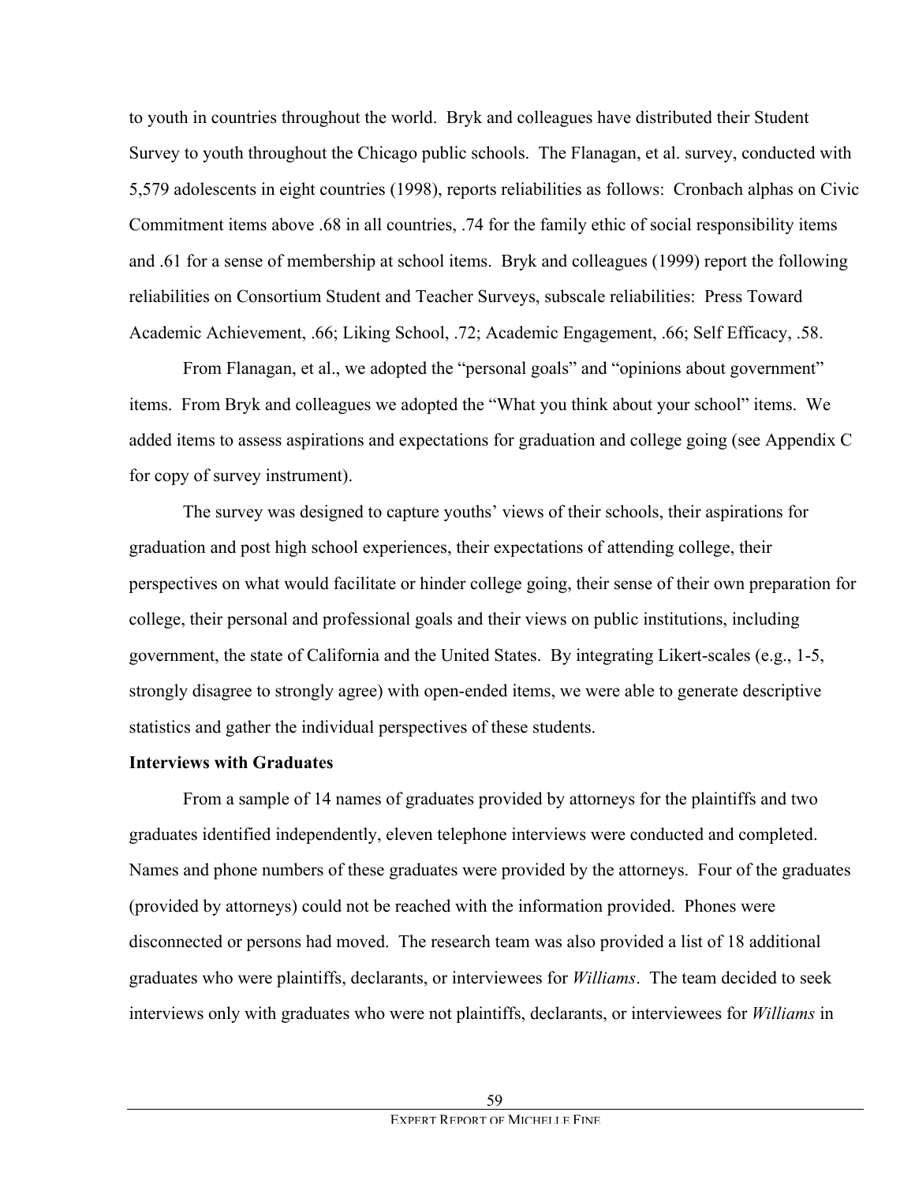to youth in countries throughout the world. Bryk and colleagues have distributed their Student Survey to youth throughout the Chicago public schools. The Flanagan, et al. survey, conducted with 5,579 adolescents in eight countries (1998), reports reliabilities as follows: Cronbach alphas on Civic Commitment items above .68 in all countries, .74 for the family ethic of social responsibility items and .61 for a sense of membership at school items. Bryk and colleagues (1999) report the following reliabilities on Consortium Student and Teacher Surveys, subscale reliabilities: Press Toward Academic Achievement, .66; Liking School, .72; Academic Engagement, .66; Self Efficacy, .58.

From Flanagan, et al., we adopted the "personal goals" and "opinions about government" items. From Bryk and colleagues we adopted the "What you think about your school" items. We added items to assess aspirations and expectations for graduation and college going (see Appendix C for copy of survey instrument).

The survey was designed to capture youths' views of their schools, their aspirations for graduation and post high school experiences, their expectations of attending college, their perspectives on what would facilitate or hinder college going, their sense of their own preparation for college, their personal and professional goals and their views on public institutions, including government, the state of California and the United States. By integrating Likert-scales (e.g., 1-5, strongly disagree to strongly agree) with open-ended items, we were able to generate descriptive statistics and gather the individual perspectives of these students.

**Interviews with Graduates**

From a sample of 14 names of graduates provided by attorneys for the plaintiffs and two graduates identified independently, eleven telephone interviews were conducted and completed. Names and phone numbers of these graduates were provided by the attorneys. Four of the graduates (provided by attorneys) could not be reached with the information provided. Phones were disconnected or persons had moved. The research team was also provided a list of 18 additional graduates who were plaintiffs, declarants, or interviewees for *Williams*. The team decided to seek interviews only with graduates who were not plaintiffs, declarants, or interviewees for *Williams* in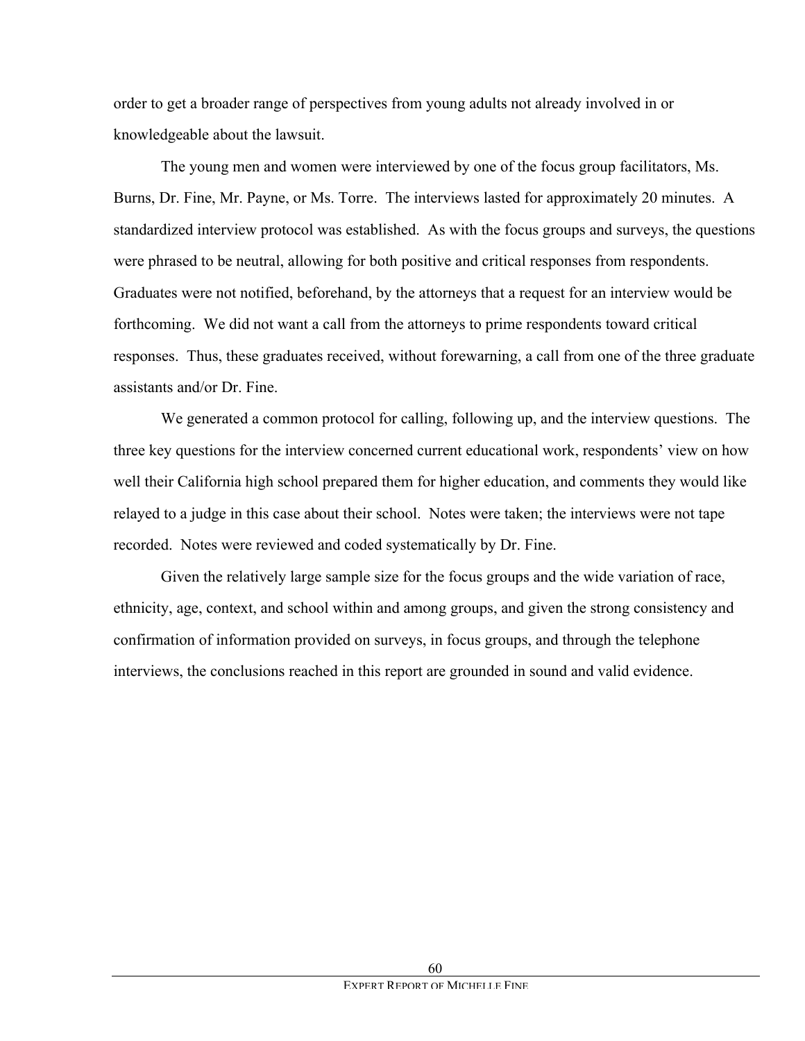order to get a broader range of perspectives from young adults not already involved in or knowledgeable about the lawsuit.

The young men and women were interviewed by one of the focus group facilitators, Ms. Burns, Dr. Fine, Mr. Payne, or Ms. Torre. The interviews lasted for approximately 20 minutes. A standardized interview protocol was established. As with the focus groups and surveys, the questions were phrased to be neutral, allowing for both positive and critical responses from respondents. Graduates were not notified, beforehand, by the attorneys that a request for an interview would be forthcoming. We did not want a call from the attorneys to prime respondents toward critical responses. Thus, these graduates received, without forewarning, a call from one of the three graduate assistants and/or Dr. Fine.

We generated a common protocol for calling, following up, and the interview questions. The three key questions for the interview concerned current educational work, respondents' view on how well their California high school prepared them for higher education, and comments they would like relayed to a judge in this case about their school. Notes were taken; the interviews were not tape recorded. Notes were reviewed and coded systematically by Dr. Fine.

Given the relatively large sample size for the focus groups and the wide variation of race, ethnicity, age, context, and school within and among groups, and given the strong consistency and confirmation of information provided on surveys, in focus groups, and through the telephone interviews, the conclusions reached in this report are grounded in sound and valid evidence.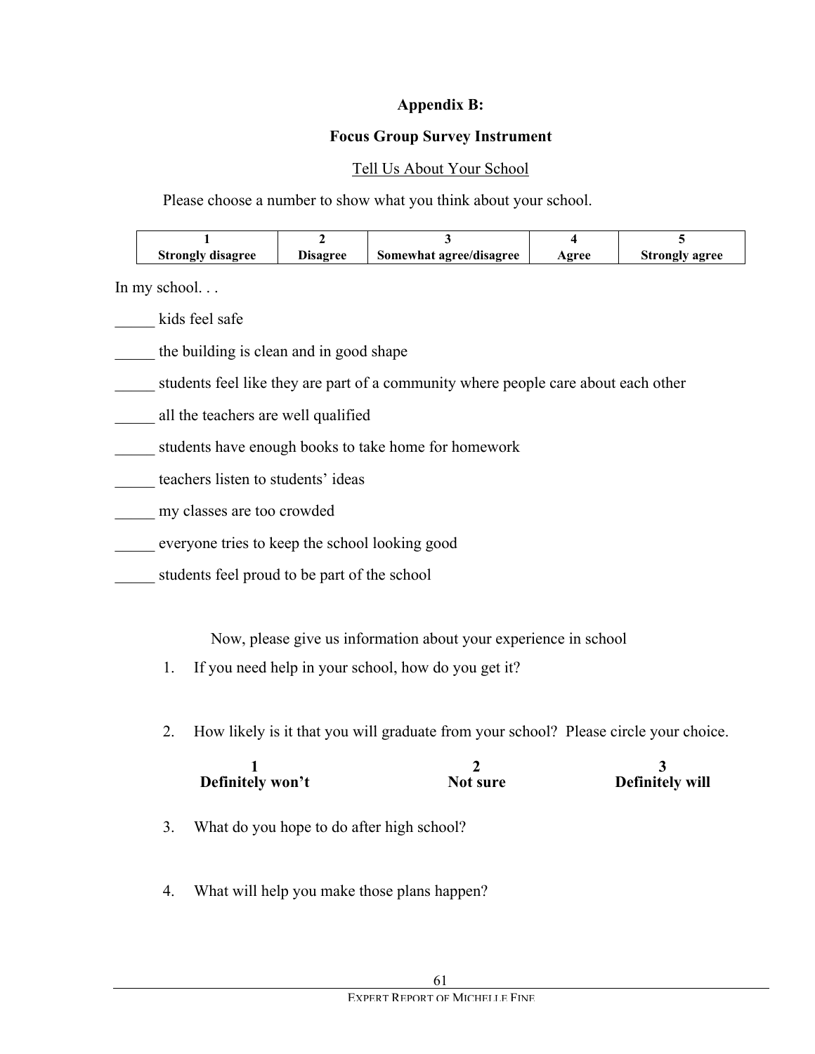## Appendix B:

## Focus Group Survey Instrument

Tell Us About Your School

Please choose a number to show what you think about your school.

| 1 Strongly disagree | 2 Disagree | 3 Somewhat agree/disagree | 4 Agree | 5 Strongly agree |
|---|---|---|---|---|

In my school. . .

_____ kids feel safe

_____ the building is clean and in good shape

_____ students feel like they are part of a community where people care about each other

_____ all the teachers are well qualified

_____ students have enough books to take home for homework

_____ teachers listen to students' ideas

_____ my classes are too crowded

_____ everyone tries to keep the school looking good

_____ students feel proud to be part of the school

Now, please give us information about your experience in school

1. If you need help in your school, how do you get it?

2. How likely is it that you will graduate from your school? Please circle your choice.

   **1 Definitely won't** **2 Not sure** **3 Definitely will**

3. What do you hope to do after high school?

4. What will help you make those plans happen?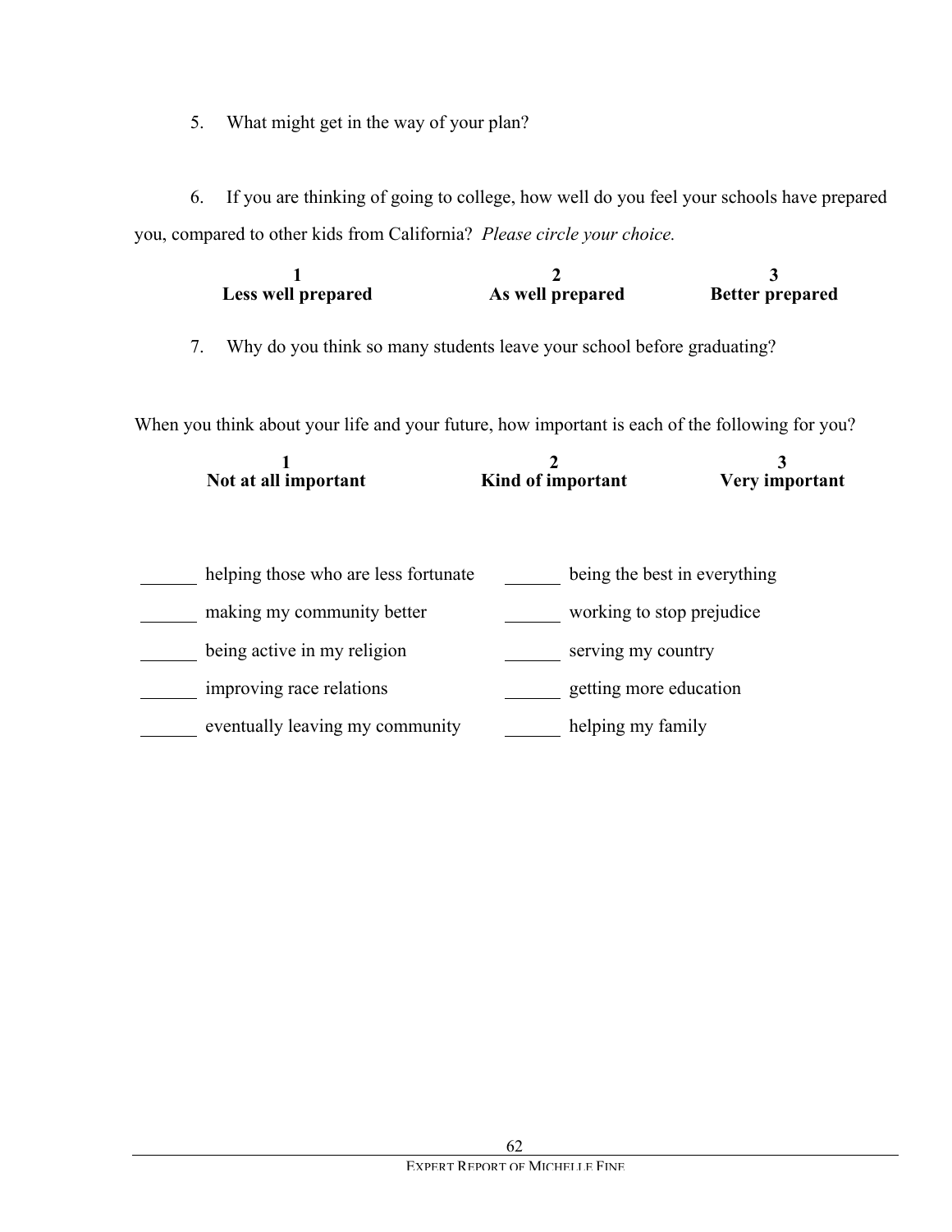5. What might get in the way of your plan?

6. If you are thinking of going to college, how well do you feel your schools have prepared you, compared to other kids from California? *Please circle your choice.*

| 1 | 2 | 3 |
|---|---|---|
| **Less well prepared** | **As well prepared** | **Better prepared** |

7. Why do you think so many students leave your school before graduating?

When you think about your life and your future, how important is each of the following for you?

| 1 | 2 | 3 |
|---|---|---|
| **Not at all important** | **Kind of important** | **Very important** |

______ helping those who are less fortunate

______ making my community better

______ being active in my religion

______ improving race relations

______ eventually leaving my community

______ being the best in everything

______ working to stop prejudice

______ serving my country

______ getting more education

______ helping my family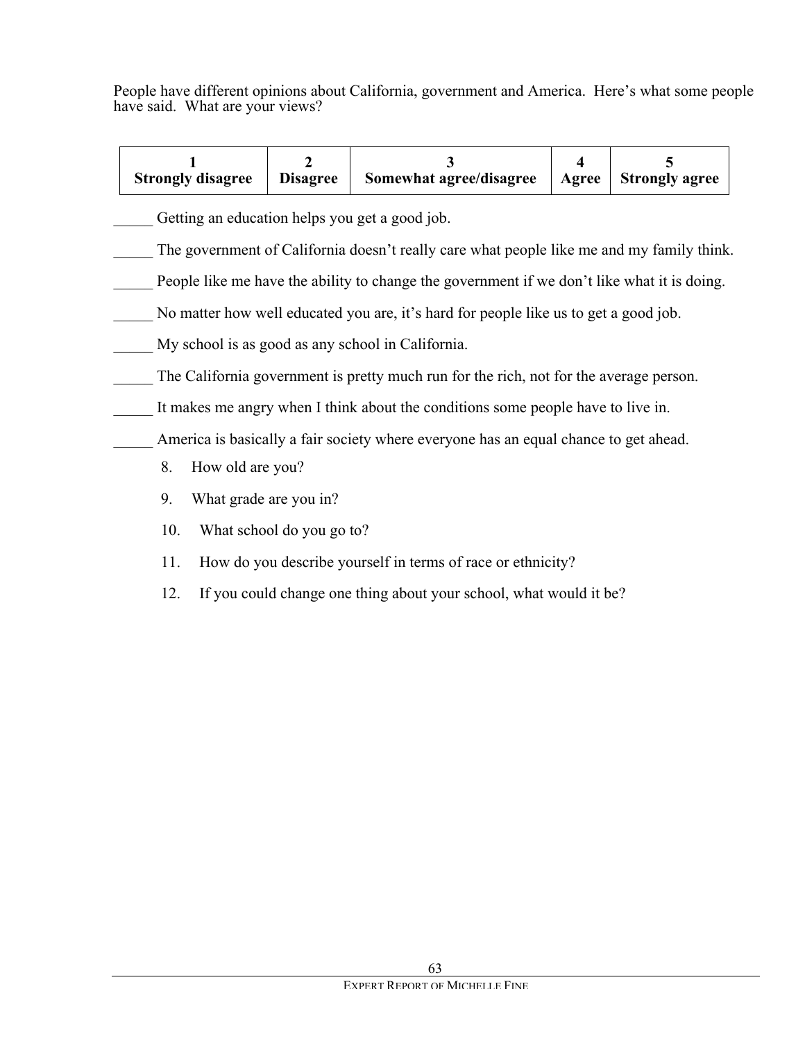People have different opinions about California, government and America. Here's what some people have said. What are your views?

| 1 Strongly disagree | 2 Disagree | 3 Somewhat agree/disagree | 4 Agree | 5 Strongly agree |
|---|---|---|---|---|

_____ Getting an education helps you get a good job.

_____ The government of California doesn't really care what people like me and my family think.

_____ People like me have the ability to change the government if we don't like what it is doing.

_____ No matter how well educated you are, it's hard for people like us to get a good job.

_____ My school is as good as any school in California.

_____ The California government is pretty much run for the rich, not for the average person.

_____ It makes me angry when I think about the conditions some people have to live in.

_____ America is basically a fair society where everyone has an equal chance to get ahead.

8. How old are you?
9. What grade are you in?
10. What school do you go to?
11. How do you describe yourself in terms of race or ethnicity?
12. If you could change one thing about your school, what would it be?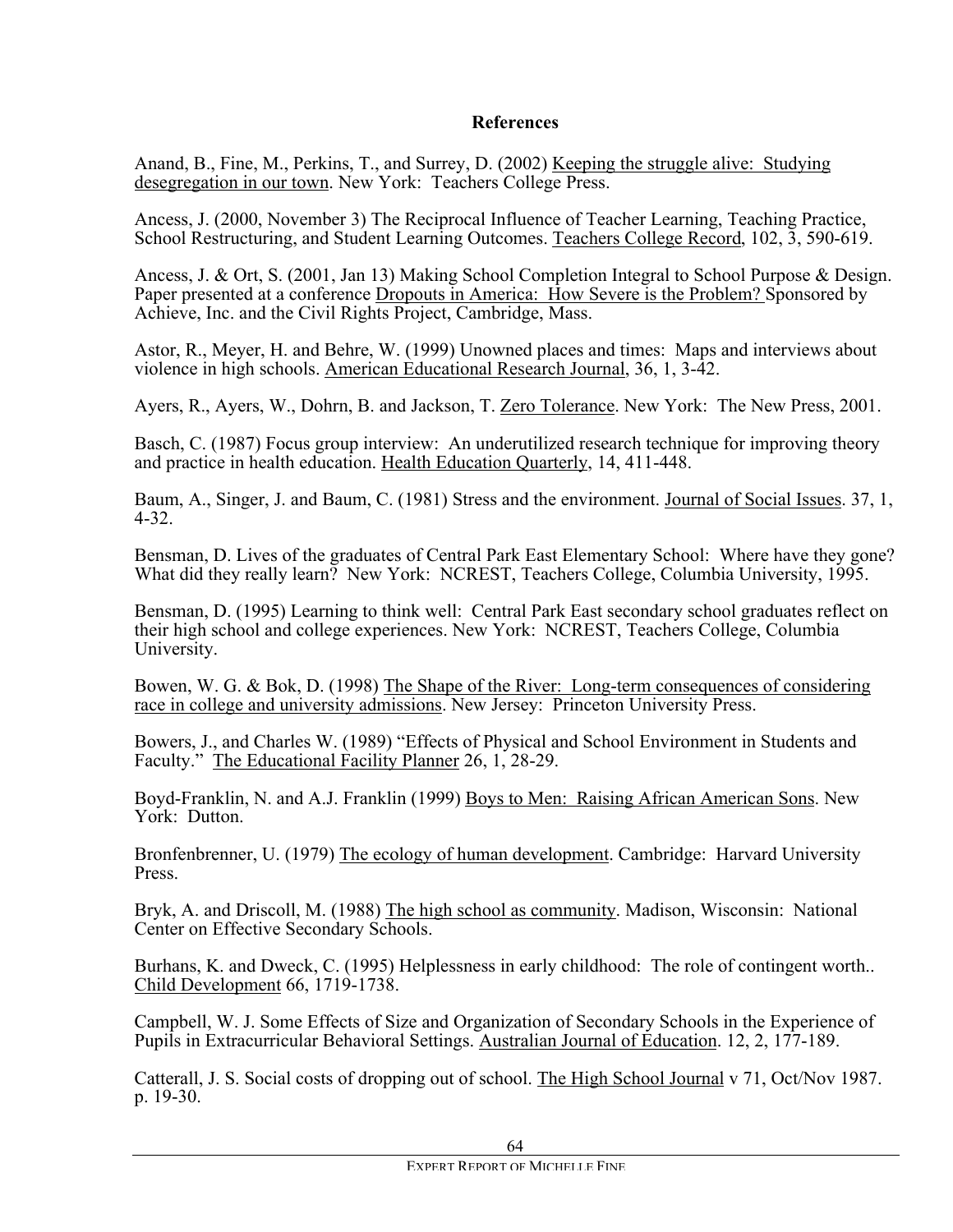## References

Anand, B., Fine, M., Perkins, T., and Surrey, D. (2002) Keeping the struggle alive: Studying desegregation in our town. New York: Teachers College Press.

Ancess, J. (2000, November 3) The Reciprocal Influence of Teacher Learning, Teaching Practice, School Restructuring, and Student Learning Outcomes. Teachers College Record, 102, 3, 590-619.

Ancess, J. & Ort, S. (2001, Jan 13) Making School Completion Integral to School Purpose & Design. Paper presented at a conference Dropouts in America: How Severe is the Problem? Sponsored by Achieve, Inc. and the Civil Rights Project, Cambridge, Mass.

Astor, R., Meyer, H. and Behre, W. (1999) Unowned places and times: Maps and interviews about violence in high schools. American Educational Research Journal, 36, 1, 3-42.

Ayers, R., Ayers, W., Dohrn, B. and Jackson, T. Zero Tolerance. New York: The New Press, 2001.

Basch, C. (1987) Focus group interview: An underutilized research technique for improving theory and practice in health education. Health Education Quarterly, 14, 411-448.

Baum, A., Singer, J. and Baum, C. (1981) Stress and the environment. Journal of Social Issues. 37, 1, 4-32.

Bensman, D. Lives of the graduates of Central Park East Elementary School: Where have they gone? What did they really learn? New York: NCREST, Teachers College, Columbia University, 1995.

Bensman, D. (1995) Learning to think well: Central Park East secondary school graduates reflect on their high school and college experiences. New York: NCREST, Teachers College, Columbia University.

Bowen, W. G. & Bok, D. (1998) The Shape of the River: Long-term consequences of considering race in college and university admissions. New Jersey: Princeton University Press.

Bowers, J., and Charles W. (1989) "Effects of Physical and School Environment in Students and Faculty." The Educational Facility Planner 26, 1, 28-29.

Boyd-Franklin, N. and A.J. Franklin (1999) Boys to Men: Raising African American Sons. New York: Dutton.

Bronfenbrenner, U. (1979) The ecology of human development. Cambridge: Harvard University Press.

Bryk, A. and Driscoll, M. (1988) The high school as community. Madison, Wisconsin: National Center on Effective Secondary Schools.

Burhans, K. and Dweck, C. (1995) Helplessness in early childhood: The role of contingent worth.. Child Development 66, 1719-1738.

Campbell, W. J. Some Effects of Size and Organization of Secondary Schools in the Experience of Pupils in Extracurricular Behavioral Settings. Australian Journal of Education. 12, 2, 177-189.

Catterall, J. S. Social costs of dropping out of school. The High School Journal v 71, Oct/Nov 1987. p. 19-30.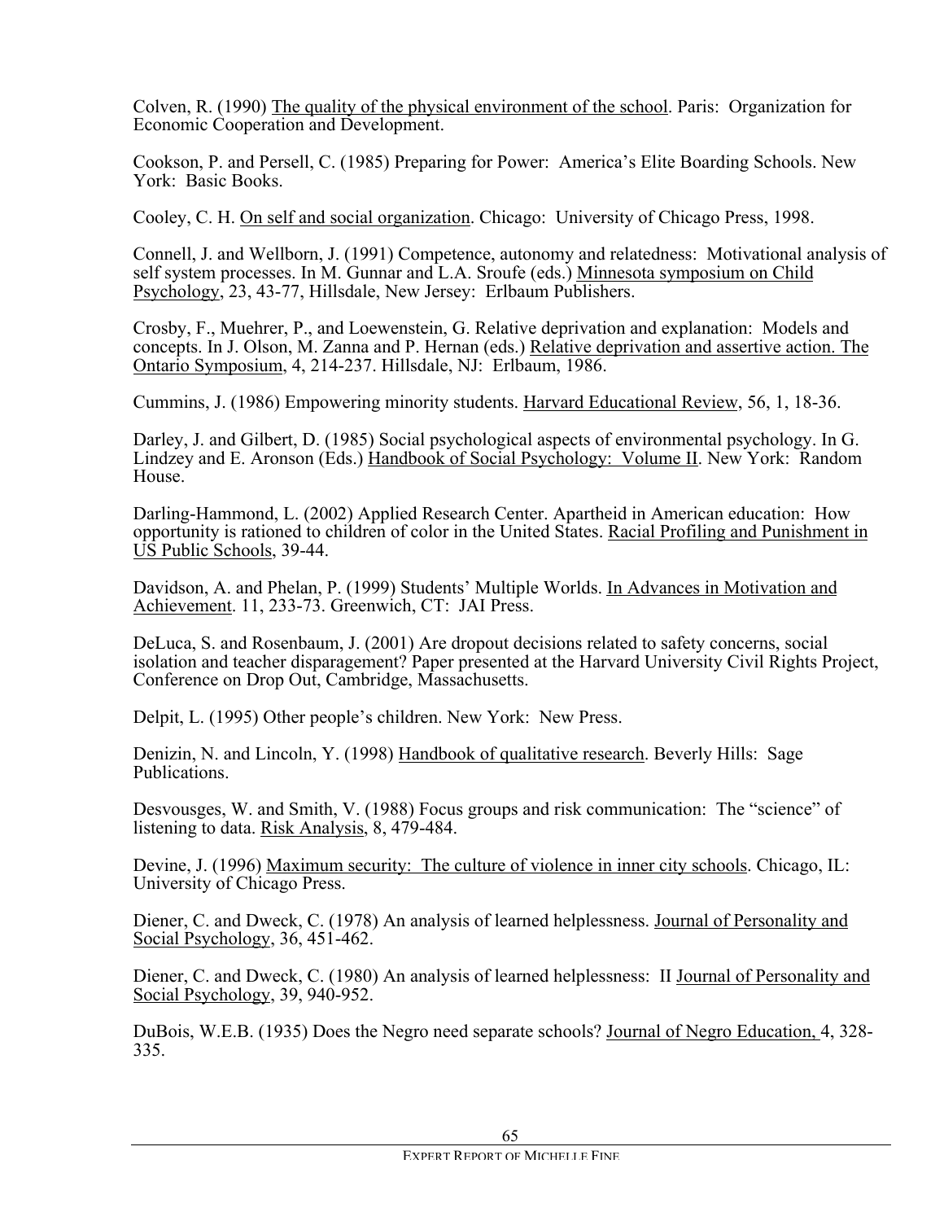Colven, R. (1990) The quality of the physical environment of the school. Paris: Organization for Economic Cooperation and Development.

Cookson, P. and Persell, C. (1985) Preparing for Power: America's Elite Boarding Schools. New York: Basic Books.

Cooley, C. H. On self and social organization. Chicago: University of Chicago Press, 1998.

Connell, J. and Wellborn, J. (1991) Competence, autonomy and relatedness: Motivational analysis of self system processes. In M. Gunnar and L.A. Sroufe (eds.) Minnesota symposium on Child Psychology, 23, 43-77, Hillsdale, New Jersey: Erlbaum Publishers.

Crosby, F., Muehrer, P., and Loewenstein, G. Relative deprivation and explanation: Models and concepts. In J. Olson, M. Zanna and P. Hernan (eds.) Relative deprivation and assertive action. The Ontario Symposium, 4, 214-237. Hillsdale, NJ: Erlbaum, 1986.

Cummins, J. (1986) Empowering minority students. Harvard Educational Review, 56, 1, 18-36.

Darley, J. and Gilbert, D. (1985) Social psychological aspects of environmental psychology. In G. Lindzey and E. Aronson (Eds.) Handbook of Social Psychology: Volume II. New York: Random House.

Darling-Hammond, L. (2002) Applied Research Center. Apartheid in American education: How opportunity is rationed to children of color in the United States. Racial Profiling and Punishment in US Public Schools, 39-44.

Davidson, A. and Phelan, P. (1999) Students' Multiple Worlds. In Advances in Motivation and Achievement. 11, 233-73. Greenwich, CT: JAI Press.

DeLuca, S. and Rosenbaum, J. (2001) Are dropout decisions related to safety concerns, social isolation and teacher disparagement? Paper presented at the Harvard University Civil Rights Project, Conference on Drop Out, Cambridge, Massachusetts.

Delpit, L. (1995) Other people's children. New York: New Press.

Denizin, N. and Lincoln, Y. (1998) Handbook of qualitative research. Beverly Hills: Sage Publications.

Desvousges, W. and Smith, V. (1988) Focus groups and risk communication: The "science" of listening to data. Risk Analysis, 8, 479-484.

Devine, J. (1996) Maximum security: The culture of violence in inner city schools. Chicago, IL: University of Chicago Press.

Diener, C. and Dweck, C. (1978) An analysis of learned helplessness. Journal of Personality and Social Psychology, 36, 451-462.

Diener, C. and Dweck, C. (1980) An analysis of learned helplessness: II Journal of Personality and Social Psychology, 39, 940-952.

DuBois, W.E.B. (1935) Does the Negro need separate schools? Journal of Negro Education, 4, 328-335.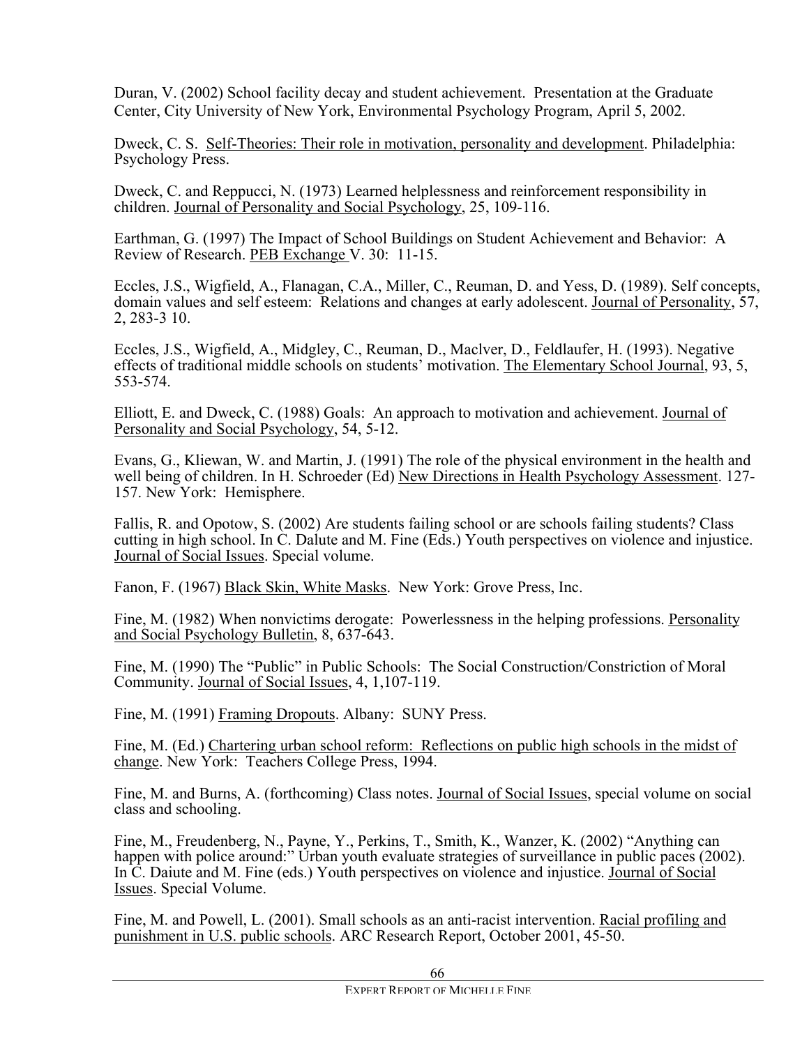Duran, V. (2002) School facility decay and student achievement. Presentation at the Graduate Center, City University of New York, Environmental Psychology Program, April 5, 2002.

Dweck, C. S. Self-Theories: Their role in motivation, personality and development. Philadelphia: Psychology Press.

Dweck, C. and Reppucci, N. (1973) Learned helplessness and reinforcement responsibility in children. Journal of Personality and Social Psychology, 25, 109-116.

Earthman, G. (1997) The Impact of School Buildings on Student Achievement and Behavior: A Review of Research. PEB Exchange V. 30: 11-15.

Eccles, J.S., Wigfield, A., Flanagan, C.A., Miller, C., Reuman, D. and Yess, D. (1989). Self concepts, domain values and self esteem: Relations and changes at early adolescent. Journal of Personality, 57, 2, 283-3 10.

Eccles, J.S., Wigfield, A., Midgley, C., Reuman, D., Maclver, D., Feldlaufer, H. (1993). Negative effects of traditional middle schools on students' motivation. The Elementary School Journal, 93, 5, 553-574.

Elliott, E. and Dweck, C. (1988) Goals: An approach to motivation and achievement. Journal of Personality and Social Psychology, 54, 5-12.

Evans, G., Kliewan, W. and Martin, J. (1991) The role of the physical environment in the health and well being of children. In H. Schroeder (Ed) New Directions in Health Psychology Assessment. 127-157. New York: Hemisphere.

Fallis, R. and Opotow, S. (2002) Are students failing school or are schools failing students? Class cutting in high school. In C. Dalute and M. Fine (Eds.) Youth perspectives on violence and injustice. Journal of Social Issues. Special volume.

Fanon, F. (1967) Black Skin, White Masks. New York: Grove Press, Inc.

Fine, M. (1982) When nonvictims derogate: Powerlessness in the helping professions. Personality and Social Psychology Bulletin, 8, 637-643.

Fine, M. (1990) The "Public" in Public Schools: The Social Construction/Constriction of Moral Community. Journal of Social Issues, 4, 1,107-119.

Fine, M. (1991) Framing Dropouts. Albany: SUNY Press.

Fine, M. (Ed.) Chartering urban school reform: Reflections on public high schools in the midst of change. New York: Teachers College Press, 1994.

Fine, M. and Burns, A. (forthcoming) Class notes. Journal of Social Issues, special volume on social class and schooling.

Fine, M., Freudenberg, N., Payne, Y., Perkins, T., Smith, K., Wanzer, K. (2002) "Anything can happen with police around:" Urban youth evaluate strategies of surveillance in public paces (2002). In C. Daiute and M. Fine (eds.) Youth perspectives on violence and injustice. Journal of Social Issues. Special Volume.

Fine, M. and Powell, L. (2001). Small schools as an anti-racist intervention. Racial profiling and punishment in U.S. public schools. ARC Research Report, October 2001, 45-50.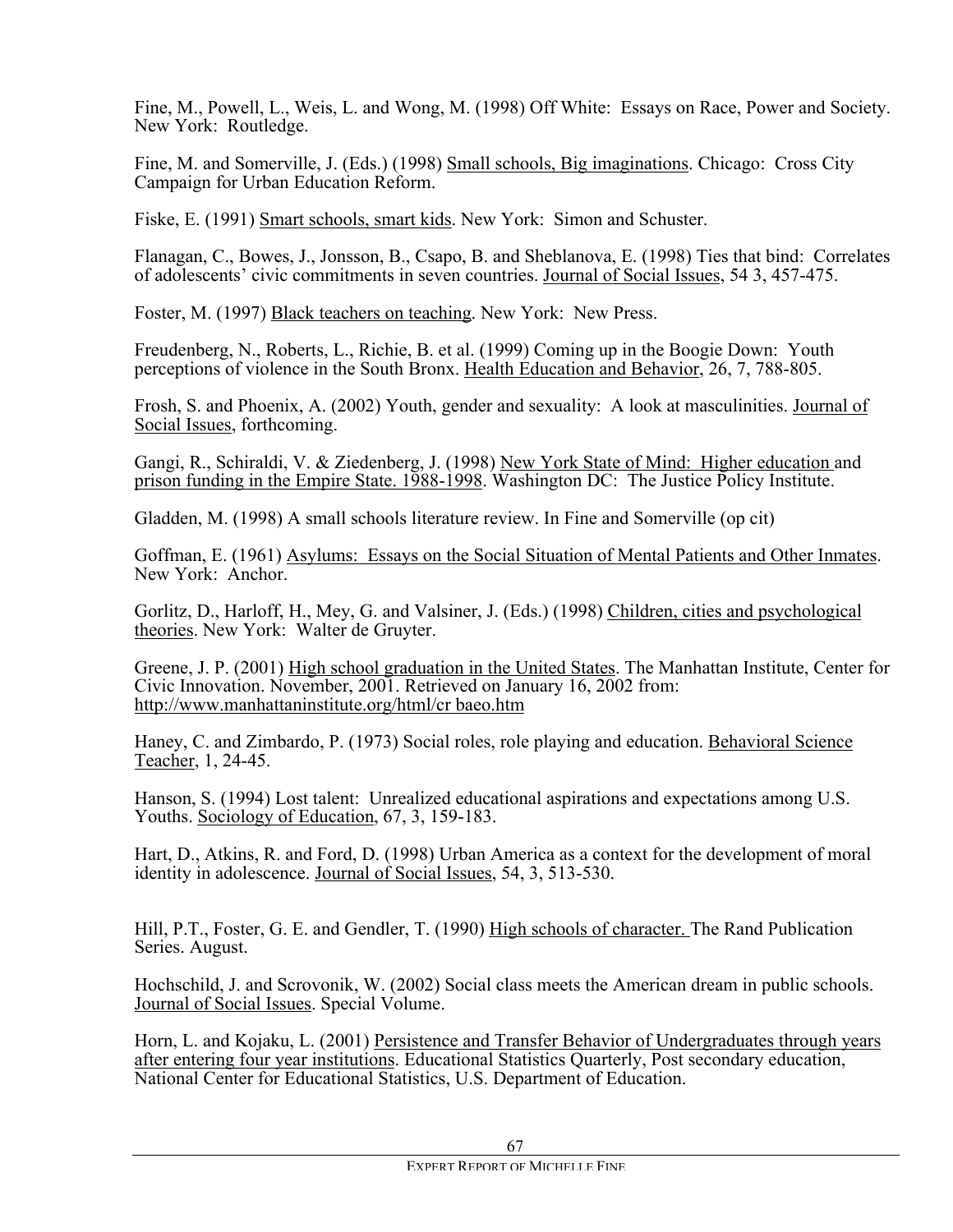Fine, M., Powell, L., Weis, L. and Wong, M. (1998) Off White: Essays on Race, Power and Society. New York: Routledge.

Fine, M. and Somerville, J. (Eds.) (1998) Small schools, Big imaginations. Chicago: Cross City Campaign for Urban Education Reform.

Fiske, E. (1991) Smart schools, smart kids. New York: Simon and Schuster.

Flanagan, C., Bowes, J., Jonsson, B., Csapo, B. and Sheblanova, E. (1998) Ties that bind: Correlates of adolescents' civic commitments in seven countries. Journal of Social Issues, 54 3, 457-475.

Foster, M. (1997) Black teachers on teaching. New York: New Press.

Freudenberg, N., Roberts, L., Richie, B. et al. (1999) Coming up in the Boogie Down: Youth perceptions of violence in the South Bronx. Health Education and Behavior, 26, 7, 788-805.

Frosh, S. and Phoenix, A. (2002) Youth, gender and sexuality: A look at masculinities. Journal of Social Issues, forthcoming.

Gangi, R., Schiraldi, V. & Ziedenberg, J. (1998) New York State of Mind: Higher education and prison funding in the Empire State. 1988-1998. Washington DC: The Justice Policy Institute.

Gladden, M. (1998) A small schools literature review. In Fine and Somerville (op cit)

Goffman, E. (1961) Asylums: Essays on the Social Situation of Mental Patients and Other Inmates. New York: Anchor.

Gorlitz, D., Harloff, H., Mey, G. and Valsiner, J. (Eds.) (1998) Children, cities and psychological theories. New York: Walter de Gruyter.

Greene, J. P. (2001) High school graduation in the United States. The Manhattan Institute, Center for Civic Innovation. November, 2001. Retrieved on January 16, 2002 from: http://www.manhattaninstitute.org/html/cr baeo.htm

Haney, C. and Zimbardo, P. (1973) Social roles, role playing and education. Behavioral Science Teacher, 1, 24-45.

Hanson, S. (1994) Lost talent: Unrealized educational aspirations and expectations among U.S. Youths. Sociology of Education, 67, 3, 159-183.

Hart, D., Atkins, R. and Ford, D. (1998) Urban America as a context for the development of moral identity in adolescence. Journal of Social Issues, 54, 3, 513-530.

Hill, P.T., Foster, G. E. and Gendler, T. (1990) High schools of character. The Rand Publication Series. August.

Hochschild, J. and Scrovonik, W. (2002) Social class meets the American dream in public schools. Journal of Social Issues. Special Volume.

Horn, L. and Kojaku, L. (2001) Persistence and Transfer Behavior of Undergraduates through years after entering four year institutions. Educational Statistics Quarterly, Post secondary education, National Center for Educational Statistics, U.S. Department of Education.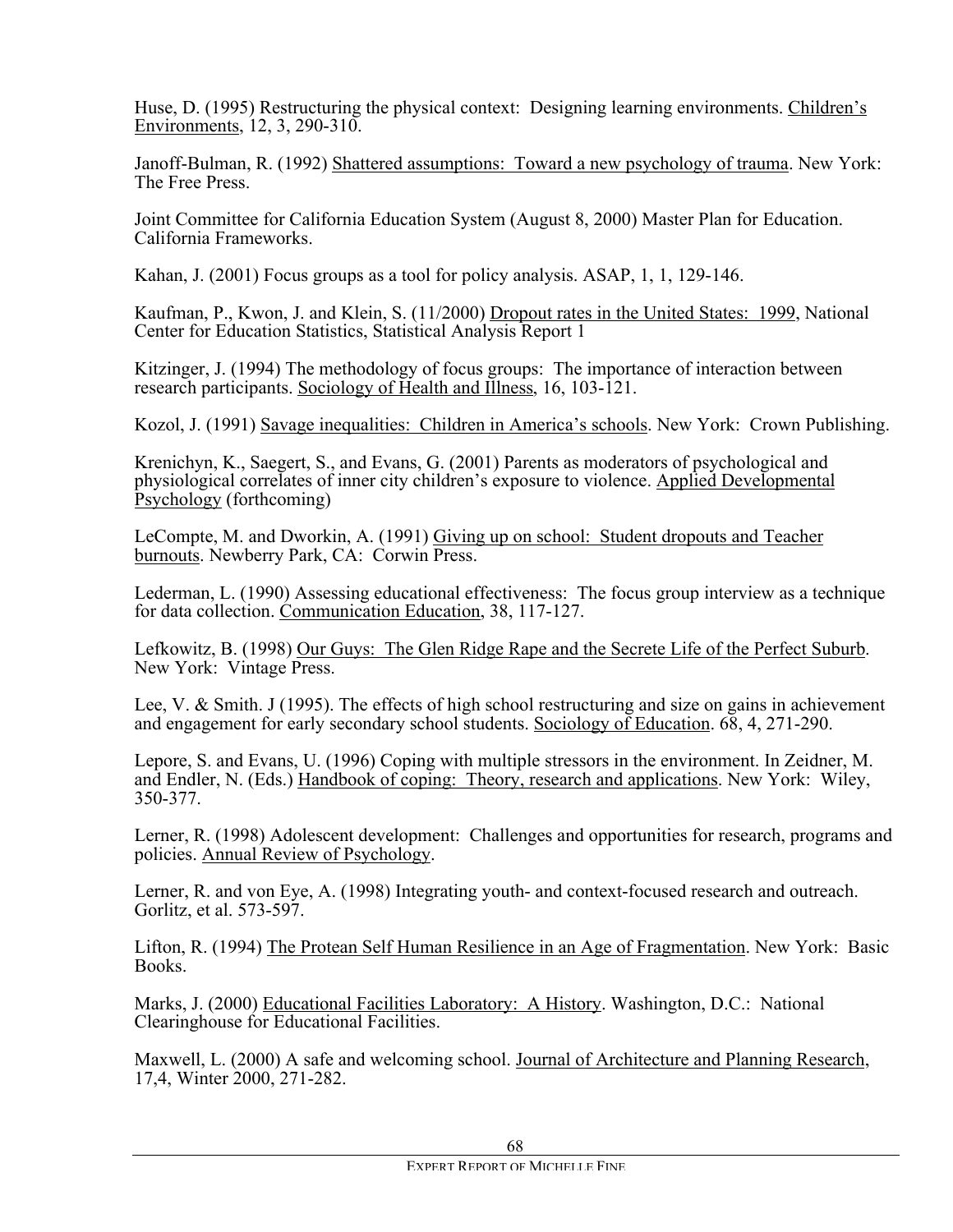Huse, D. (1995) Restructuring the physical context: Designing learning environments. Children's Environments, 12, 3, 290-310.

Janoff-Bulman, R. (1992) Shattered assumptions: Toward a new psychology of trauma. New York: The Free Press.

Joint Committee for California Education System (August 8, 2000) Master Plan for Education. California Frameworks.

Kahan, J. (2001) Focus groups as a tool for policy analysis. ASAP, 1, 1, 129-146.

Kaufman, P., Kwon, J. and Klein, S. (11/2000) Dropout rates in the United States: 1999, National Center for Education Statistics, Statistical Analysis Report 1

Kitzinger, J. (1994) The methodology of focus groups: The importance of interaction between research participants. Sociology of Health and Illness, 16, 103-121.

Kozol, J. (1991) Savage inequalities: Children in America's schools. New York: Crown Publishing.

Krenichyn, K., Saegert, S., and Evans, G. (2001) Parents as moderators of psychological and physiological correlates of inner city children's exposure to violence. Applied Developmental Psychology (forthcoming)

LeCompte, M. and Dworkin, A. (1991) Giving up on school: Student dropouts and Teacher burnouts. Newberry Park, CA: Corwin Press.

Lederman, L. (1990) Assessing educational effectiveness: The focus group interview as a technique for data collection. Communication Education, 38, 117-127.

Lefkowitz, B. (1998) Our Guys: The Glen Ridge Rape and the Secrete Life of the Perfect Suburb. New York: Vintage Press.

Lee, V. & Smith. J (1995). The effects of high school restructuring and size on gains in achievement and engagement for early secondary school students. Sociology of Education. 68, 4, 271-290.

Lepore, S. and Evans, U. (1996) Coping with multiple stressors in the environment. In Zeidner, M. and Endler, N. (Eds.) Handbook of coping: Theory, research and applications. New York: Wiley, 350-377.

Lerner, R. (1998) Adolescent development: Challenges and opportunities for research, programs and policies. Annual Review of Psychology.

Lerner, R. and von Eye, A. (1998) Integrating youth- and context-focused research and outreach. Gorlitz, et al. 573-597.

Lifton, R. (1994) The Protean Self Human Resilience in an Age of Fragmentation. New York: Basic Books.

Marks, J. (2000) Educational Facilities Laboratory: A History. Washington, D.C.: National Clearinghouse for Educational Facilities.

Maxwell, L. (2000) A safe and welcoming school. Journal of Architecture and Planning Research, 17,4, Winter 2000, 271-282.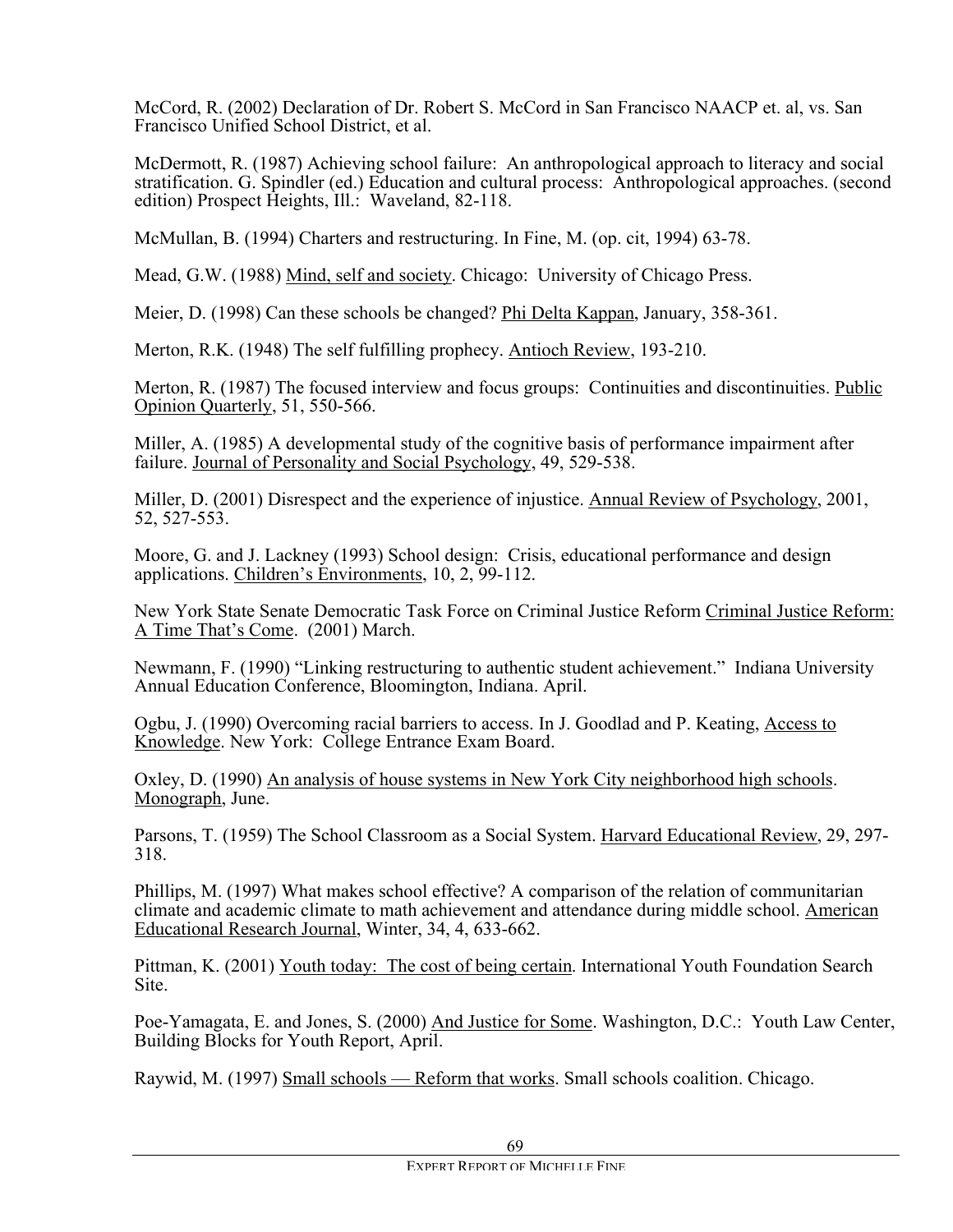McCord, R. (2002) Declaration of Dr. Robert S. McCord in San Francisco NAACP et. al, vs. San Francisco Unified School District, et al.

McDermott, R. (1987) Achieving school failure: An anthropological approach to literacy and social stratification. G. Spindler (ed.) Education and cultural process: Anthropological approaches. (second edition) Prospect Heights, Ill.: Waveland, 82-118.

McMullan, B. (1994) Charters and restructuring. In Fine, M. (op. cit, 1994) 63-78.

Mead, G.W. (1988) Mind, self and society. Chicago: University of Chicago Press.

Meier, D. (1998) Can these schools be changed? Phi Delta Kappan, January, 358-361.

Merton, R.K. (1948) The self fulfilling prophecy. Antioch Review, 193-210.

Merton, R. (1987) The focused interview and focus groups: Continuities and discontinuities. Public Opinion Quarterly, 51, 550-566.

Miller, A. (1985) A developmental study of the cognitive basis of performance impairment after failure. Journal of Personality and Social Psychology, 49, 529-538.

Miller, D. (2001) Disrespect and the experience of injustice. Annual Review of Psychology, 2001, 52, 527-553.

Moore, G. and J. Lackney (1993) School design: Crisis, educational performance and design applications. Children's Environments, 10, 2, 99-112.

New York State Senate Democratic Task Force on Criminal Justice Reform Criminal Justice Reform: A Time That's Come. (2001) March.

Newmann, F. (1990) "Linking restructuring to authentic student achievement." Indiana University Annual Education Conference, Bloomington, Indiana. April.

Ogbu, J. (1990) Overcoming racial barriers to access. In J. Goodlad and P. Keating, Access to Knowledge. New York: College Entrance Exam Board.

Oxley, D. (1990) An analysis of house systems in New York City neighborhood high schools. Monograph, June.

Parsons, T. (1959) The School Classroom as a Social System. Harvard Educational Review, 29, 297-318.

Phillips, M. (1997) What makes school effective? A comparison of the relation of communitarian climate and academic climate to math achievement and attendance during middle school. American Educational Research Journal, Winter, 34, 4, 633-662.

Pittman, K. (2001) Youth today: The cost of being certain. International Youth Foundation Search Site.

Poe-Yamagata, E. and Jones, S. (2000) And Justice for Some. Washington, D.C.: Youth Law Center, Building Blocks for Youth Report, April.

Raywid, M. (1997) Small schools — Reform that works. Small schools coalition. Chicago.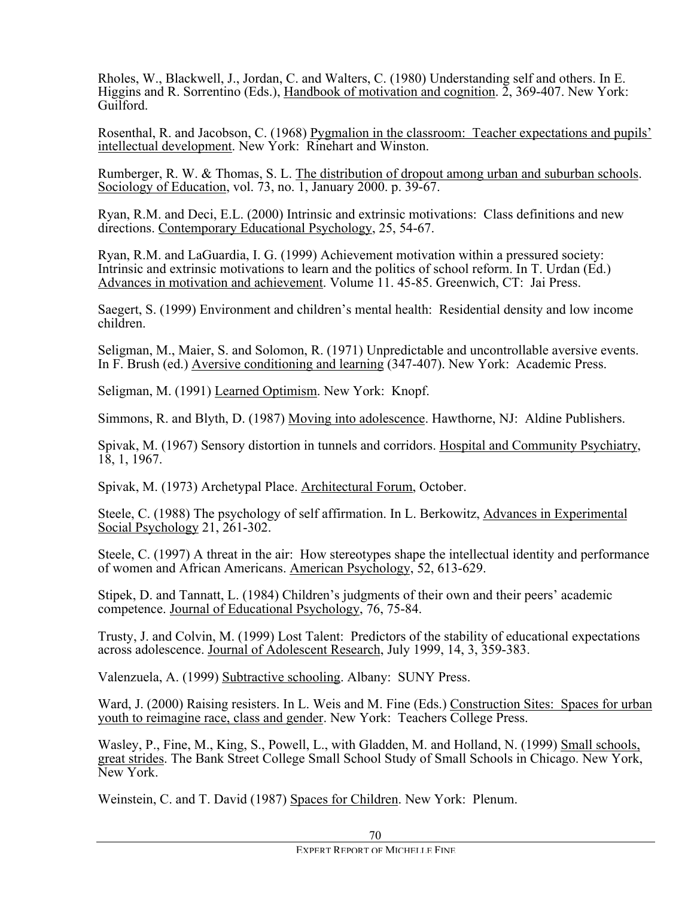Rholes, W., Blackwell, J., Jordan, C. and Walters, C. (1980) Understanding self and others. In E. Higgins and R. Sorrentino (Eds.), Handbook of motivation and cognition. 2, 369-407. New York: Guilford.

Rosenthal, R. and Jacobson, C. (1968) Pygmalion in the classroom: Teacher expectations and pupils' intellectual development. New York: Rinehart and Winston.

Rumberger, R. W. & Thomas, S. L. The distribution of dropout among urban and suburban schools. Sociology of Education, vol. 73, no. 1, January 2000. p. 39-67.

Ryan, R.M. and Deci, E.L. (2000) Intrinsic and extrinsic motivations: Class definitions and new directions. Contemporary Educational Psychology, 25, 54-67.

Ryan, R.M. and LaGuardia, I. G. (1999) Achievement motivation within a pressured society: Intrinsic and extrinsic motivations to learn and the politics of school reform. In T. Urdan (Ed.) Advances in motivation and achievement. Volume 11. 45-85. Greenwich, CT: Jai Press.

Saegert, S. (1999) Environment and children's mental health: Residential density and low income children.

Seligman, M., Maier, S. and Solomon, R. (1971) Unpredictable and uncontrollable aversive events. In F. Brush (ed.) Aversive conditioning and learning (347-407). New York: Academic Press.

Seligman, M. (1991) Learned Optimism. New York: Knopf.

Simmons, R. and Blyth, D. (1987) Moving into adolescence. Hawthorne, NJ: Aldine Publishers.

Spivak, M. (1967) Sensory distortion in tunnels and corridors. Hospital and Community Psychiatry, 18, 1, 1967.

Spivak, M. (1973) Archetypal Place. Architectural Forum, October.

Steele, C. (1988) The psychology of self affirmation. In L. Berkowitz, Advances in Experimental Social Psychology 21, 261-302.

Steele, C. (1997) A threat in the air: How stereotypes shape the intellectual identity and performance of women and African Americans. American Psychology, 52, 613-629.

Stipek, D. and Tannatt, L. (1984) Children's judgments of their own and their peers' academic competence. Journal of Educational Psychology, 76, 75-84.

Trusty, J. and Colvin, M. (1999) Lost Talent: Predictors of the stability of educational expectations across adolescence. Journal of Adolescent Research, July 1999, 14, 3, 359-383.

Valenzuela, A. (1999) Subtractive schooling. Albany: SUNY Press.

Ward, J. (2000) Raising resisters. In L. Weis and M. Fine (Eds.) Construction Sites: Spaces for urban youth to reimagine race, class and gender. New York: Teachers College Press.

Wasley, P., Fine, M., King, S., Powell, L., with Gladden, M. and Holland, N. (1999) Small schools, great strides. The Bank Street College Small School Study of Small Schools in Chicago. New York, New York.

Weinstein, C. and T. David (1987) Spaces for Children. New York: Plenum.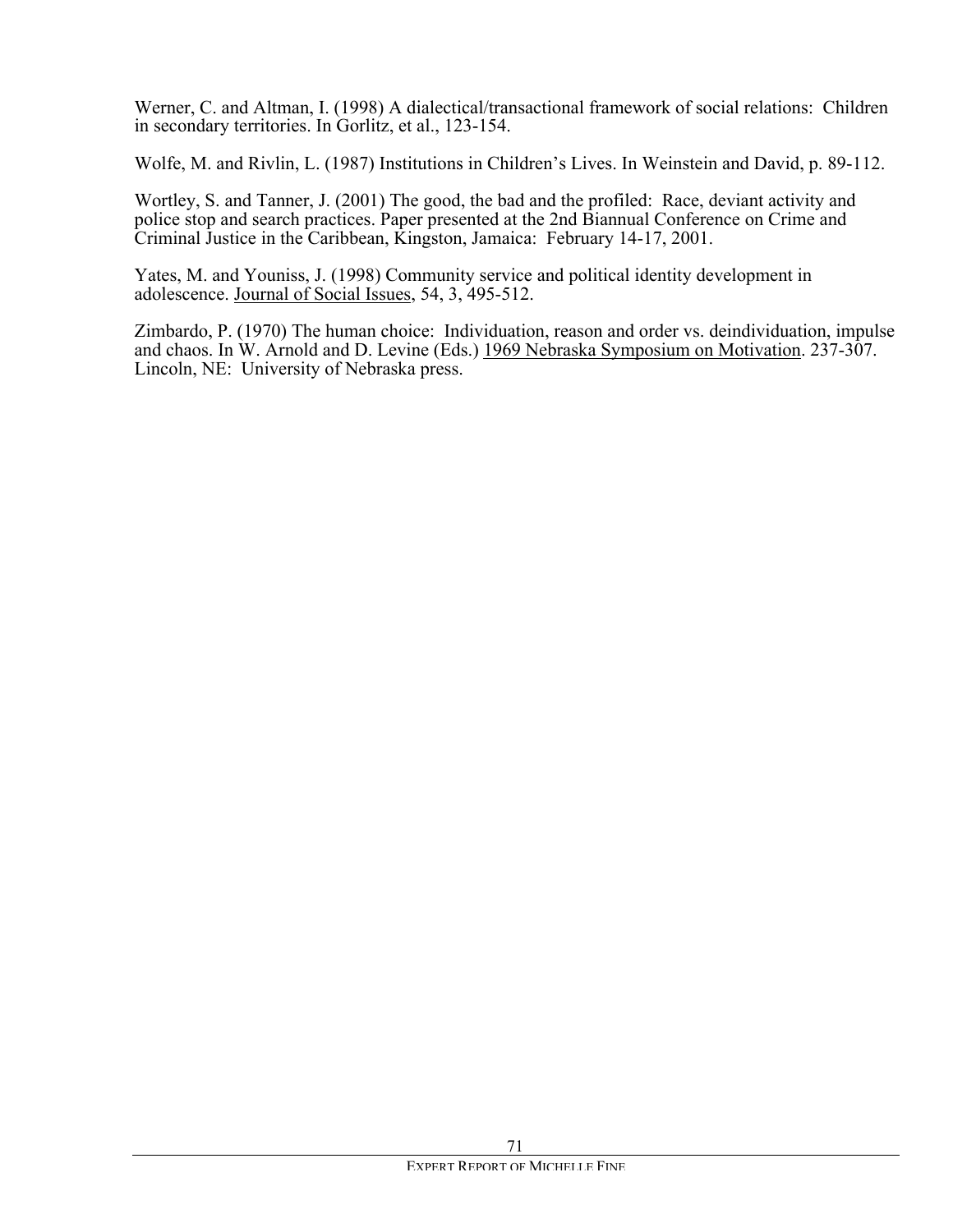Werner, C. and Altman, I. (1998) A dialectical/transactional framework of social relations: Children in secondary territories. In Gorlitz, et al., 123-154.

Wolfe, M. and Rivlin, L. (1987) Institutions in Children's Lives. In Weinstein and David, p. 89-112.

Wortley, S. and Tanner, J. (2001) The good, the bad and the profiled: Race, deviant activity and police stop and search practices. Paper presented at the 2nd Biannual Conference on Crime and Criminal Justice in the Caribbean, Kingston, Jamaica: February 14-17, 2001.

Yates, M. and Youniss, J. (1998) Community service and political identity development in adolescence. Journal of Social Issues, 54, 3, 495-512.

Zimbardo, P. (1970) The human choice: Individuation, reason and order vs. deindividuation, impulse and chaos. In W. Arnold and D. Levine (Eds.) 1969 Nebraska Symposium on Motivation. 237-307. Lincoln, NE: University of Nebraska press.